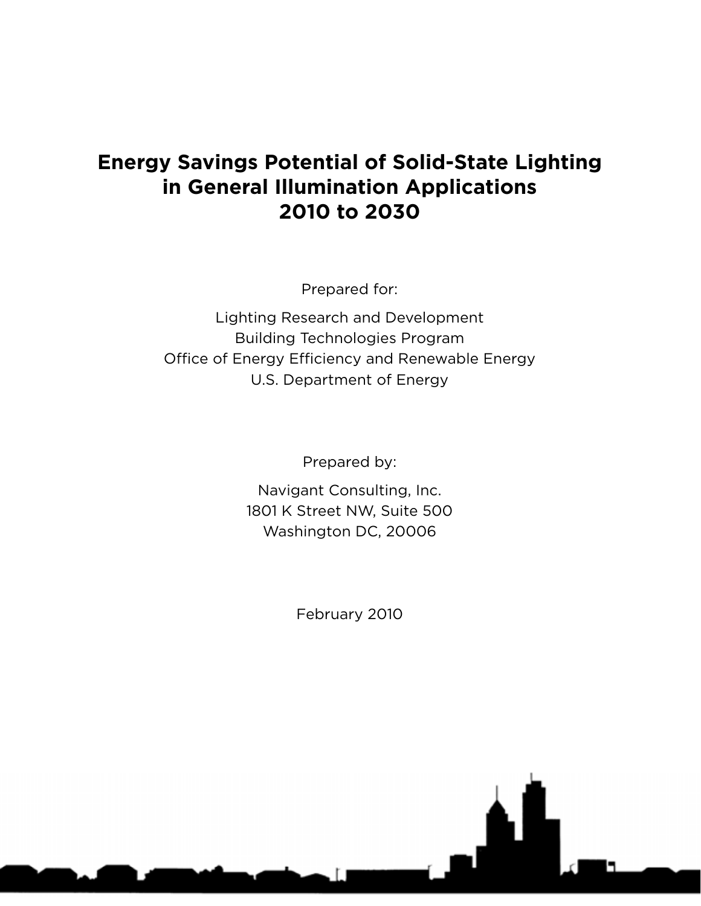# Energy Savings Potential of Solid-State Lighting in General Illumination Applications 2010 to 2030

Prepared for:

Lighting Research and Development
Building Technologies Program
Office of Energy Efficiency and Renewable Energy
U.S. Department of Energy

Prepared by:

Navigant Consulting, Inc.
1801 K Street NW, Suite 500
Washington DC, 20006

February 2010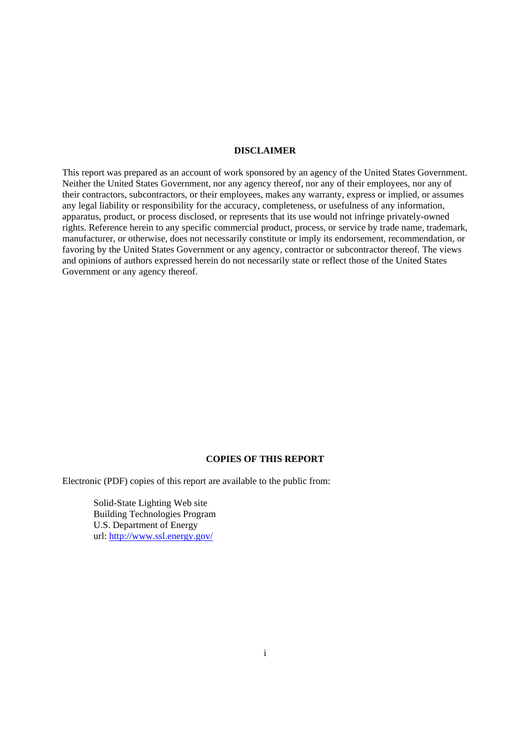## DISCLAIMER

This report was prepared as an account of work sponsored by an agency of the United States Government. Neither the United States Government, nor any agency thereof, nor any of their employees, nor any of their contractors, subcontractors, or their employees, makes any warranty, express or implied, or assumes any legal liability or responsibility for the accuracy, completeness, or usefulness of any information, apparatus, product, or process disclosed, or represents that its use would not infringe privately-owned rights. Reference herein to any specific commercial product, process, or service by trade name, trademark, manufacturer, or otherwise, does not necessarily constitute or imply its endorsement, recommendation, or favoring by the United States Government or any agency, contractor or subcontractor thereof. The views and opinions of authors expressed herein do not necessarily state or reflect those of the United States Government or any agency thereof.

## COPIES OF THIS REPORT

Electronic (PDF) copies of this report are available to the public from:

Solid-State Lighting Web site
Building Technologies Program
U.S. Department of Energy
url: http://www.ssl.energy.gov/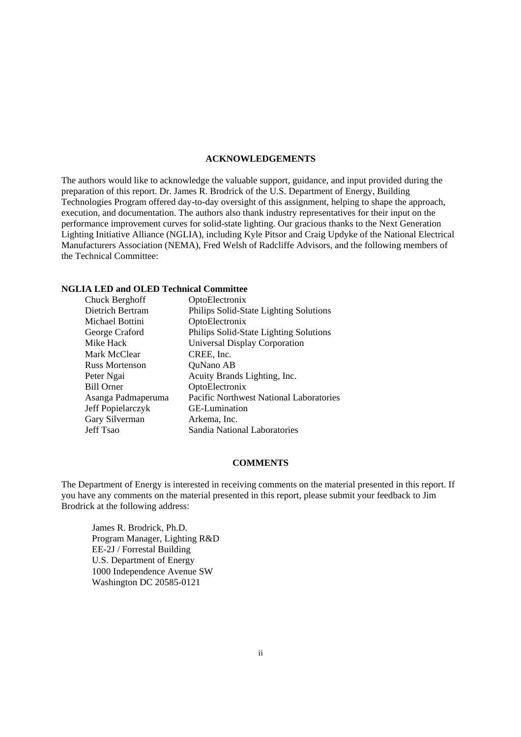## ACKNOWLEDGEMENTS

The authors would like to acknowledge the valuable support, guidance, and input provided during the preparation of this report. Dr. James R. Brodrick of the U.S. Department of Energy, Building Technologies Program offered day-to-day oversight of this assignment, helping to shape the approach, execution, and documentation. The authors also thank industry representatives for their input on the performance improvement curves for solid-state lighting. Our gracious thanks to the Next Generation Lighting Initiative Alliance (NGLIA), including Kyle Pitsor and Craig Updyke of the National Electrical Manufacturers Association (NEMA), Fred Welsh of Radcliffe Advisors, and the following members of the Technical Committee:

**NGLIA LED and OLED Technical Committee**

| | |
|---|---|
| Chuck Berghoff | OptoElectronix |
| Dietrich Bertram | Philips Solid-State Lighting Solutions |
| Michael Bottini | OptoElectronix |
| George Craford | Philips Solid-State Lighting Solutions |
| Mike Hack | Universal Display Corporation |
| Mark McClear | CREE, Inc. |
| Russ Mortenson | QuNano AB |
| Peter Ngai | Acuity Brands Lighting, Inc. |
| Bill Orner | OptoElectronix |
| Asanga Padmaperuma | Pacific Northwest National Laboratories |
| Jeff Popielarczyk | GE-Lumination |
| Gary Silverman | Arkema, Inc. |
| Jeff Tsao | Sandia National Laboratories |

## COMMENTS

The Department of Energy is interested in receiving comments on the material presented in this report. If you have any comments on the material presented in this report, please submit your feedback to Jim Brodrick at the following address:

James R. Brodrick, Ph.D.
Program Manager, Lighting R&D
EE-2J / Forrestal Building
U.S. Department of Energy
1000 Independence Avenue SW
Washington DC 20585-0121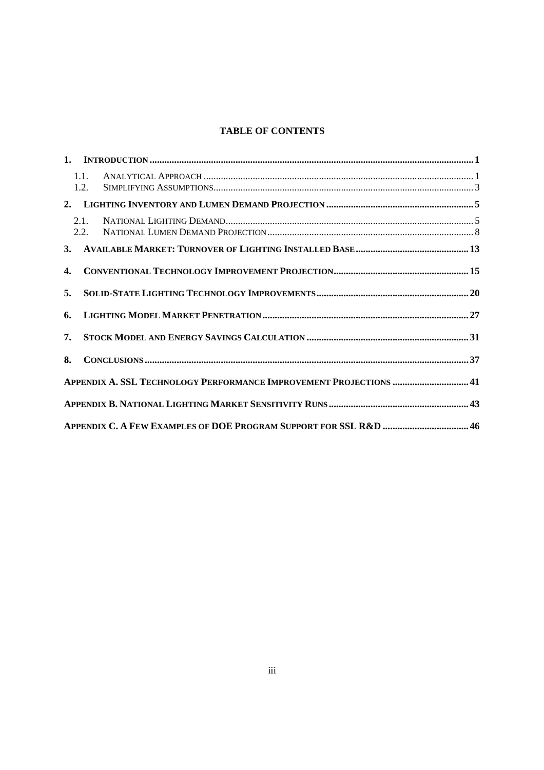## TABLE OF CONTENTS

1. **INTRODUCTION** .......... 1
   - 1.1. ANALYTICAL APPROACH .......... 1
   - 1.2. SIMPLIFYING ASSUMPTIONS .......... 3
2. **LIGHTING INVENTORY AND LUMEN DEMAND PROJECTION** .......... 5
   - 2.1. NATIONAL LIGHTING DEMAND .......... 5
   - 2.2. NATIONAL LUMEN DEMAND PROJECTION .......... 8
3. **AVAILABLE MARKET: TURNOVER OF LIGHTING INSTALLED BASE** .......... 13
4. **CONVENTIONAL TECHNOLOGY IMPROVEMENT PROJECTION** .......... 15
5. **SOLID-STATE LIGHTING TECHNOLOGY IMPROVEMENTS** .......... 20
6. **LIGHTING MODEL MARKET PENETRATION** .......... 27
7. **STOCK MODEL AND ENERGY SAVINGS CALCULATION** .......... 31
8. **CONCLUSIONS** .......... 37

**APPENDIX A. SSL TECHNOLOGY PERFORMANCE IMPROVEMENT PROJECTIONS** .......... 41

**APPENDIX B. NATIONAL LIGHTING MARKET SENSITIVITY RUNS** .......... 43

**APPENDIX C. A FEW EXAMPLES OF DOE PROGRAM SUPPORT FOR SSL R&D** .......... 46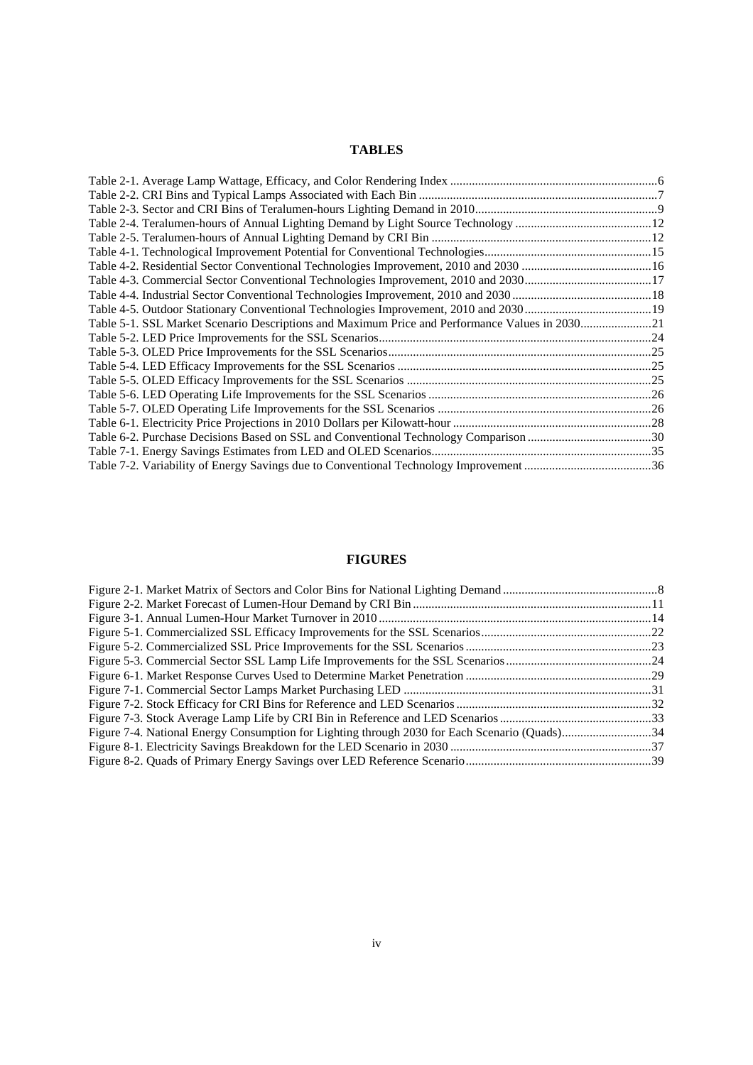## TABLES

Table 2-1. Average Lamp Wattage, Efficacy, and Color Rendering Index ....................................................................6
Table 2-2. CRI Bins and Typical Lamps Associated with Each Bin ....................................................................7
Table 2-3. Sector and CRI Bins of Teralumen-hours Lighting Demand in 2010....................................................................9
Table 2-4. Teralumen-hours of Annual Lighting Demand by Light Source Technology ....................................................................12
Table 2-5. Teralumen-hours of Annual Lighting Demand by CRI Bin ....................................................................12
Table 4-1. Technological Improvement Potential for Conventional Technologies....................................................................15
Table 4-2. Residential Sector Conventional Technologies Improvement, 2010 and 2030 ....................................................................16
Table 4-3. Commercial Sector Conventional Technologies Improvement, 2010 and 2030....................................................................17
Table 4-4. Industrial Sector Conventional Technologies Improvement, 2010 and 2030 ....................................................................18
Table 4-5. Outdoor Stationary Conventional Technologies Improvement, 2010 and 2030....................................................................19
Table 5-1. SSL Market Scenario Descriptions and Maximum Price and Performance Values in 2030....................................................................21
Table 5-2. LED Price Improvements for the SSL Scenarios....................................................................24
Table 5-3. OLED Price Improvements for the SSL Scenarios....................................................................25
Table 5-4. LED Efficacy Improvements for the SSL Scenarios ....................................................................25
Table 5-5. OLED Efficacy Improvements for the SSL Scenarios ....................................................................25
Table 5-6. LED Operating Life Improvements for the SSL Scenarios ....................................................................26
Table 5-7. OLED Operating Life Improvements for the SSL Scenarios ....................................................................26
Table 6-1. Electricity Price Projections in 2010 Dollars per Kilowatt-hour ....................................................................28
Table 6-2. Purchase Decisions Based on SSL and Conventional Technology Comparison ....................................................................30
Table 7-1. Energy Savings Estimates from LED and OLED Scenarios....................................................................35
Table 7-2. Variability of Energy Savings due to Conventional Technology Improvement ....................................................................36

## FIGURES

Figure 2-1. Market Matrix of Sectors and Color Bins for National Lighting Demand ....................................................................8
Figure 2-2. Market Forecast of Lumen-Hour Demand by CRI Bin....................................................................11
Figure 3-1. Annual Lumen-Hour Market Turnover in 2010....................................................................14
Figure 5-1. Commercialized SSL Efficacy Improvements for the SSL Scenarios....................................................................22
Figure 5-2. Commercialized SSL Price Improvements for the SSL Scenarios ....................................................................23
Figure 5-3. Commercial Sector SSL Lamp Life Improvements for the SSL Scenarios....................................................................24
Figure 6-1. Market Response Curves Used to Determine Market Penetration ....................................................................29
Figure 7-1. Commercial Sector Lamps Market Purchasing LED ....................................................................31
Figure 7-2. Stock Efficacy for CRI Bins for Reference and LED Scenarios ....................................................................32
Figure 7-3. Stock Average Lamp Life by CRI Bin in Reference and LED Scenarios....................................................................33
Figure 7-4. National Energy Consumption for Lighting through 2030 for Each Scenario (Quads)....................................................................34
Figure 8-1. Electricity Savings Breakdown for the LED Scenario in 2030 ....................................................................37
Figure 8-2. Quads of Primary Energy Savings over LED Reference Scenario....................................................................39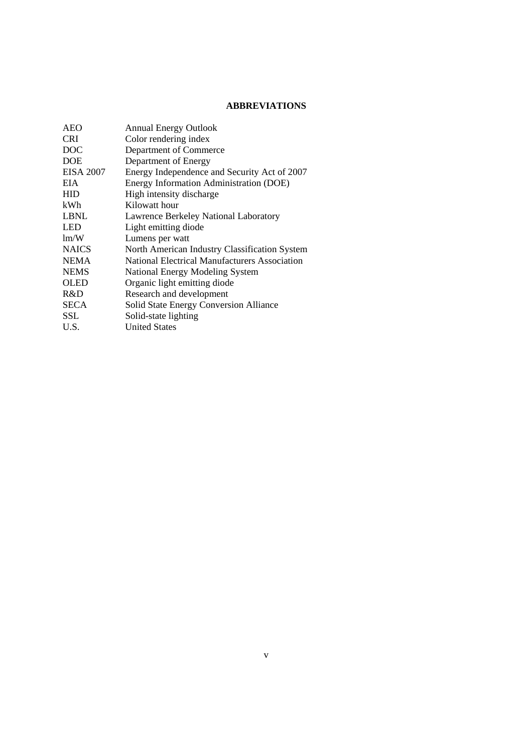## ABBREVIATIONS

| | |
|---|---|
| AEO | Annual Energy Outlook |
| CRI | Color rendering index |
| DOC | Department of Commerce |
| DOE | Department of Energy |
| EISA 2007 | Energy Independence and Security Act of 2007 |
| EIA | Energy Information Administration (DOE) |
| HID | High intensity discharge |
| kWh | Kilowatt hour |
| LBNL | Lawrence Berkeley National Laboratory |
| LED | Light emitting diode |
| lm/W | Lumens per watt |
| NAICS | North American Industry Classification System |
| NEMA | National Electrical Manufacturers Association |
| NEMS | National Energy Modeling System |
| OLED | Organic light emitting diode |
| R&D | Research and development |
| SECA | Solid State Energy Conversion Alliance |
| SSL | Solid-state lighting |
| U.S. | United States |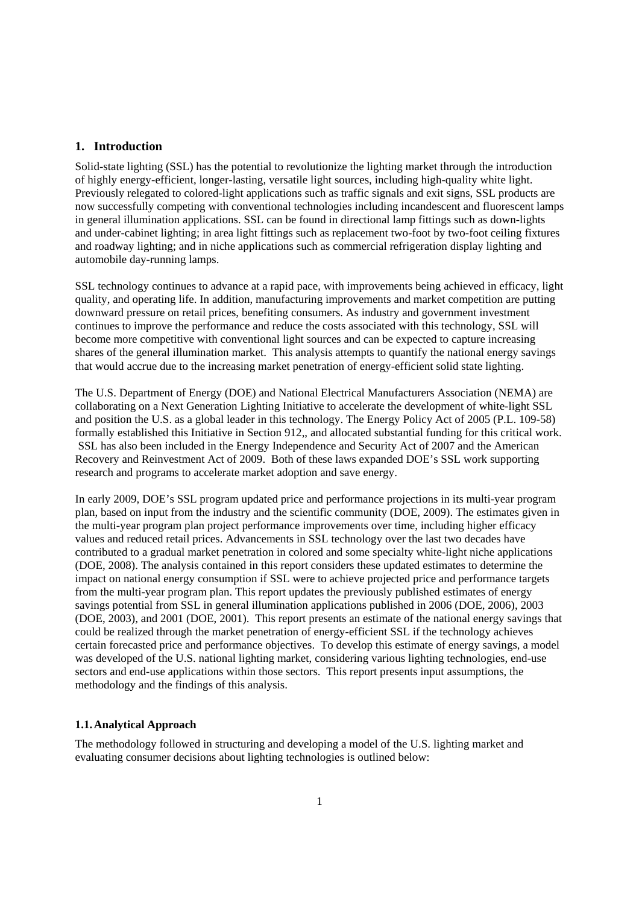# 1. Introduction

Solid-state lighting (SSL) has the potential to revolutionize the lighting market through the introduction of highly energy-efficient, longer-lasting, versatile light sources, including high-quality white light. Previously relegated to colored-light applications such as traffic signals and exit signs, SSL products are now successfully competing with conventional technologies including incandescent and fluorescent lamps in general illumination applications. SSL can be found in directional lamp fittings such as down-lights and under-cabinet lighting; in area light fittings such as replacement two-foot by two-foot ceiling fixtures and roadway lighting; and in niche applications such as commercial refrigeration display lighting and automobile day-running lamps.

SSL technology continues to advance at a rapid pace, with improvements being achieved in efficacy, light quality, and operating life. In addition, manufacturing improvements and market competition are putting downward pressure on retail prices, benefiting consumers. As industry and government investment continues to improve the performance and reduce the costs associated with this technology, SSL will become more competitive with conventional light sources and can be expected to capture increasing shares of the general illumination market. This analysis attempts to quantify the national energy savings that would accrue due to the increasing market penetration of energy-efficient solid state lighting.

The U.S. Department of Energy (DOE) and National Electrical Manufacturers Association (NEMA) are collaborating on a Next Generation Lighting Initiative to accelerate the development of white-light SSL and position the U.S. as a global leader in this technology. The Energy Policy Act of 2005 (P.L. 109-58) formally established this Initiative in Section 912,, and allocated substantial funding for this critical work. SSL has also been included in the Energy Independence and Security Act of 2007 and the American Recovery and Reinvestment Act of 2009. Both of these laws expanded DOE's SSL work supporting research and programs to accelerate market adoption and save energy.

In early 2009, DOE's SSL program updated price and performance projections in its multi-year program plan, based on input from the industry and the scientific community (DOE, 2009). The estimates given in the multi-year program plan project performance improvements over time, including higher efficacy values and reduced retail prices. Advancements in SSL technology over the last two decades have contributed to a gradual market penetration in colored and some specialty white-light niche applications (DOE, 2008). The analysis contained in this report considers these updated estimates to determine the impact on national energy consumption if SSL were to achieve projected price and performance targets from the multi-year program plan. This report updates the previously published estimates of energy savings potential from SSL in general illumination applications published in 2006 (DOE, 2006), 2003 (DOE, 2003), and 2001 (DOE, 2001). This report presents an estimate of the national energy savings that could be realized through the market penetration of energy-efficient SSL if the technology achieves certain forecasted price and performance objectives. To develop this estimate of energy savings, a model was developed of the U.S. national lighting market, considering various lighting technologies, end-use sectors and end-use applications within those sectors. This report presents input assumptions, the methodology and the findings of this analysis.

## 1.1. Analytical Approach

The methodology followed in structuring and developing a model of the U.S. lighting market and evaluating consumer decisions about lighting technologies is outlined below: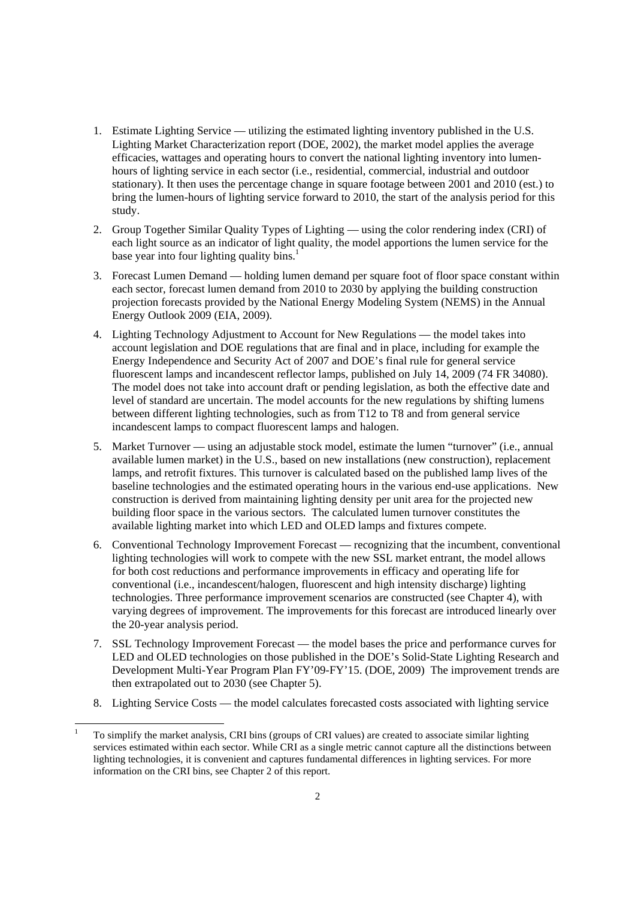1. Estimate Lighting Service — utilizing the estimated lighting inventory published in the U.S. Lighting Market Characterization report (DOE, 2002), the market model applies the average efficacies, wattages and operating hours to convert the national lighting inventory into lumen-hours of lighting service in each sector (i.e., residential, commercial, industrial and outdoor stationary). It then uses the percentage change in square footage between 2001 and 2010 (est.) to bring the lumen-hours of lighting service forward to 2010, the start of the analysis period for this study.

2. Group Together Similar Quality Types of Lighting — using the color rendering index (CRI) of each light source as an indicator of light quality, the model apportions the lumen service for the base year into four lighting quality bins.[1]

3. Forecast Lumen Demand — holding lumen demand per square foot of floor space constant within each sector, forecast lumen demand from 2010 to 2030 by applying the building construction projection forecasts provided by the National Energy Modeling System (NEMS) in the Annual Energy Outlook 2009 (EIA, 2009).

4. Lighting Technology Adjustment to Account for New Regulations — the model takes into account legislation and DOE regulations that are final and in place, including for example the Energy Independence and Security Act of 2007 and DOE's final rule for general service fluorescent lamps and incandescent reflector lamps, published on July 14, 2009 (74 FR 34080). The model does not take into account draft or pending legislation, as both the effective date and level of standard are uncertain. The model accounts for the new regulations by shifting lumens between different lighting technologies, such as from T12 to T8 and from general service incandescent lamps to compact fluorescent lamps and halogen.

5. Market Turnover — using an adjustable stock model, estimate the lumen "turnover" (i.e., annual available lumen market) in the U.S., based on new installations (new construction), replacement lamps, and retrofit fixtures. This turnover is calculated based on the published lamp lives of the baseline technologies and the estimated operating hours in the various end-use applications. New construction is derived from maintaining lighting density per unit area for the projected new building floor space in the various sectors. The calculated lumen turnover constitutes the available lighting market into which LED and OLED lamps and fixtures compete.

6. Conventional Technology Improvement Forecast — recognizing that the incumbent, conventional lighting technologies will work to compete with the new SSL market entrant, the model allows for both cost reductions and performance improvements in efficacy and operating life for conventional (i.e., incandescent/halogen, fluorescent and high intensity discharge) lighting technologies. Three performance improvement scenarios are constructed (see Chapter 4), with varying degrees of improvement. The improvements for this forecast are introduced linearly over the 20-year analysis period.

7. SSL Technology Improvement Forecast — the model bases the price and performance curves for LED and OLED technologies on those published in the DOE's Solid-State Lighting Research and Development Multi-Year Program Plan FY'09-FY'15. (DOE, 2009) The improvement trends are then extrapolated out to 2030 (see Chapter 5).

8. Lighting Service Costs — the model calculates forecasted costs associated with lighting service

[1] To simplify the market analysis, CRI bins (groups of CRI values) are created to associate similar lighting services estimated within each sector. While CRI as a single metric cannot capture all the distinctions between lighting technologies, it is convenient and captures fundamental differences in lighting services. For more information on the CRI bins, see Chapter 2 of this report.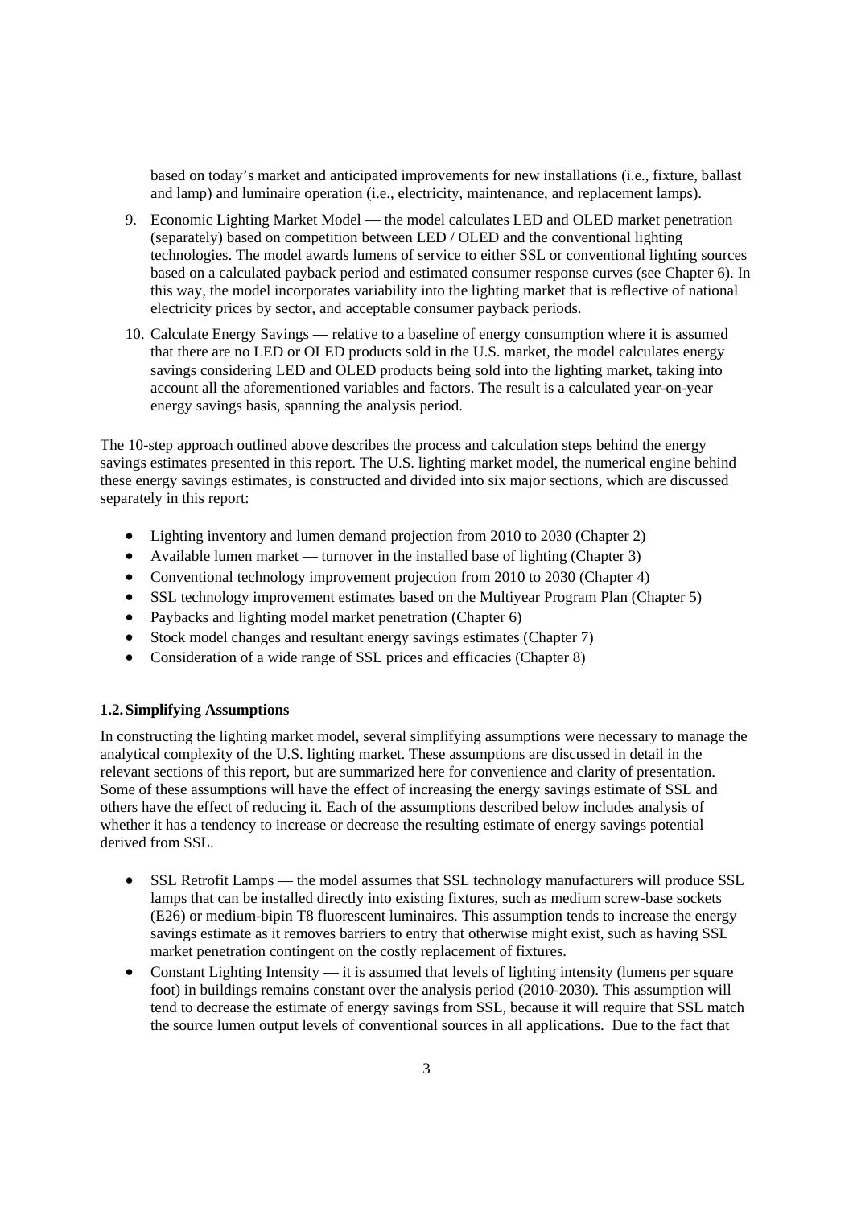based on today's market and anticipated improvements for new installations (i.e., fixture, ballast and lamp) and luminaire operation (i.e., electricity, maintenance, and replacement lamps).

9. Economic Lighting Market Model — the model calculates LED and OLED market penetration (separately) based on competition between LED / OLED and the conventional lighting technologies. The model awards lumens of service to either SSL or conventional lighting sources based on a calculated payback period and estimated consumer response curves (see Chapter 6). In this way, the model incorporates variability into the lighting market that is reflective of national electricity prices by sector, and acceptable consumer payback periods.
10. Calculate Energy Savings — relative to a baseline of energy consumption where it is assumed that there are no LED or OLED products sold in the U.S. market, the model calculates energy savings considering LED and OLED products being sold into the lighting market, taking into account all the aforementioned variables and factors. The result is a calculated year-on-year energy savings basis, spanning the analysis period.

The 10-step approach outlined above describes the process and calculation steps behind the energy savings estimates presented in this report. The U.S. lighting market model, the numerical engine behind these energy savings estimates, is constructed and divided into six major sections, which are discussed separately in this report:

- Lighting inventory and lumen demand projection from 2010 to 2030 (Chapter 2)
- Available lumen market — turnover in the installed base of lighting (Chapter 3)
- Conventional technology improvement projection from 2010 to 2030 (Chapter 4)
- SSL technology improvement estimates based on the Multiyear Program Plan (Chapter 5)
- Paybacks and lighting model market penetration (Chapter 6)
- Stock model changes and resultant energy savings estimates (Chapter 7)
- Consideration of a wide range of SSL prices and efficacies (Chapter 8)

### 1.2. Simplifying Assumptions

In constructing the lighting market model, several simplifying assumptions were necessary to manage the analytical complexity of the U.S. lighting market. These assumptions are discussed in detail in the relevant sections of this report, but are summarized here for convenience and clarity of presentation. Some of these assumptions will have the effect of increasing the energy savings estimate of SSL and others have the effect of reducing it. Each of the assumptions described below includes analysis of whether it has a tendency to increase or decrease the resulting estimate of energy savings potential derived from SSL.

- SSL Retrofit Lamps — the model assumes that SSL technology manufacturers will produce SSL lamps that can be installed directly into existing fixtures, such as medium screw-base sockets (E26) or medium-bipin T8 fluorescent luminaires. This assumption tends to increase the energy savings estimate as it removes barriers to entry that otherwise might exist, such as having SSL market penetration contingent on the costly replacement of fixtures.
- Constant Lighting Intensity — it is assumed that levels of lighting intensity (lumens per square foot) in buildings remains constant over the analysis period (2010-2030). This assumption will tend to decrease the estimate of energy savings from SSL, because it will require that SSL match the source lumen output levels of conventional sources in all applications. Due to the fact that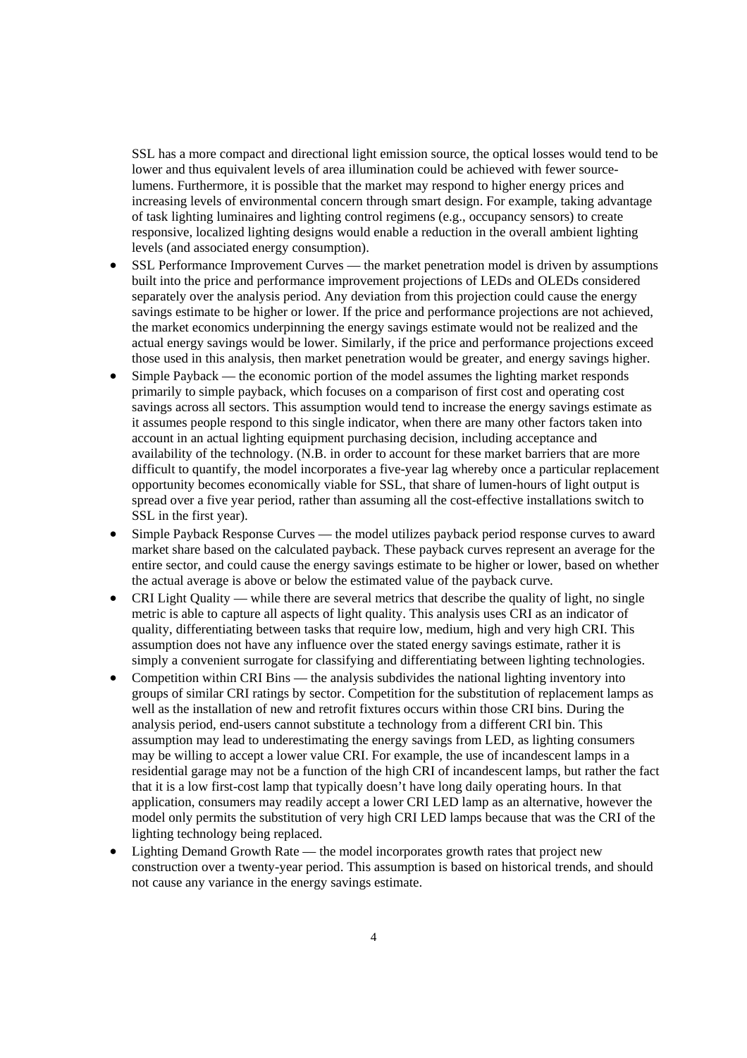SSL has a more compact and directional light emission source, the optical losses would tend to be lower and thus equivalent levels of area illumination could be achieved with fewer source-lumens. Furthermore, it is possible that the market may respond to higher energy prices and increasing levels of environmental concern through smart design. For example, taking advantage of task lighting luminaires and lighting control regimens (e.g., occupancy sensors) to create responsive, localized lighting designs would enable a reduction in the overall ambient lighting levels (and associated energy consumption).

- SSL Performance Improvement Curves — the market penetration model is driven by assumptions built into the price and performance improvement projections of LEDs and OLEDs considered separately over the analysis period. Any deviation from this projection could cause the energy savings estimate to be higher or lower. If the price and performance projections are not achieved, the market economics underpinning the energy savings estimate would not be realized and the actual energy savings would be lower. Similarly, if the price and performance projections exceed those used in this analysis, then market penetration would be greater, and energy savings higher.
- Simple Payback — the economic portion of the model assumes the lighting market responds primarily to simple payback, which focuses on a comparison of first cost and operating cost savings across all sectors. This assumption would tend to increase the energy savings estimate as it assumes people respond to this single indicator, when there are many other factors taken into account in an actual lighting equipment purchasing decision, including acceptance and availability of the technology. (N.B. in order to account for these market barriers that are more difficult to quantify, the model incorporates a five-year lag whereby once a particular replacement opportunity becomes economically viable for SSL, that share of lumen-hours of light output is spread over a five year period, rather than assuming all the cost-effective installations switch to SSL in the first year).
- Simple Payback Response Curves — the model utilizes payback period response curves to award market share based on the calculated payback. These payback curves represent an average for the entire sector, and could cause the energy savings estimate to be higher or lower, based on whether the actual average is above or below the estimated value of the payback curve.
- CRI Light Quality — while there are several metrics that describe the quality of light, no single metric is able to capture all aspects of light quality. This analysis uses CRI as an indicator of quality, differentiating between tasks that require low, medium, high and very high CRI. This assumption does not have any influence over the stated energy savings estimate, rather it is simply a convenient surrogate for classifying and differentiating between lighting technologies.
- Competition within CRI Bins — the analysis subdivides the national lighting inventory into groups of similar CRI ratings by sector. Competition for the substitution of replacement lamps as well as the installation of new and retrofit fixtures occurs within those CRI bins. During the analysis period, end-users cannot substitute a technology from a different CRI bin. This assumption may lead to underestimating the energy savings from LED, as lighting consumers may be willing to accept a lower value CRI. For example, the use of incandescent lamps in a residential garage may not be a function of the high CRI of incandescent lamps, but rather the fact that it is a low first-cost lamp that typically doesn't have long daily operating hours. In that application, consumers may readily accept a lower CRI LED lamp as an alternative, however the model only permits the substitution of very high CRI LED lamps because that was the CRI of the lighting technology being replaced.
- Lighting Demand Growth Rate — the model incorporates growth rates that project new construction over a twenty-year period. This assumption is based on historical trends, and should not cause any variance in the energy savings estimate.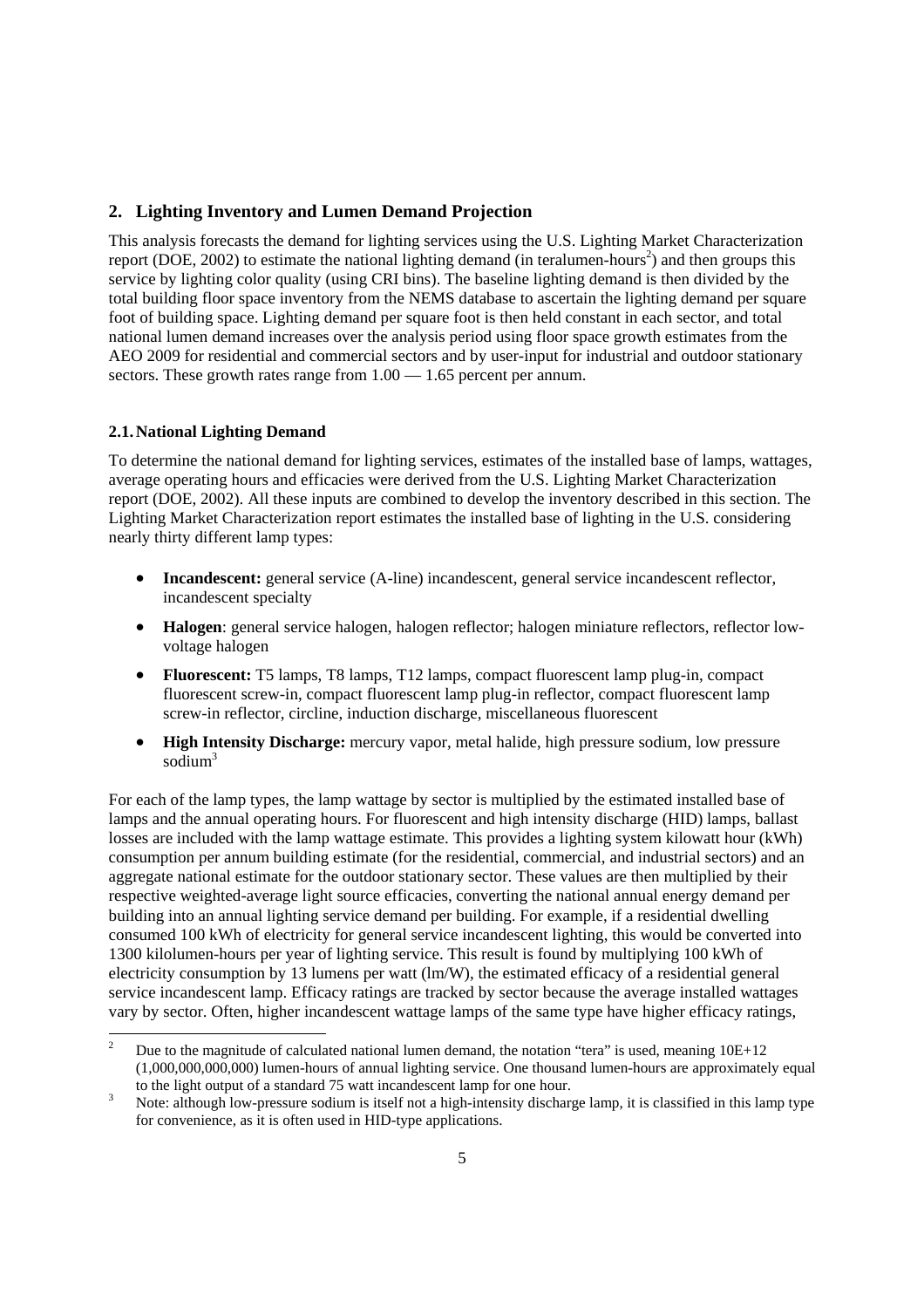## 2. Lighting Inventory and Lumen Demand Projection

This analysis forecasts the demand for lighting services using the U.S. Lighting Market Characterization report (DOE, 2002) to estimate the national lighting demand (in teralumen-hours[2]) and then groups this service by lighting color quality (using CRI bins). The baseline lighting demand is then divided by the total building floor space inventory from the NEMS database to ascertain the lighting demand per square foot of building space. Lighting demand per square foot is then held constant in each sector, and total national lumen demand increases over the analysis period using floor space growth estimates from the AEO 2009 for residential and commercial sectors and by user-input for industrial and outdoor stationary sectors. These growth rates range from 1.00 — 1.65 percent per annum.

### 2.1. National Lighting Demand

To determine the national demand for lighting services, estimates of the installed base of lamps, wattages, average operating hours and efficacies were derived from the U.S. Lighting Market Characterization report (DOE, 2002). All these inputs are combined to develop the inventory described in this section. The Lighting Market Characterization report estimates the installed base of lighting in the U.S. considering nearly thirty different lamp types:

- **Incandescent:** general service (A-line) incandescent, general service incandescent reflector, incandescent specialty
- **Halogen**: general service halogen, halogen reflector; halogen miniature reflectors, reflector low-voltage halogen
- **Fluorescent:** T5 lamps, T8 lamps, T12 lamps, compact fluorescent lamp plug-in, compact fluorescent screw-in, compact fluorescent lamp plug-in reflector, compact fluorescent lamp screw-in reflector, circline, induction discharge, miscellaneous fluorescent
- **High Intensity Discharge:** mercury vapor, metal halide, high pressure sodium, low pressure sodium[3]

For each of the lamp types, the lamp wattage by sector is multiplied by the estimated installed base of lamps and the annual operating hours. For fluorescent and high intensity discharge (HID) lamps, ballast losses are included with the lamp wattage estimate. This provides a lighting system kilowatt hour (kWh) consumption per annum building estimate (for the residential, commercial, and industrial sectors) and an aggregate national estimate for the outdoor stationary sector. These values are then multiplied by their respective weighted-average light source efficacies, converting the national annual energy demand per building into an annual lighting service demand per building. For example, if a residential dwelling consumed 100 kWh of electricity for general service incandescent lighting, this would be converted into 1300 kilolumen-hours per year of lighting service. This result is found by multiplying 100 kWh of electricity consumption by 13 lumens per watt (lm/W), the estimated efficacy of a residential general service incandescent lamp. Efficacy ratings are tracked by sector because the average installed wattages vary by sector. Often, higher incandescent wattage lamps of the same type have higher efficacy ratings,

---

[2] Due to the magnitude of calculated national lumen demand, the notation "tera" is used, meaning 10E+12 (1,000,000,000,000) lumen-hours of annual lighting service. One thousand lumen-hours are approximately equal to the light output of a standard 75 watt incandescent lamp for one hour.

[3] Note: although low-pressure sodium is itself not a high-intensity discharge lamp, it is classified in this lamp type for convenience, as it is often used in HID-type applications.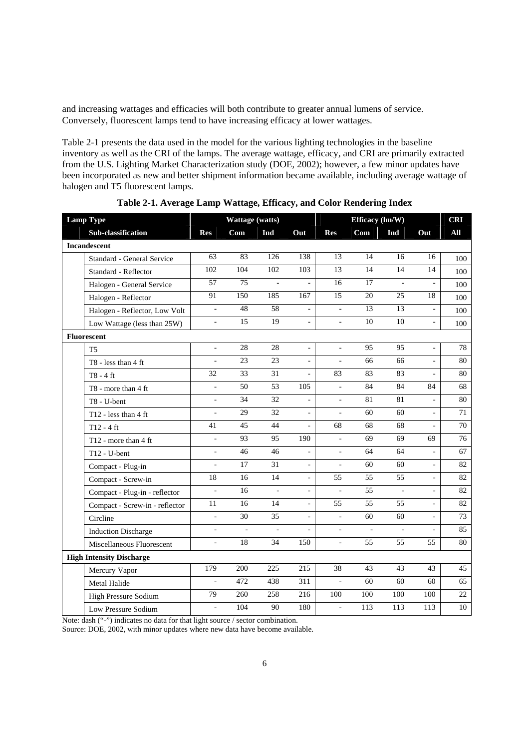and increasing wattages and efficacies will both contribute to greater annual lumens of service. Conversely, fluorescent lamps tend to have increasing efficacy at lower wattages.

Table 2-1 presents the data used in the model for the various lighting technologies in the baseline inventory as well as the CRI of the lamps. The average wattage, efficacy, and CRI are primarily extracted from the U.S. Lighting Market Characterization study (DOE, 2002); however, a few minor updates have been incorporated as new and better shipment information became available, including average wattage of halogen and T5 fluorescent lamps.

**Table 2-1. Average Lamp Wattage, Efficacy, and Color Rendering Index**

| Lamp Type | | Wattage (watts) | | | | Efficacy (lm/W) | | | | CRI |
|---|---|---|---|---|---|---|---|---|---|---|
| | Sub-classification | Res | Com | Ind | Out | Res | Com | Ind | Out | All |
| **Incandescent** | | | | | | | | | | |
| | Standard - General Service | 63 | 83 | 126 | 138 | 13 | 14 | 16 | 16 | 100 |
| | Standard - Reflector | 102 | 104 | 102 | 103 | 13 | 14 | 14 | 14 | 100 |
| | Halogen - General Service | 57 | 75 | - | - | 16 | 17 | - | - | 100 |
| | Halogen - Reflector | 91 | 150 | 185 | 167 | 15 | 20 | 25 | 18 | 100 |
| | Halogen - Reflector, Low Volt | - | 48 | 58 | - | - | 13 | 13 | - | 100 |
| | Low Wattage (less than 25W) | - | 15 | 19 | - | - | 10 | 10 | - | 100 |
| **Fluorescent** | | | | | | | | | | |
| | T5 | - | 28 | 28 | - | - | 95 | 95 | - | 78 |
| | T8 - less than 4 ft | - | 23 | 23 | - | - | 66 | 66 | - | 80 |
| | T8 - 4 ft | 32 | 33 | 31 | - | 83 | 83 | 83 | - | 80 |
| | T8 - more than 4 ft | - | 50 | 53 | 105 | - | 84 | 84 | 84 | 68 |
| | T8 - U-bent | - | 34 | 32 | - | - | 81 | 81 | - | 80 |
| | T12 - less than 4 ft | - | 29 | 32 | - | - | 60 | 60 | - | 71 |
| | T12 - 4 ft | 41 | 45 | 44 | - | 68 | 68 | 68 | - | 70 |
| | T12 - more than 4 ft | - | 93 | 95 | 190 | - | 69 | 69 | 69 | 76 |
| | T12 - U-bent | - | 46 | 46 | - | - | 64 | 64 | - | 67 |
| | Compact - Plug-in | - | 17 | 31 | - | - | 60 | 60 | - | 82 |
| | Compact - Screw-in | 18 | 16 | 14 | - | 55 | 55 | 55 | - | 82 |
| | Compact - Plug-in - reflector | - | 16 | - | - | - | 55 | - | - | 82 |
| | Compact - Screw-in - reflector | 11 | 16 | 14 | - | 55 | 55 | 55 | - | 82 |
| | Circline | - | 30 | 35 | - | - | 60 | 60 | - | 73 |
| | Induction Discharge | - | - | - | - | - | - | - | - | 85 |
| | Miscellaneous Fluorescent | - | 18 | 34 | 150 | - | 55 | 55 | 55 | 80 |
| **High Intensity Discharge** | | | | | | | | | | |
| | Mercury Vapor | 179 | 200 | 225 | 215 | 38 | 43 | 43 | 43 | 45 |
| | Metal Halide | - | 472 | 438 | 311 | - | 60 | 60 | 60 | 65 |
| | High Pressure Sodium | 79 | 260 | 258 | 216 | 100 | 100 | 100 | 100 | 22 |
| | Low Pressure Sodium | - | 104 | 90 | 180 | - | 113 | 113 | 113 | 10 |

Note: dash ("-") indicates no data for that light source / sector combination.
Source: DOE, 2002, with minor updates where new data have become available.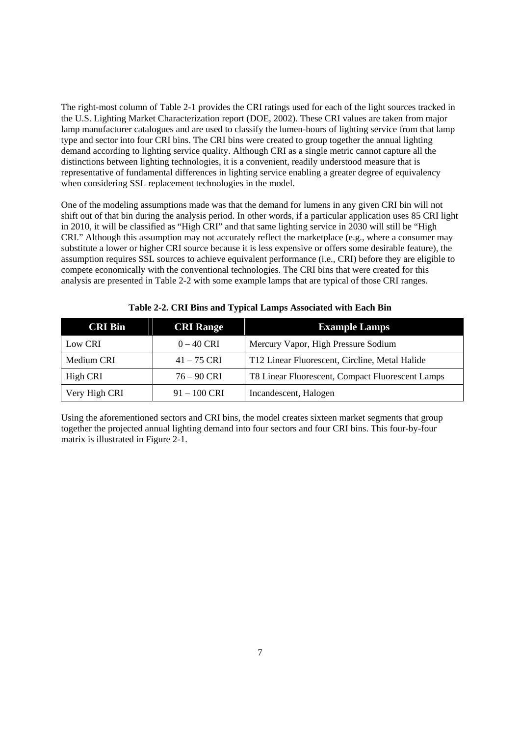The right-most column of Table 2-1 provides the CRI ratings used for each of the light sources tracked in the U.S. Lighting Market Characterization report (DOE, 2002). These CRI values are taken from major lamp manufacturer catalogues and are used to classify the lumen-hours of lighting service from that lamp type and sector into four CRI bins. The CRI bins were created to group together the annual lighting demand according to lighting service quality. Although CRI as a single metric cannot capture all the distinctions between lighting technologies, it is a convenient, readily understood measure that is representative of fundamental differences in lighting service enabling a greater degree of equivalency when considering SSL replacement technologies in the model.

One of the modeling assumptions made was that the demand for lumens in any given CRI bin will not shift out of that bin during the analysis period. In other words, if a particular application uses 85 CRI light in 2010, it will be classified as "High CRI" and that same lighting service in 2030 will still be "High CRI." Although this assumption may not accurately reflect the marketplace (e.g., where a consumer may substitute a lower or higher CRI source because it is less expensive or offers some desirable feature), the assumption requires SSL sources to achieve equivalent performance (i.e., CRI) before they are eligible to compete economically with the conventional technologies. The CRI bins that were created for this analysis are presented in Table 2-2 with some example lamps that are typical of those CRI ranges.

**Table 2-2. CRI Bins and Typical Lamps Associated with Each Bin**

| CRI Bin | CRI Range | Example Lamps |
| --- | --- | --- |
| Low CRI | 0 – 40 CRI | Mercury Vapor, High Pressure Sodium |
| Medium CRI | 41 – 75 CRI | T12 Linear Fluorescent, Circline, Metal Halide |
| High CRI | 76 – 90 CRI | T8 Linear Fluorescent, Compact Fluorescent Lamps |
| Very High CRI | 91 – 100 CRI | Incandescent, Halogen |

Using the aforementioned sectors and CRI bins, the model creates sixteen market segments that group together the projected annual lighting demand into four sectors and four CRI bins. This four-by-four matrix is illustrated in Figure 2-1.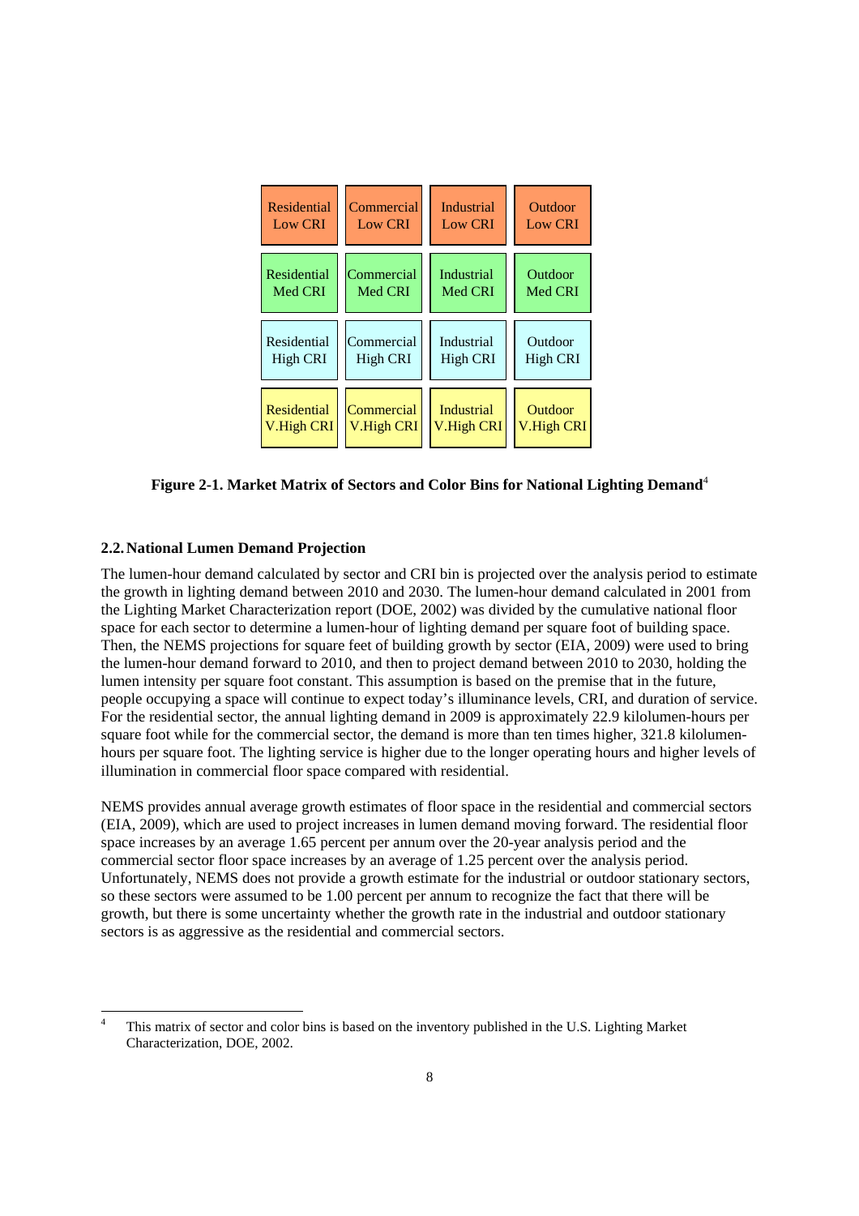| Residential Low CRI | Commercial Low CRI | Industrial Low CRI | Outdoor Low CRI |
|---|---|---|---|
| Residential Med CRI | Commercial Med CRI | Industrial Med CRI | Outdoor Med CRI |
| Residential High CRI | Commercial High CRI | Industrial High CRI | Outdoor High CRI |
| Residential V.High CRI | Commercial V.High CRI | Industrial V.High CRI | Outdoor V.High CRI |

**Figure 2-1. Market Matrix of Sectors and Color Bins for National Lighting Demand**[4]

### 2.2. National Lumen Demand Projection

The lumen-hour demand calculated by sector and CRI bin is projected over the analysis period to estimate the growth in lighting demand between 2010 and 2030. The lumen-hour demand calculated in 2001 from the Lighting Market Characterization report (DOE, 2002) was divided by the cumulative national floor space for each sector to determine a lumen-hour of lighting demand per square foot of building space. Then, the NEMS projections for square feet of building growth by sector (EIA, 2009) were used to bring the lumen-hour demand forward to 2010, and then to project demand between 2010 to 2030, holding the lumen intensity per square foot constant. This assumption is based on the premise that in the future, people occupying a space will continue to expect today's illuminance levels, CRI, and duration of service. For the residential sector, the annual lighting demand in 2009 is approximately 22.9 kilolumen-hours per square foot while for the commercial sector, the demand is more than ten times higher, 321.8 kilolumen-hours per square foot. The lighting service is higher due to the longer operating hours and higher levels of illumination in commercial floor space compared with residential.

NEMS provides annual average growth estimates of floor space in the residential and commercial sectors (EIA, 2009), which are used to project increases in lumen demand moving forward. The residential floor space increases by an average 1.65 percent per annum over the 20-year analysis period and the commercial sector floor space increases by an average of 1.25 percent over the analysis period. Unfortunately, NEMS does not provide a growth estimate for the industrial or outdoor stationary sectors, so these sectors were assumed to be 1.00 percent per annum to recognize the fact that there will be growth, but there is some uncertainty whether the growth rate in the industrial and outdoor stationary sectors is as aggressive as the residential and commercial sectors.

---

[4] This matrix of sector and color bins is based on the inventory published in the U.S. Lighting Market Characterization, DOE, 2002.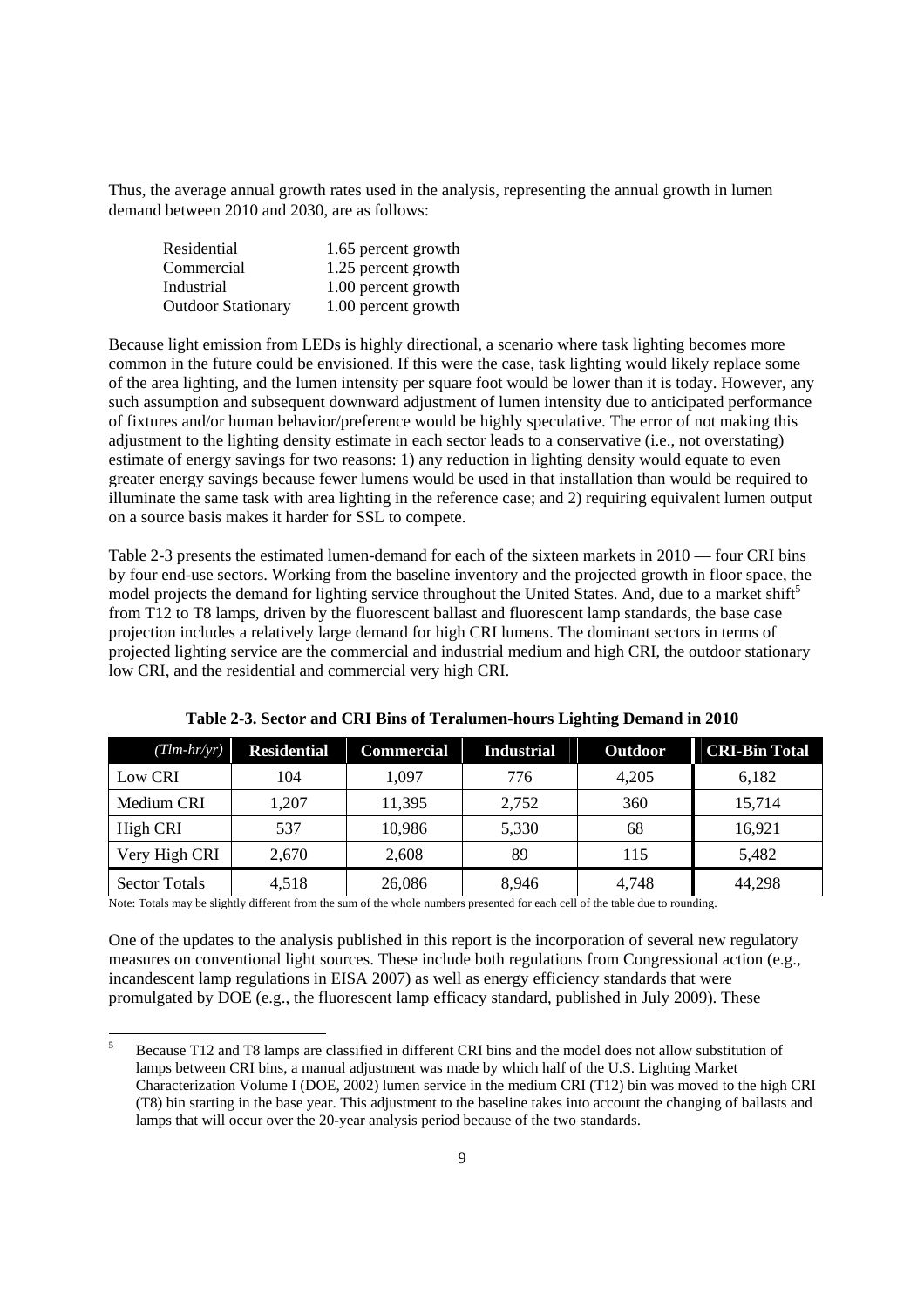Thus, the average annual growth rates used in the analysis, representing the annual growth in lumen demand between 2010 and 2030, are as follows:

| | |
|---|---|
| Residential | 1.65 percent growth |
| Commercial | 1.25 percent growth |
| Industrial | 1.00 percent growth |
| Outdoor Stationary | 1.00 percent growth |

Because light emission from LEDs is highly directional, a scenario where task lighting becomes more common in the future could be envisioned. If this were the case, task lighting would likely replace some of the area lighting, and the lumen intensity per square foot would be lower than it is today. However, any such assumption and subsequent downward adjustment of lumen intensity due to anticipated performance of fixtures and/or human behavior/preference would be highly speculative. The error of not making this adjustment to the lighting density estimate in each sector leads to a conservative (i.e., not overstating) estimate of energy savings for two reasons: 1) any reduction in lighting density would equate to even greater energy savings because fewer lumens would be used in that installation than would be required to illuminate the same task with area lighting in the reference case; and 2) requiring equivalent lumen output on a source basis makes it harder for SSL to compete.

Table 2-3 presents the estimated lumen-demand for each of the sixteen markets in 2010 — four CRI bins by four end-use sectors. Working from the baseline inventory and the projected growth in floor space, the model projects the demand for lighting service throughout the United States. And, due to a market shift[5] from T12 to T8 lamps, driven by the fluorescent ballast and fluorescent lamp standards, the base case projection includes a relatively large demand for high CRI lumens. The dominant sectors in terms of projected lighting service are the commercial and industrial medium and high CRI, the outdoor stationary low CRI, and the residential and commercial very high CRI.

**Table 2-3. Sector and CRI Bins of Teralumen-hours Lighting Demand in 2010**

| *(Tlm-hr/yr)* | Residential | Commercial | Industrial | Outdoor | CRI-Bin Total |
|---|---|---|---|---|---|
| Low CRI | 104 | 1,097 | 776 | 4,205 | 6,182 |
| Medium CRI | 1,207 | 11,395 | 2,752 | 360 | 15,714 |
| High CRI | 537 | 10,986 | 5,330 | 68 | 16,921 |
| Very High CRI | 2,670 | 2,608 | 89 | 115 | 5,482 |
| Sector Totals | 4,518 | 26,086 | 8,946 | 4,748 | 44,298 |

Note: Totals may be slightly different from the sum of the whole numbers presented for each cell of the table due to rounding.

One of the updates to the analysis published in this report is the incorporation of several new regulatory measures on conventional light sources. These include both regulations from Congressional action (e.g., incandescent lamp regulations in EISA 2007) as well as energy efficiency standards that were promulgated by DOE (e.g., the fluorescent lamp efficacy standard, published in July 2009). These

[5] Because T12 and T8 lamps are classified in different CRI bins and the model does not allow substitution of lamps between CRI bins, a manual adjustment was made by which half of the U.S. Lighting Market Characterization Volume I (DOE, 2002) lumen service in the medium CRI (T12) bin was moved to the high CRI (T8) bin starting in the base year. This adjustment to the baseline takes into account the changing of ballasts and lamps that will occur over the 20-year analysis period because of the two standards.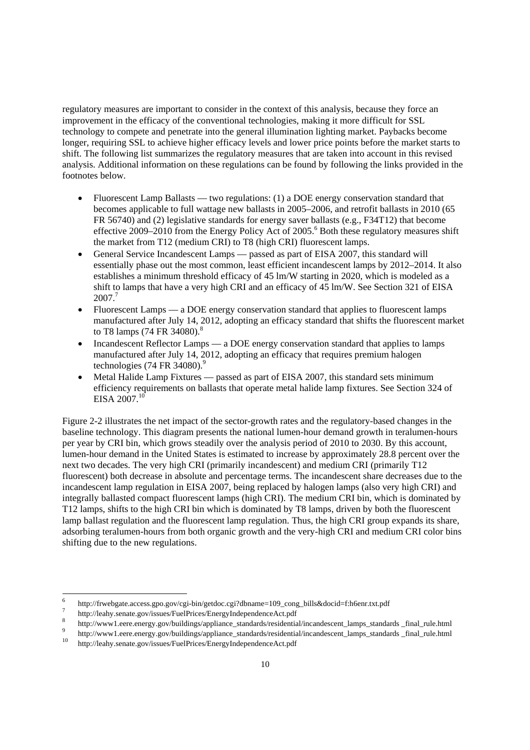regulatory measures are important to consider in the context of this analysis, because they force an improvement in the efficacy of the conventional technologies, making it more difficult for SSL technology to compete and penetrate into the general illumination lighting market. Paybacks become longer, requiring SSL to achieve higher efficacy levels and lower price points before the market starts to shift. The following list summarizes the regulatory measures that are taken into account in this revised analysis. Additional information on these regulations can be found by following the links provided in the footnotes below.

- Fluorescent Lamp Ballasts — two regulations: (1) a DOE energy conservation standard that becomes applicable to full wattage new ballasts in 2005–2006, and retrofit ballasts in 2010 (65 FR 56740) and (2) legislative standards for energy saver ballasts (e.g., F34T12) that become effective 2009–2010 from the Energy Policy Act of 2005.[6] Both these regulatory measures shift the market from T12 (medium CRI) to T8 (high CRI) fluorescent lamps.
- General Service Incandescent Lamps — passed as part of EISA 2007, this standard will essentially phase out the most common, least efficient incandescent lamps by 2012–2014. It also establishes a minimum threshold efficacy of 45 lm/W starting in 2020, which is modeled as a shift to lamps that have a very high CRI and an efficacy of 45 lm/W. See Section 321 of EISA 2007.[7]
- Fluorescent Lamps — a DOE energy conservation standard that applies to fluorescent lamps manufactured after July 14, 2012, adopting an efficacy standard that shifts the fluorescent market to T8 lamps (74 FR 34080).[8]
- Incandescent Reflector Lamps — a DOE energy conservation standard that applies to lamps manufactured after July 14, 2012, adopting an efficacy that requires premium halogen technologies (74 FR 34080).[9]
- Metal Halide Lamp Fixtures — passed as part of EISA 2007, this standard sets minimum efficiency requirements on ballasts that operate metal halide lamp fixtures. See Section 324 of EISA 2007.[10]

Figure 2-2 illustrates the net impact of the sector-growth rates and the regulatory-based changes in the baseline technology. This diagram presents the national lumen-hour demand growth in teralumen-hours per year by CRI bin, which grows steadily over the analysis period of 2010 to 2030. By this account, lumen-hour demand in the United States is estimated to increase by approximately 28.8 percent over the next two decades. The very high CRI (primarily incandescent) and medium CRI (primarily T12 fluorescent) both decrease in absolute and percentage terms. The incandescent share decreases due to the incandescent lamp regulation in EISA 2007, being replaced by halogen lamps (also very high CRI) and integrally ballasted compact fluorescent lamps (high CRI). The medium CRI bin, which is dominated by T12 lamps, shifts to the high CRI bin which is dominated by T8 lamps, driven by both the fluorescent lamp ballast regulation and the fluorescent lamp regulation. Thus, the high CRI group expands its share, adsorbing teralumen-hours from both organic growth and the very-high CRI and medium CRI color bins shifting due to the new regulations.

---

[6] http://frwebgate.access.gpo.gov/cgi-bin/getdoc.cgi?dbname=109_cong_bills&docid=f:h6enr.txt.pdf

[7] http://leahy.senate.gov/issues/FuelPrices/EnergyIndependenceAct.pdf

[8] http://www1.eere.energy.gov/buildings/appliance_standards/residential/incandescent_lamps_standards _final_rule.html

[9] http://www1.eere.energy.gov/buildings/appliance_standards/residential/incandescent_lamps_standards _final_rule.html

[10] http://leahy.senate.gov/issues/FuelPrices/EnergyIndependenceAct.pdf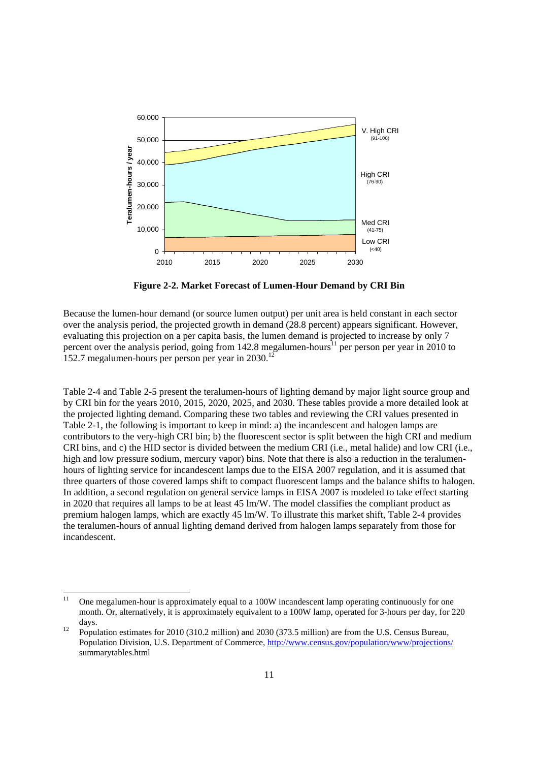**Figure 2-2. Market Forecast of Lumen-Hour Demand by CRI Bin**

Because the lumen-hour demand (or source lumen output) per unit area is held constant in each sector over the analysis period, the projected growth in demand (28.8 percent) appears significant. However, evaluating this projection on a per capita basis, the lumen demand is projected to increase by only 7 percent over the analysis period, going from 142.8 megalumen-hours[11] per person per year in 2010 to 152.7 megalumen-hours per person per year in 2030.[12]

Table 2-4 and Table 2-5 present the teralumen-hours of lighting demand by major light source group and by CRI bin for the years 2010, 2015, 2020, 2025, and 2030. These tables provide a more detailed look at the projected lighting demand. Comparing these two tables and reviewing the CRI values presented in Table 2-1, the following is important to keep in mind: a) the incandescent and halogen lamps are contributors to the very-high CRI bin; b) the fluorescent sector is split between the high CRI and medium CRI bins, and c) the HID sector is divided between the medium CRI (i.e., metal halide) and low CRI (i.e., high and low pressure sodium, mercury vapor) bins. Note that there is also a reduction in the teralumen-hours of lighting service for incandescent lamps due to the EISA 2007 regulation, and it is assumed that three quarters of those covered lamps shift to compact fluorescent lamps and the balance shifts to halogen. In addition, a second regulation on general service lamps in EISA 2007 is modeled to take effect starting in 2020 that requires all lamps to be at least 45 lm/W. The model classifies the compliant product as premium halogen lamps, which are exactly 45 lm/W. To illustrate this market shift, Table 2-4 provides the teralumen-hours of annual lighting demand derived from halogen lamps separately from those for incandescent.

---

[11] One megalumen-hour is approximately equal to a 100W incandescent lamp operating continuously for one month. Or, alternatively, it is approximately equivalent to a 100W lamp, operated for 3-hours per day, for 220 days.

[12] Population estimates for 2010 (310.2 million) and 2030 (373.5 million) are from the U.S. Census Bureau, Population Division, U.S. Department of Commerce, http://www.census.gov/population/www/projections/summarytables.html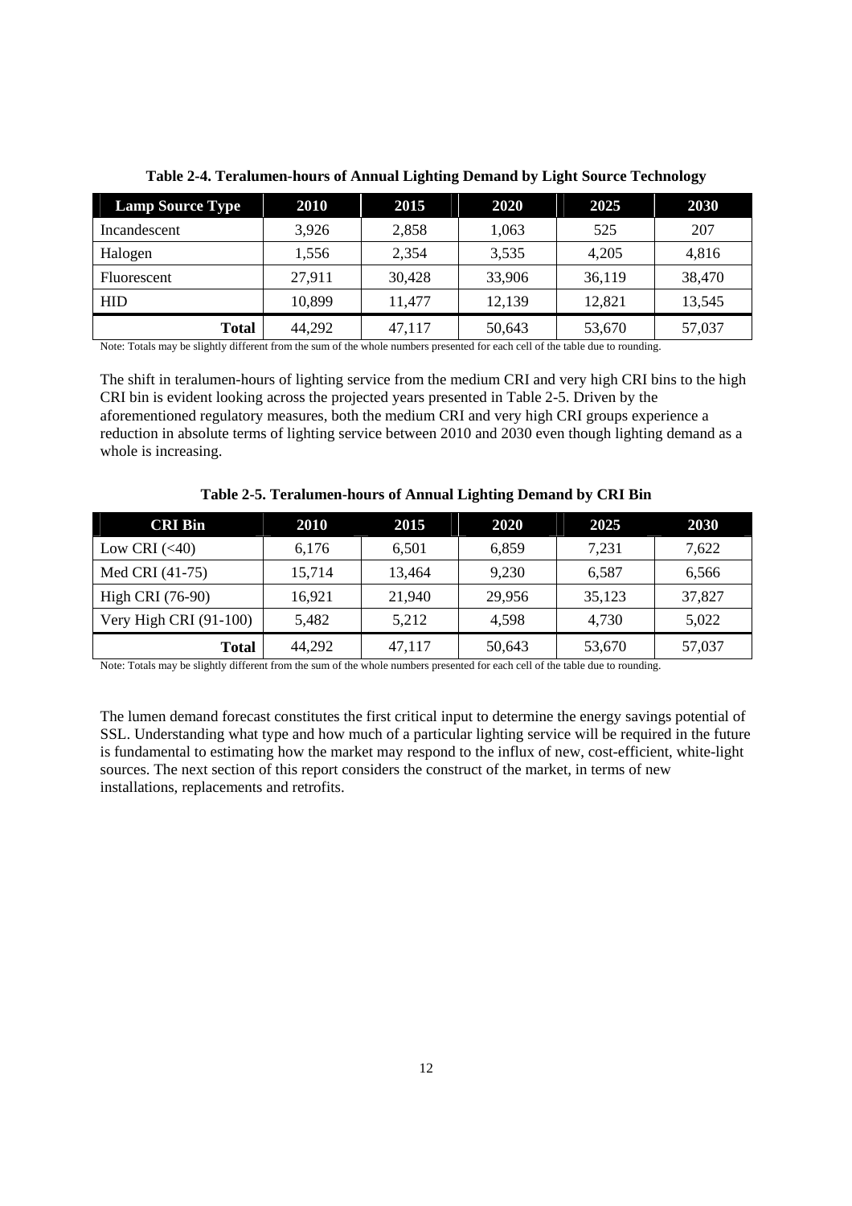**Table 2-4. Teralumen-hours of Annual Lighting Demand by Light Source Technology**

| Lamp Source Type | 2010 | 2015 | 2020 | 2025 | 2030 |
|---|---|---|---|---|---|
| Incandescent | 3,926 | 2,858 | 1,063 | 525 | 207 |
| Halogen | 1,556 | 2,354 | 3,535 | 4,205 | 4,816 |
| Fluorescent | 27,911 | 30,428 | 33,906 | 36,119 | 38,470 |
| HID | 10,899 | 11,477 | 12,139 | 12,821 | 13,545 |
| **Total** | 44,292 | 47,117 | 50,643 | 53,670 | 57,037 |

Note: Totals may be slightly different from the sum of the whole numbers presented for each cell of the table due to rounding.

The shift in teralumen-hours of lighting service from the medium CRI and very high CRI bins to the high CRI bin is evident looking across the projected years presented in Table 2-5. Driven by the aforementioned regulatory measures, both the medium CRI and very high CRI groups experience a reduction in absolute terms of lighting service between 2010 and 2030 even though lighting demand as a whole is increasing.

**Table 2-5. Teralumen-hours of Annual Lighting Demand by CRI Bin**

| CRI Bin | 2010 | 2015 | 2020 | 2025 | 2030 |
|---|---|---|---|---|---|
| Low CRI (<40) | 6,176 | 6,501 | 6,859 | 7,231 | 7,622 |
| Med CRI (41-75) | 15,714 | 13,464 | 9,230 | 6,587 | 6,566 |
| High CRI (76-90) | 16,921 | 21,940 | 29,956 | 35,123 | 37,827 |
| Very High CRI (91-100) | 5,482 | 5,212 | 4,598 | 4,730 | 5,022 |
| **Total** | 44,292 | 47,117 | 50,643 | 53,670 | 57,037 |

Note: Totals may be slightly different from the sum of the whole numbers presented for each cell of the table due to rounding.

The lumen demand forecast constitutes the first critical input to determine the energy savings potential of SSL. Understanding what type and how much of a particular lighting service will be required in the future is fundamental to estimating how the market may respond to the influx of new, cost-efficient, white-light sources. The next section of this report considers the construct of the market, in terms of new installations, replacements and retrofits.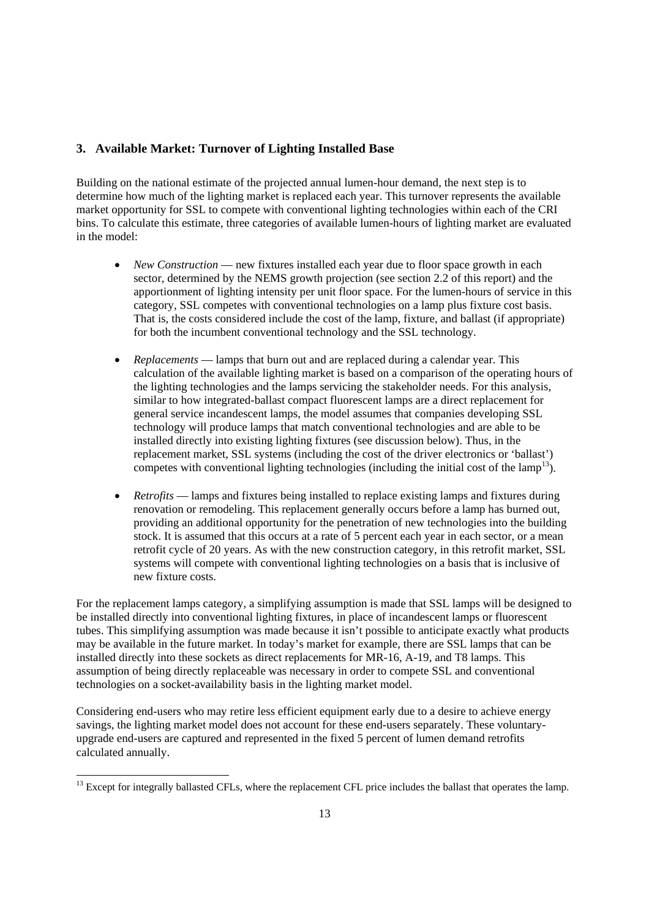## 3. Available Market: Turnover of Lighting Installed Base

Building on the national estimate of the projected annual lumen-hour demand, the next step is to determine how much of the lighting market is replaced each year. This turnover represents the available market opportunity for SSL to compete with conventional lighting technologies within each of the CRI bins. To calculate this estimate, three categories of available lumen-hours of lighting market are evaluated in the model:

- *New Construction* — new fixtures installed each year due to floor space growth in each sector, determined by the NEMS growth projection (see section 2.2 of this report) and the apportionment of lighting intensity per unit floor space. For the lumen-hours of service in this category, SSL competes with conventional technologies on a lamp plus fixture cost basis. That is, the costs considered include the cost of the lamp, fixture, and ballast (if appropriate) for both the incumbent conventional technology and the SSL technology.

- *Replacements* — lamps that burn out and are replaced during a calendar year. This calculation of the available lighting market is based on a comparison of the operating hours of the lighting technologies and the lamps servicing the stakeholder needs. For this analysis, similar to how integrated-ballast compact fluorescent lamps are a direct replacement for general service incandescent lamps, the model assumes that companies developing SSL technology will produce lamps that match conventional technologies and are able to be installed directly into existing lighting fixtures (see discussion below). Thus, in the replacement market, SSL systems (including the cost of the driver electronics or 'ballast') competes with conventional lighting technologies (including the initial cost of the lamp[13]).

- *Retrofits* — lamps and fixtures being installed to replace existing lamps and fixtures during renovation or remodeling. This replacement generally occurs before a lamp has burned out, providing an additional opportunity for the penetration of new technologies into the building stock. It is assumed that this occurs at a rate of 5 percent each year in each sector, or a mean retrofit cycle of 20 years. As with the new construction category, in this retrofit market, SSL systems will compete with conventional lighting technologies on a basis that is inclusive of new fixture costs.

For the replacement lamps category, a simplifying assumption is made that SSL lamps will be designed to be installed directly into conventional lighting fixtures, in place of incandescent lamps or fluorescent tubes. This simplifying assumption was made because it isn't possible to anticipate exactly what products may be available in the future market. In today's market for example, there are SSL lamps that can be installed directly into these sockets as direct replacements for MR-16, A-19, and T8 lamps. This assumption of being directly replaceable was necessary in order to compete SSL and conventional technologies on a socket-availability basis in the lighting market model.

Considering end-users who may retire less efficient equipment early due to a desire to achieve energy savings, the lighting market model does not account for these end-users separately. These voluntary-upgrade end-users are captured and represented in the fixed 5 percent of lumen demand retrofits calculated annually.

[13] Except for integrally ballasted CFLs, where the replacement CFL price includes the ballast that operates the lamp.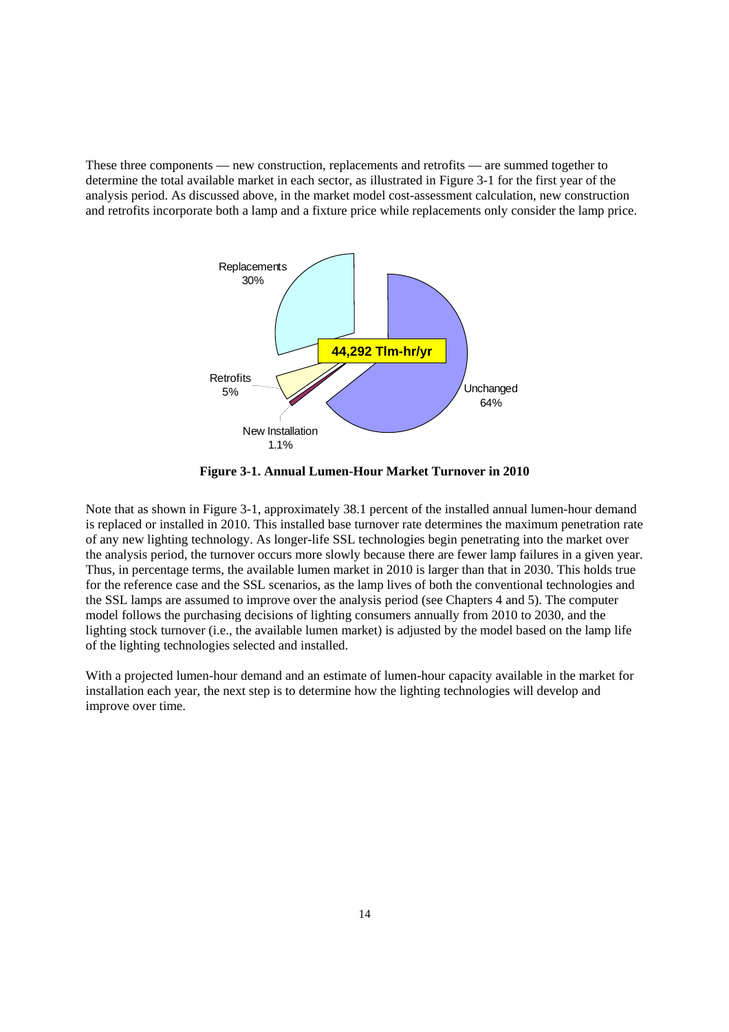These three components — new construction, replacements and retrofits — are summed together to determine the total available market in each sector, as illustrated in Figure 3-1 for the first year of the analysis period. As discussed above, in the market model cost-assessment calculation, new construction and retrofits incorporate both a lamp and a fixture price while replacements only consider the lamp price.

Replacements 30%

44,292 Tlm-hr/yr

Retrofits 5%

Unchanged 64%

New Installation 1.1%

**Figure 3-1. Annual Lumen-Hour Market Turnover in 2010**

Note that as shown in Figure 3-1, approximately 38.1 percent of the installed annual lumen-hour demand is replaced or installed in 2010. This installed base turnover rate determines the maximum penetration rate of any new lighting technology. As longer-life SSL technologies begin penetrating into the market over the analysis period, the turnover occurs more slowly because there are fewer lamp failures in a given year. Thus, in percentage terms, the available lumen market in 2010 is larger than that in 2030. This holds true for the reference case and the SSL scenarios, as the lamp lives of both the conventional technologies and the SSL lamps are assumed to improve over the analysis period (see Chapters 4 and 5). The computer model follows the purchasing decisions of lighting consumers annually from 2010 to 2030, and the lighting stock turnover (i.e., the available lumen market) is adjusted by the model based on the lamp life of the lighting technologies selected and installed.

With a projected lumen-hour demand and an estimate of lumen-hour capacity available in the market for installation each year, the next step is to determine how the lighting technologies will develop and improve over time.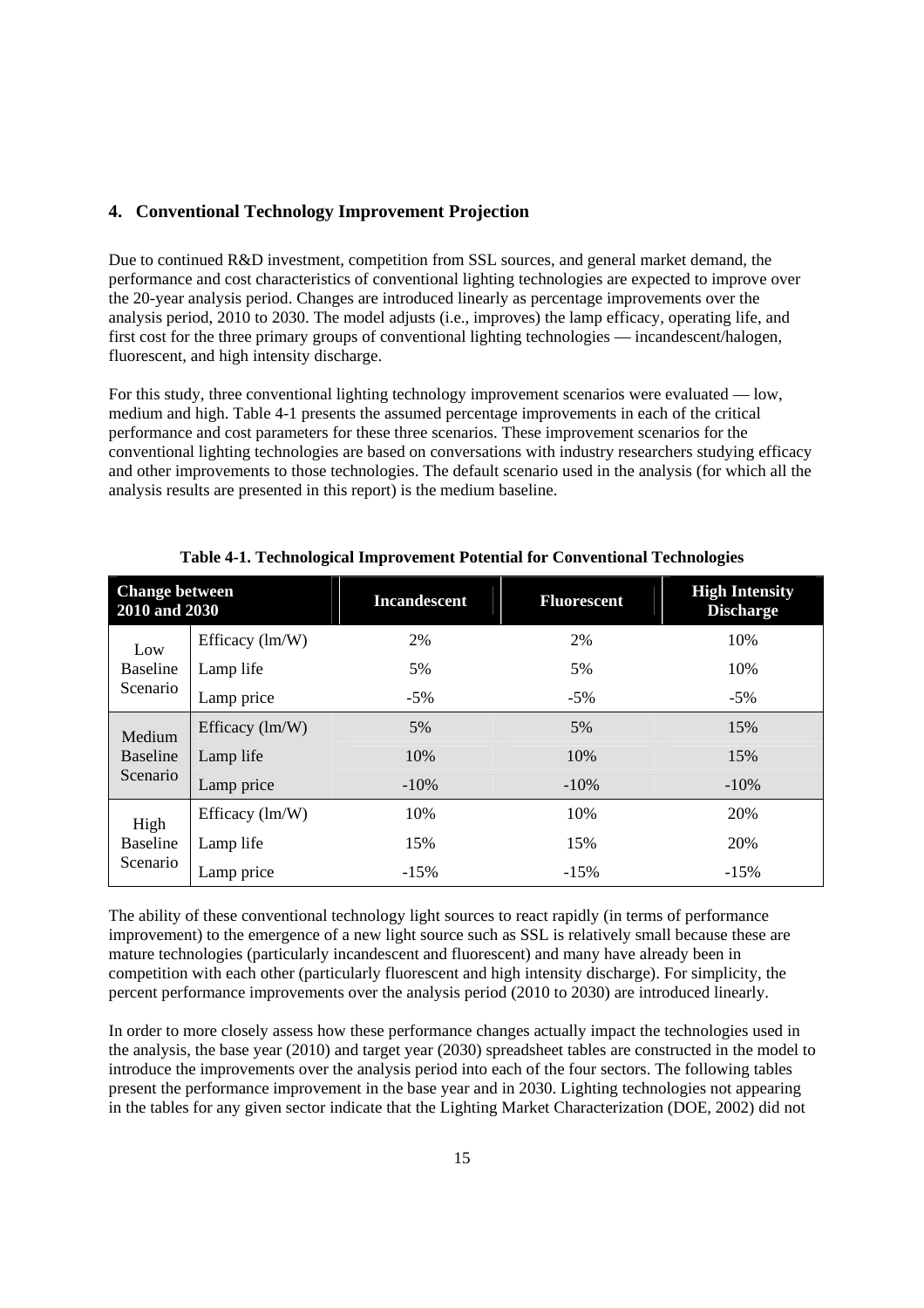## 4. Conventional Technology Improvement Projection

Due to continued R&D investment, competition from SSL sources, and general market demand, the performance and cost characteristics of conventional lighting technologies are expected to improve over the 20-year analysis period. Changes are introduced linearly as percentage improvements over the analysis period, 2010 to 2030. The model adjusts (i.e., improves) the lamp efficacy, operating life, and first cost for the three primary groups of conventional lighting technologies — incandescent/halogen, fluorescent, and high intensity discharge.

For this study, three conventional lighting technology improvement scenarios were evaluated — low, medium and high. Table 4-1 presents the assumed percentage improvements in each of the critical performance and cost parameters for these three scenarios. These improvement scenarios for the conventional lighting technologies are based on conversations with industry researchers studying efficacy and other improvements to those technologies. The default scenario used in the analysis (for which all the analysis results are presented in this report) is the medium baseline.

**Table 4-1. Technological Improvement Potential for Conventional Technologies**

| Change between 2010 and 2030 | | Incandescent | Fluorescent | High Intensity Discharge |
|---|---|---|---|---|
| Low Baseline Scenario | Efficacy (lm/W) | 2% | 2% | 10% |
| | Lamp life | 5% | 5% | 10% |
| | Lamp price | -5% | -5% | -5% |
| Medium Baseline Scenario | Efficacy (lm/W) | 5% | 5% | 15% |
| | Lamp life | 10% | 10% | 15% |
| | Lamp price | -10% | -10% | -10% |
| High Baseline Scenario | Efficacy (lm/W) | 10% | 10% | 20% |
| | Lamp life | 15% | 15% | 20% |
| | Lamp price | -15% | -15% | -15% |

The ability of these conventional technology light sources to react rapidly (in terms of performance improvement) to the emergence of a new light source such as SSL is relatively small because these are mature technologies (particularly incandescent and fluorescent) and many have already been in competition with each other (particularly fluorescent and high intensity discharge). For simplicity, the percent performance improvements over the analysis period (2010 to 2030) are introduced linearly.

In order to more closely assess how these performance changes actually impact the technologies used in the analysis, the base year (2010) and target year (2030) spreadsheet tables are constructed in the model to introduce the improvements over the analysis period into each of the four sectors. The following tables present the performance improvement in the base year and in 2030. Lighting technologies not appearing in the tables for any given sector indicate that the Lighting Market Characterization (DOE, 2002) did not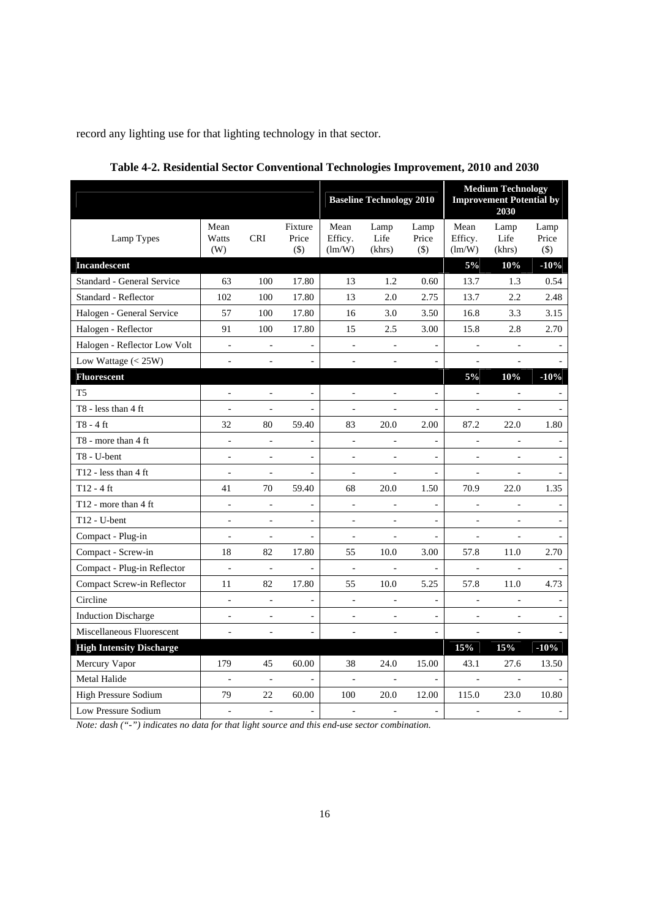record any lighting use for that lighting technology in that sector.

**Table 4-2. Residential Sector Conventional Technologies Improvement, 2010 and 2030**

| | | | | Baseline Technology 2010 | | | Medium Technology Improvement Potential by 2030 | | |
|---|---|---|---|---|---|---|---|---|---|
| Lamp Types | Mean Watts (W) | CRI | Fixture Price ($) | Mean Efficy. (lm/W) | Lamp Life (khrs) | Lamp Price ($) | Mean Efficy. (lm/W) | Lamp Life (khrs) | Lamp Price ($) |
| **Incandescent** | | | | | | | **5%** | **10%** | **-10%** |
| Standard - General Service | 63 | 100 | 17.80 | 13 | 1.2 | 0.60 | 13.7 | 1.3 | 0.54 |
| Standard - Reflector | 102 | 100 | 17.80 | 13 | 2.0 | 2.75 | 13.7 | 2.2 | 2.48 |
| Halogen - General Service | 57 | 100 | 17.80 | 16 | 3.0 | 3.50 | 16.8 | 3.3 | 3.15 |
| Halogen - Reflector | 91 | 100 | 17.80 | 15 | 2.5 | 3.00 | 15.8 | 2.8 | 2.70 |
| Halogen - Reflector Low Volt | - | - | - | - | - | - | - | - | - |
| Low Wattage (< 25W) | - | - | - | - | - | - | - | - | - |
| **Fluorescent** | | | | | | | **5%** | **10%** | **-10%** |
| T5 | - | - | - | - | - | - | - | - | - |
| T8 - less than 4 ft | - | - | - | - | - | - | - | - | - |
| T8 - 4 ft | 32 | 80 | 59.40 | 83 | 20.0 | 2.00 | 87.2 | 22.0 | 1.80 |
| T8 - more than 4 ft | - | - | - | - | - | - | - | - | - |
| T8 - U-bent | - | - | - | - | - | - | - | - | - |
| T12 - less than 4 ft | - | - | - | - | - | - | - | - | - |
| T12 - 4 ft | 41 | 70 | 59.40 | 68 | 20.0 | 1.50 | 70.9 | 22.0 | 1.35 |
| T12 - more than 4 ft | - | - | - | - | - | - | - | - | - |
| T12 - U-bent | - | - | - | - | - | - | - | - | - |
| Compact - Plug-in | - | - | - | - | - | - | - | - | - |
| Compact - Screw-in | 18 | 82 | 17.80 | 55 | 10.0 | 3.00 | 57.8 | 11.0 | 2.70 |
| Compact - Plug-in Reflector | - | - | - | - | - | - | - | - | - |
| Compact Screw-in Reflector | 11 | 82 | 17.80 | 55 | 10.0 | 5.25 | 57.8 | 11.0 | 4.73 |
| Circline | - | - | - | - | - | - | - | - | - |
| Induction Discharge | - | - | - | - | - | - | - | - | - |
| Miscellaneous Fluorescent | - | - | - | - | - | - | - | - | - |
| **High Intensity Discharge** | | | | | | | **15%** | **15%** | **-10%** |
| Mercury Vapor | 179 | 45 | 60.00 | 38 | 24.0 | 15.00 | 43.1 | 27.6 | 13.50 |
| Metal Halide | - | - | - | - | - | - | - | - | - |
| High Pressure Sodium | 79 | 22 | 60.00 | 100 | 20.0 | 12.00 | 115.0 | 23.0 | 10.80 |
| Low Pressure Sodium | - | - | - | - | - | - | - | - | - |

*Note: dash ("-") indicates no data for that light source and this end-use sector combination.*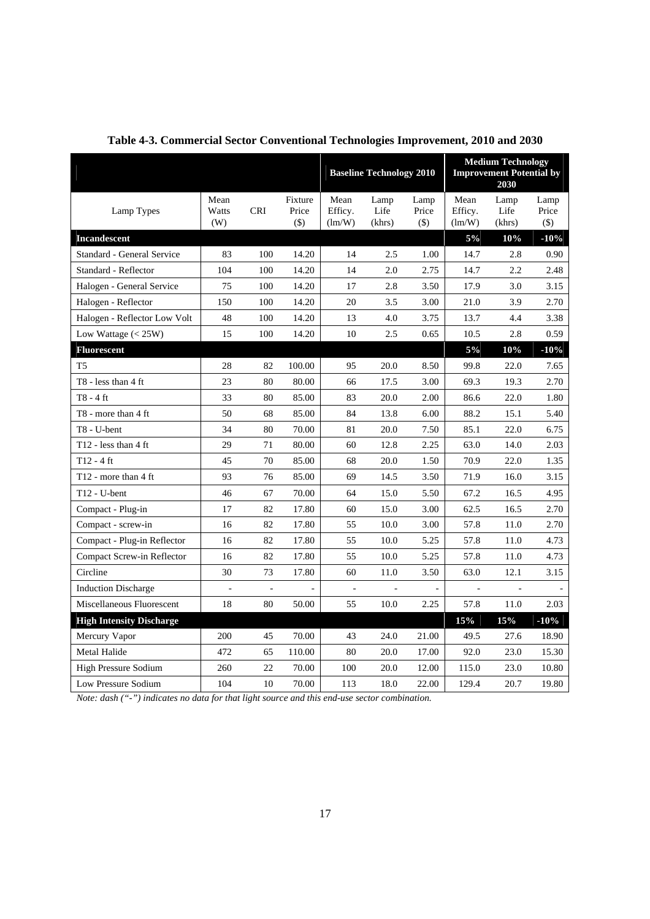**Table 4-3. Commercial Sector Conventional Technologies Improvement, 2010 and 2030**

| | | | | Baseline Technology 2010 | | | Medium Technology Improvement Potential by 2030 | | |
|---|---|---|---|---|---|---|---|---|---|
| Lamp Types | Mean Watts (W) | CRI | Fixture Price ($) | Mean Efficy. (lm/W) | Lamp Life (khrs) | Lamp Price ($) | Mean Efficy. (lm/W) | Lamp Life (khrs) | Lamp Price ($) |
| **Incandescent** | | | | | | | **5%** | **10%** | **-10%** |
| Standard - General Service | 83 | 100 | 14.20 | 14 | 2.5 | 1.00 | 14.7 | 2.8 | 0.90 |
| Standard - Reflector | 104 | 100 | 14.20 | 14 | 2.0 | 2.75 | 14.7 | 2.2 | 2.48 |
| Halogen - General Service | 75 | 100 | 14.20 | 17 | 2.8 | 3.50 | 17.9 | 3.0 | 3.15 |
| Halogen - Reflector | 150 | 100 | 14.20 | 20 | 3.5 | 3.00 | 21.0 | 3.9 | 2.70 |
| Halogen - Reflector Low Volt | 48 | 100 | 14.20 | 13 | 4.0 | 3.75 | 13.7 | 4.4 | 3.38 |
| Low Wattage (< 25W) | 15 | 100 | 14.20 | 10 | 2.5 | 0.65 | 10.5 | 2.8 | 0.59 |
| **Fluorescent** | | | | | | | **5%** | **10%** | **-10%** |
| T5 | 28 | 82 | 100.00 | 95 | 20.0 | 8.50 | 99.8 | 22.0 | 7.65 |
| T8 - less than 4 ft | 23 | 80 | 80.00 | 66 | 17.5 | 3.00 | 69.3 | 19.3 | 2.70 |
| T8 - 4 ft | 33 | 80 | 85.00 | 83 | 20.0 | 2.00 | 86.6 | 22.0 | 1.80 |
| T8 - more than 4 ft | 50 | 68 | 85.00 | 84 | 13.8 | 6.00 | 88.2 | 15.1 | 5.40 |
| T8 - U-bent | 34 | 80 | 70.00 | 81 | 20.0 | 7.50 | 85.1 | 22.0 | 6.75 |
| T12 - less than 4 ft | 29 | 71 | 80.00 | 60 | 12.8 | 2.25 | 63.0 | 14.0 | 2.03 |
| T12 - 4 ft | 45 | 70 | 85.00 | 68 | 20.0 | 1.50 | 70.9 | 22.0 | 1.35 |
| T12 - more than 4 ft | 93 | 76 | 85.00 | 69 | 14.5 | 3.50 | 71.9 | 16.0 | 3.15 |
| T12 - U-bent | 46 | 67 | 70.00 | 64 | 15.0 | 5.50 | 67.2 | 16.5 | 4.95 |
| Compact - Plug-in | 17 | 82 | 17.80 | 60 | 15.0 | 3.00 | 62.5 | 16.5 | 2.70 |
| Compact - screw-in | 16 | 82 | 17.80 | 55 | 10.0 | 3.00 | 57.8 | 11.0 | 2.70 |
| Compact - Plug-in Reflector | 16 | 82 | 17.80 | 55 | 10.0 | 5.25 | 57.8 | 11.0 | 4.73 |
| Compact Screw-in Reflector | 16 | 82 | 17.80 | 55 | 10.0 | 5.25 | 57.8 | 11.0 | 4.73 |
| Circline | 30 | 73 | 17.80 | 60 | 11.0 | 3.50 | 63.0 | 12.1 | 3.15 |
| Induction Discharge | - | - | - | - | - | - | - | - | - |
| Miscellaneous Fluorescent | 18 | 80 | 50.00 | 55 | 10.0 | 2.25 | 57.8 | 11.0 | 2.03 |
| **High Intensity Discharge** | | | | | | | **15%** | **15%** | **-10%** |
| Mercury Vapor | 200 | 45 | 70.00 | 43 | 24.0 | 21.00 | 49.5 | 27.6 | 18.90 |
| Metal Halide | 472 | 65 | 110.00 | 80 | 20.0 | 17.00 | 92.0 | 23.0 | 15.30 |
| High Pressure Sodium | 260 | 22 | 70.00 | 100 | 20.0 | 12.00 | 115.0 | 23.0 | 10.80 |
| Low Pressure Sodium | 104 | 10 | 70.00 | 113 | 18.0 | 22.00 | 129.4 | 20.7 | 19.80 |

*Note: dash ("-") indicates no data for that light source and this end-use sector combination.*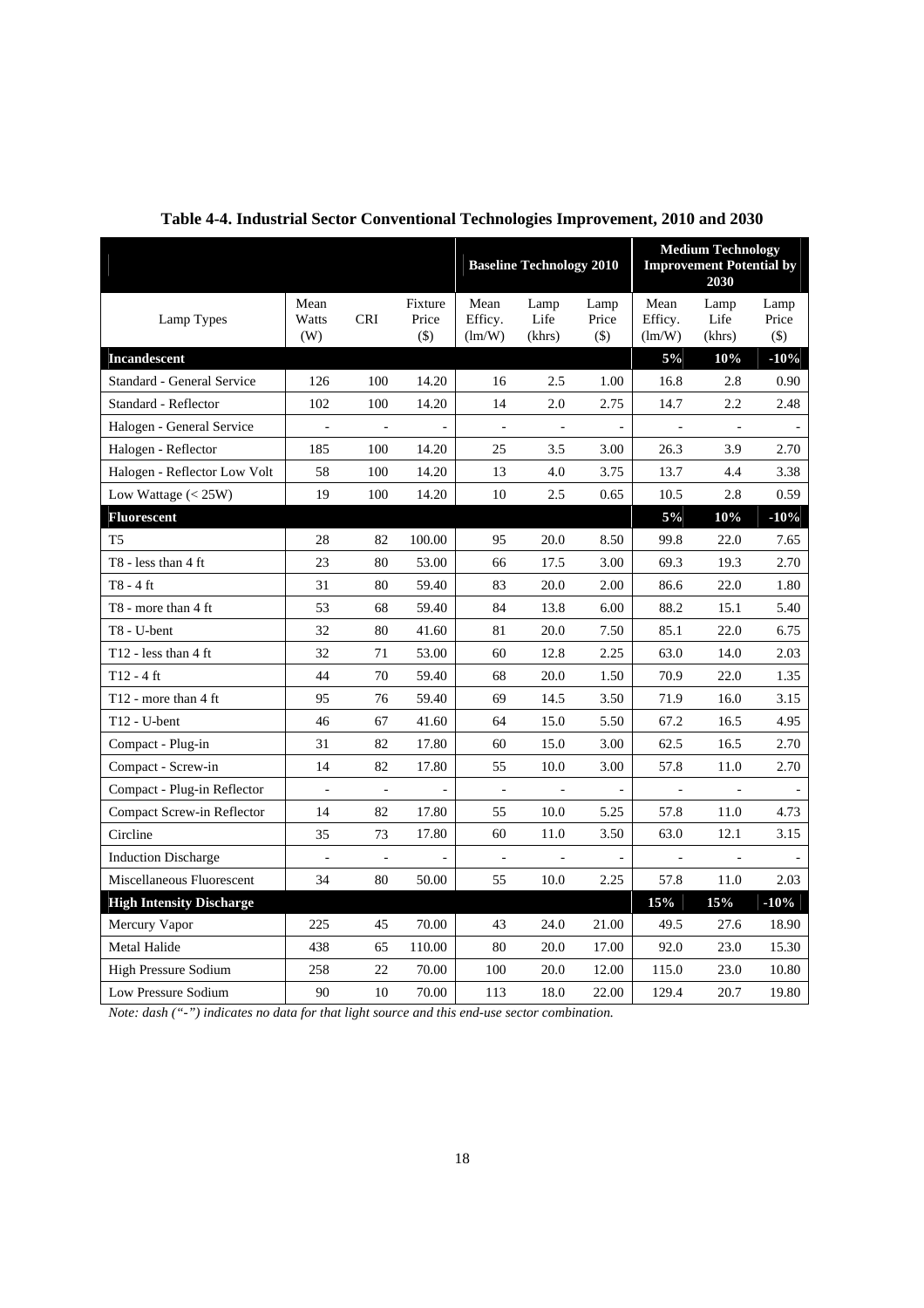**Table 4-4. Industrial Sector Conventional Technologies Improvement, 2010 and 2030**

| | | | | Baseline Technology 2010 | | | Medium Technology Improvement Potential by 2030 | | |
|---|---|---|---|---|---|---|---|---|---|
| Lamp Types | Mean Watts (W) | CRI | Fixture Price ($) | Mean Efficy. (lm/W) | Lamp Life (khrs) | Lamp Price ($) | Mean Efficy. (lm/W) | Lamp Life (khrs) | Lamp Price ($) |
| **Incandescent** | | | | | | | **5%** | **10%** | **-10%** |
| Standard - General Service | 126 | 100 | 14.20 | 16 | 2.5 | 1.00 | 16.8 | 2.8 | 0.90 |
| Standard - Reflector | 102 | 100 | 14.20 | 14 | 2.0 | 2.75 | 14.7 | 2.2 | 2.48 |
| Halogen - General Service | - | - | - | - | - | - | - | - | - |
| Halogen - Reflector | 185 | 100 | 14.20 | 25 | 3.5 | 3.00 | 26.3 | 3.9 | 2.70 |
| Halogen - Reflector Low Volt | 58 | 100 | 14.20 | 13 | 4.0 | 3.75 | 13.7 | 4.4 | 3.38 |
| Low Wattage (< 25W) | 19 | 100 | 14.20 | 10 | 2.5 | 0.65 | 10.5 | 2.8 | 0.59 |
| **Fluorescent** | | | | | | | **5%** | **10%** | **-10%** |
| T5 | 28 | 82 | 100.00 | 95 | 20.0 | 8.50 | 99.8 | 22.0 | 7.65 |
| T8 - less than 4 ft | 23 | 80 | 53.00 | 66 | 17.5 | 3.00 | 69.3 | 19.3 | 2.70 |
| T8 - 4 ft | 31 | 80 | 59.40 | 83 | 20.0 | 2.00 | 86.6 | 22.0 | 1.80 |
| T8 - more than 4 ft | 53 | 68 | 59.40 | 84 | 13.8 | 6.00 | 88.2 | 15.1 | 5.40 |
| T8 - U-bent | 32 | 80 | 41.60 | 81 | 20.0 | 7.50 | 85.1 | 22.0 | 6.75 |
| T12 - less than 4 ft | 32 | 71 | 53.00 | 60 | 12.8 | 2.25 | 63.0 | 14.0 | 2.03 |
| T12 - 4 ft | 44 | 70 | 59.40 | 68 | 20.0 | 1.50 | 70.9 | 22.0 | 1.35 |
| T12 - more than 4 ft | 95 | 76 | 59.40 | 69 | 14.5 | 3.50 | 71.9 | 16.0 | 3.15 |
| T12 - U-bent | 46 | 67 | 41.60 | 64 | 15.0 | 5.50 | 67.2 | 16.5 | 4.95 |
| Compact - Plug-in | 31 | 82 | 17.80 | 60 | 15.0 | 3.00 | 62.5 | 16.5 | 2.70 |
| Compact - Screw-in | 14 | 82 | 17.80 | 55 | 10.0 | 3.00 | 57.8 | 11.0 | 2.70 |
| Compact - Plug-in Reflector | - | - | - | - | - | - | - | - | - |
| Compact Screw-in Reflector | 14 | 82 | 17.80 | 55 | 10.0 | 5.25 | 57.8 | 11.0 | 4.73 |
| Circline | 35 | 73 | 17.80 | 60 | 11.0 | 3.50 | 63.0 | 12.1 | 3.15 |
| Induction Discharge | - | - | - | - | - | - | - | - | - |
| Miscellaneous Fluorescent | 34 | 80 | 50.00 | 55 | 10.0 | 2.25 | 57.8 | 11.0 | 2.03 |
| **High Intensity Discharge** | | | | | | | **15%** | **15%** | **-10%** |
| Mercury Vapor | 225 | 45 | 70.00 | 43 | 24.0 | 21.00 | 49.5 | 27.6 | 18.90 |
| Metal Halide | 438 | 65 | 110.00 | 80 | 20.0 | 17.00 | 92.0 | 23.0 | 15.30 |
| High Pressure Sodium | 258 | 22 | 70.00 | 100 | 20.0 | 12.00 | 115.0 | 23.0 | 10.80 |
| Low Pressure Sodium | 90 | 10 | 70.00 | 113 | 18.0 | 22.00 | 129.4 | 20.7 | 19.80 |

*Note: dash ("-") indicates no data for that light source and this end-use sector combination.*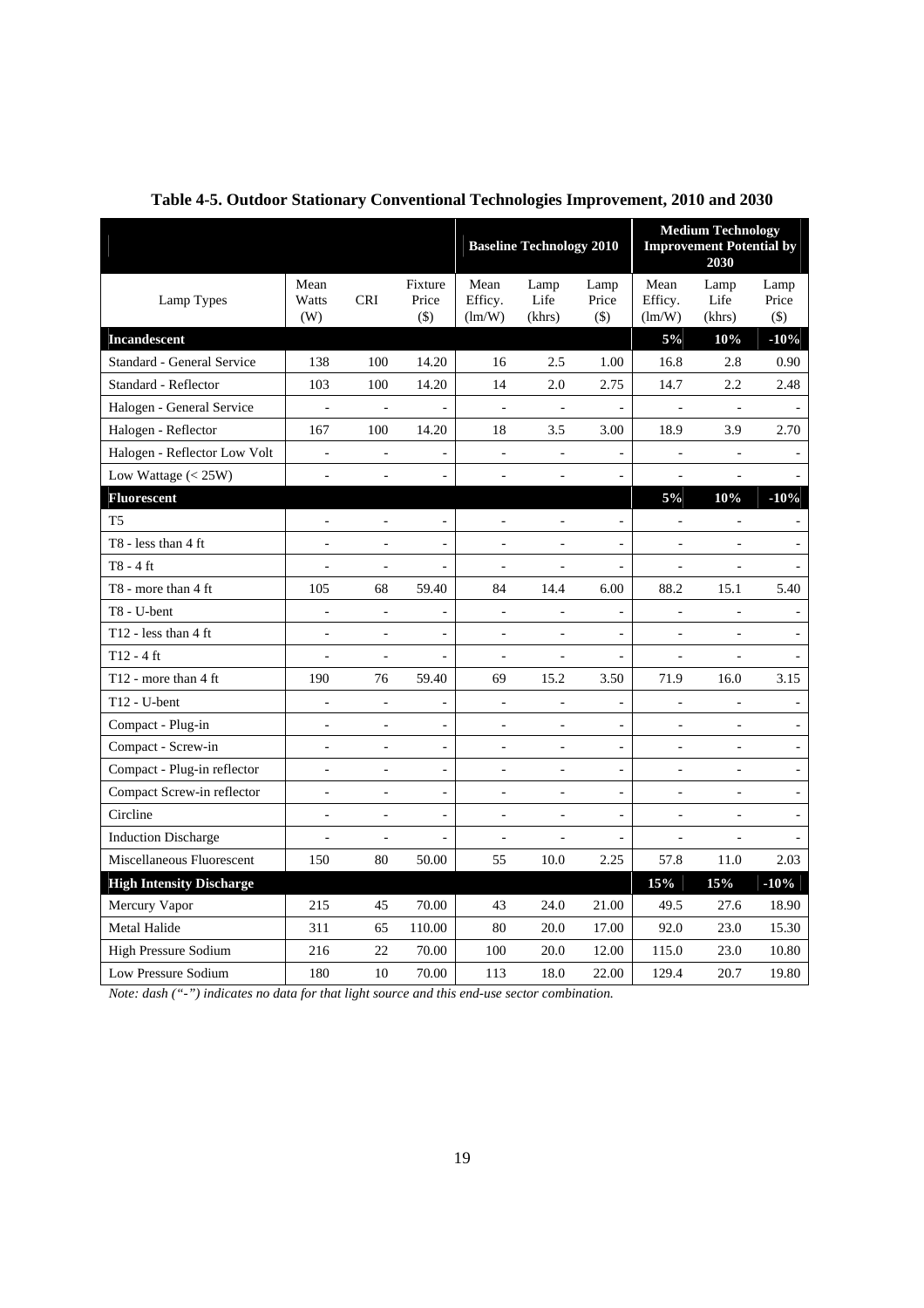**Table 4-5. Outdoor Stationary Conventional Technologies Improvement, 2010 and 2030**

| | | | | Baseline Technology 2010 | | | Medium Technology Improvement Potential by 2030 | | |
|---|---|---|---|---|---|---|---|---|---|
| Lamp Types | Mean Watts (W) | CRI | Fixture Price ($) | Mean Efficy. (lm/W) | Lamp Life (khrs) | Lamp Price ($) | Mean Efficy. (lm/W) | Lamp Life (khrs) | Lamp Price ($) |
| **Incandescent** | | | | | | | **5%** | **10%** | **-10%** |
| Standard - General Service | 138 | 100 | 14.20 | 16 | 2.5 | 1.00 | 16.8 | 2.8 | 0.90 |
| Standard - Reflector | 103 | 100 | 14.20 | 14 | 2.0 | 2.75 | 14.7 | 2.2 | 2.48 |
| Halogen - General Service | - | - | - | - | - | - | - | - | - |
| Halogen - Reflector | 167 | 100 | 14.20 | 18 | 3.5 | 3.00 | 18.9 | 3.9 | 2.70 |
| Halogen - Reflector Low Volt | - | - | - | - | - | - | - | - | - |
| Low Wattage (< 25W) | - | - | - | - | - | - | - | - | - |
| **Fluorescent** | | | | | | | **5%** | **10%** | **-10%** |
| T5 | - | - | - | - | - | - | - | - | - |
| T8 - less than 4 ft | - | - | - | - | - | - | - | - | - |
| T8 - 4 ft | - | - | - | - | - | - | - | - | - |
| T8 - more than 4 ft | 105 | 68 | 59.40 | 84 | 14.4 | 6.00 | 88.2 | 15.1 | 5.40 |
| T8 - U-bent | - | - | - | - | - | - | - | - | - |
| T12 - less than 4 ft | - | - | - | - | - | - | - | - | - |
| T12 - 4 ft | - | - | - | - | - | - | - | - | - |
| T12 - more than 4 ft | 190 | 76 | 59.40 | 69 | 15.2 | 3.50 | 71.9 | 16.0 | 3.15 |
| T12 - U-bent | - | - | - | - | - | - | - | - | - |
| Compact - Plug-in | - | - | - | - | - | - | - | - | - |
| Compact - Screw-in | - | - | - | - | - | - | - | - | - |
| Compact - Plug-in reflector | - | - | - | - | - | - | - | - | - |
| Compact Screw-in reflector | - | - | - | - | - | - | - | - | - |
| Circline | - | - | - | - | - | - | - | - | - |
| Induction Discharge | - | - | - | - | - | - | - | - | - |
| Miscellaneous Fluorescent | 150 | 80 | 50.00 | 55 | 10.0 | 2.25 | 57.8 | 11.0 | 2.03 |
| **High Intensity Discharge** | | | | | | | **15%** | **15%** | **-10%** |
| Mercury Vapor | 215 | 45 | 70.00 | 43 | 24.0 | 21.00 | 49.5 | 27.6 | 18.90 |
| Metal Halide | 311 | 65 | 110.00 | 80 | 20.0 | 17.00 | 92.0 | 23.0 | 15.30 |
| High Pressure Sodium | 216 | 22 | 70.00 | 100 | 20.0 | 12.00 | 115.0 | 23.0 | 10.80 |
| Low Pressure Sodium | 180 | 10 | 70.00 | 113 | 18.0 | 22.00 | 129.4 | 20.7 | 19.80 |

*Note: dash ("-") indicates no data for that light source and this end-use sector combination.*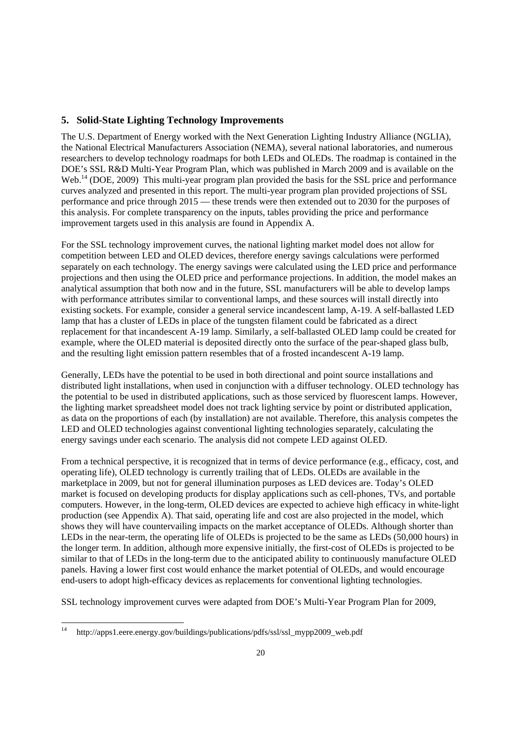## 5. Solid-State Lighting Technology Improvements

The U.S. Department of Energy worked with the Next Generation Lighting Industry Alliance (NGLIA), the National Electrical Manufacturers Association (NEMA), several national laboratories, and numerous researchers to develop technology roadmaps for both LEDs and OLEDs. The roadmap is contained in the DOE's SSL R&D Multi-Year Program Plan, which was published in March 2009 and is available on the Web.[14] (DOE, 2009) This multi-year program plan provided the basis for the SSL price and performance curves analyzed and presented in this report. The multi-year program plan provided projections of SSL performance and price through 2015 — these trends were then extended out to 2030 for the purposes of this analysis. For complete transparency on the inputs, tables providing the price and performance improvement targets used in this analysis are found in Appendix A.

For the SSL technology improvement curves, the national lighting market model does not allow for competition between LED and OLED devices, therefore energy savings calculations were performed separately on each technology. The energy savings were calculated using the LED price and performance projections and then using the OLED price and performance projections. In addition, the model makes an analytical assumption that both now and in the future, SSL manufacturers will be able to develop lamps with performance attributes similar to conventional lamps, and these sources will install directly into existing sockets. For example, consider a general service incandescent lamp, A-19. A self-ballasted LED lamp that has a cluster of LEDs in place of the tungsten filament could be fabricated as a direct replacement for that incandescent A-19 lamp. Similarly, a self-ballasted OLED lamp could be created for example, where the OLED material is deposited directly onto the surface of the pear-shaped glass bulb, and the resulting light emission pattern resembles that of a frosted incandescent A-19 lamp.

Generally, LEDs have the potential to be used in both directional and point source installations and distributed light installations, when used in conjunction with a diffuser technology. OLED technology has the potential to be used in distributed applications, such as those serviced by fluorescent lamps. However, the lighting market spreadsheet model does not track lighting service by point or distributed application, as data on the proportions of each (by installation) are not available. Therefore, this analysis competes the LED and OLED technologies against conventional lighting technologies separately, calculating the energy savings under each scenario. The analysis did not compete LED against OLED.

From a technical perspective, it is recognized that in terms of device performance (e.g., efficacy, cost, and operating life), OLED technology is currently trailing that of LEDs. OLEDs are available in the marketplace in 2009, but not for general illumination purposes as LED devices are. Today's OLED market is focused on developing products for display applications such as cell-phones, TVs, and portable computers. However, in the long-term, OLED devices are expected to achieve high efficacy in white-light production (see Appendix A). That said, operating life and cost are also projected in the model, which shows they will have countervailing impacts on the market acceptance of OLEDs. Although shorter than LEDs in the near-term, the operating life of OLEDs is projected to be the same as LEDs (50,000 hours) in the longer term. In addition, although more expensive initially, the first-cost of OLEDs is projected to be similar to that of LEDs in the long-term due to the anticipated ability to continuously manufacture OLED panels. Having a lower first cost would enhance the market potential of OLEDs, and would encourage end-users to adopt high-efficacy devices as replacements for conventional lighting technologies.

SSL technology improvement curves were adapted from DOE's Multi-Year Program Plan for 2009,

[14] http://apps1.eere.energy.gov/buildings/publications/pdfs/ssl/ssl_mypp2009_web.pdf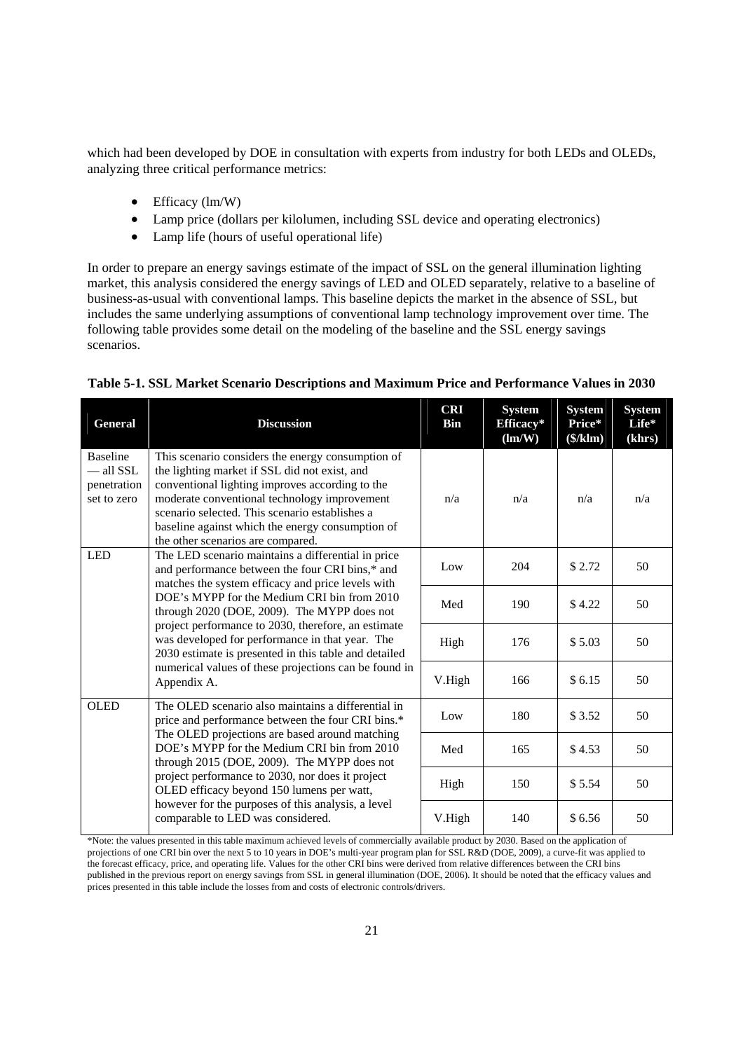which had been developed by DOE in consultation with experts from industry for both LEDs and OLEDs, analyzing three critical performance metrics:

- Efficacy (lm/W)
- Lamp price (dollars per kilolumen, including SSL device and operating electronics)
- Lamp life (hours of useful operational life)

In order to prepare an energy savings estimate of the impact of SSL on the general illumination lighting market, this analysis considered the energy savings of LED and OLED separately, relative to a baseline of business-as-usual with conventional lamps. This baseline depicts the market in the absence of SSL, but includes the same underlying assumptions of conventional lamp technology improvement over time. The following table provides some detail on the modeling of the baseline and the SSL energy savings scenarios.

**Table 5-1. SSL Market Scenario Descriptions and Maximum Price and Performance Values in 2030**

| General | Discussion | CRI Bin | System Efficacy* (lm/W) | System Price* ($/klm) | System Life* (khrs) |
|---|---|---|---|---|---|
| Baseline — all SSL penetration set to zero | This scenario considers the energy consumption of the lighting market if SSL did not exist, and conventional lighting improves according to the moderate conventional technology improvement scenario selected. This scenario establishes a baseline against which the energy consumption of the other scenarios are compared. | n/a | n/a | n/a | n/a |
| LED | The LED scenario maintains a differential in price and performance between the four CRI bins,* and matches the system efficacy and price levels with DOE's MYPP for the Medium CRI bin from 2010 through 2020 (DOE, 2009). The MYPP does not project performance to 2030, therefore, an estimate was developed for performance in that year. The 2030 estimate is presented in this table and detailed numerical values of these projections can be found in Appendix A. | Low | 204 | $ 2.72 | 50 |
| | | Med | 190 | $ 4.22 | 50 |
| | | High | 176 | $ 5.03 | 50 |
| | | V.High | 166 | $ 6.15 | 50 |
| OLED | The OLED scenario also maintains a differential in price and performance between the four CRI bins.* The OLED projections are based around matching DOE's MYPP for the Medium CRI bin from 2010 through 2015 (DOE, 2009). The MYPP does not project performance to 2030, nor does it project OLED efficacy beyond 150 lumens per watt, however for the purposes of this analysis, a level comparable to LED was considered. | Low | 180 | $ 3.52 | 50 |
| | | Med | 165 | $ 4.53 | 50 |
| | | High | 150 | $ 5.54 | 50 |
| | | V.High | 140 | $ 6.56 | 50 |

*Note: the values presented in this table maximum achieved levels of commercially available product by 2030. Based on the application of projections of one CRI bin over the next 5 to 10 years in DOE's multi-year program plan for SSL R&D (DOE, 2009), a curve-fit was applied to the forecast efficacy, price, and operating life. Values for the other CRI bins were derived from relative differences between the CRI bins published in the previous report on energy savings from SSL in general illumination (DOE, 2006). It should be noted that the efficacy values and prices presented in this table include the losses from and costs of electronic controls/drivers.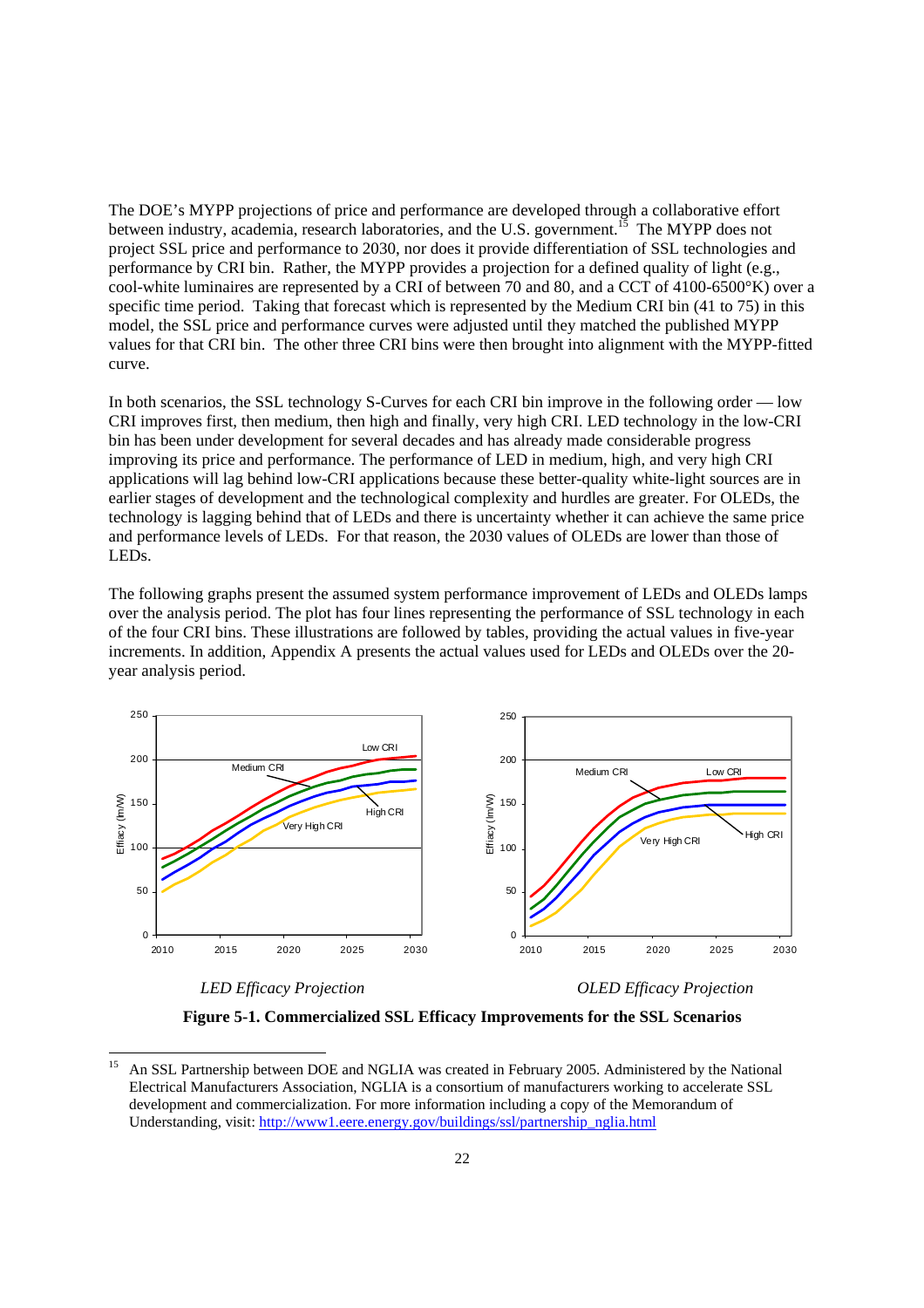The DOE's MYPP projections of price and performance are developed through a collaborative effort between industry, academia, research laboratories, and the U.S. government.[15] The MYPP does not project SSL price and performance to 2030, nor does it provide differentiation of SSL technologies and performance by CRI bin. Rather, the MYPP provides a projection for a defined quality of light (e.g., cool-white luminaires are represented by a CRI of between 70 and 80, and a CCT of 4100-6500°K) over a specific time period. Taking that forecast which is represented by the Medium CRI bin (41 to 75) in this model, the SSL price and performance curves were adjusted until they matched the published MYPP values for that CRI bin. The other three CRI bins were then brought into alignment with the MYPP-fitted curve.

In both scenarios, the SSL technology S-Curves for each CRI bin improve in the following order — low CRI improves first, then medium, then high and finally, very high CRI. LED technology in the low-CRI bin has been under development for several decades and has already made considerable progress improving its price and performance. The performance of LED in medium, high, and very high CRI applications will lag behind low-CRI applications because these better-quality white-light sources are in earlier stages of development and the technological complexity and hurdles are greater. For OLEDs, the technology is lagging behind that of LEDs and there is uncertainty whether it can achieve the same price and performance levels of LEDs. For that reason, the 2030 values of OLEDs are lower than those of LEDs.

The following graphs present the assumed system performance improvement of LEDs and OLEDs lamps over the analysis period. The plot has four lines representing the performance of SSL technology in each of the four CRI bins. These illustrations are followed by tables, providing the actual values in five-year increments. In addition, Appendix A presents the actual values used for LEDs and OLEDs over the 20-year analysis period.

*LED Efficacy Projection* *OLED Efficacy Projection*

**Figure 5-1. Commercialized SSL Efficacy Improvements for the SSL Scenarios**

---

[15] An SSL Partnership between DOE and NGLIA was created in February 2005. Administered by the National Electrical Manufacturers Association, NGLIA is a consortium of manufacturers working to accelerate SSL development and commercialization. For more information including a copy of the Memorandum of Understanding, visit: http://www1.eere.energy.gov/buildings/ssl/partnership_nglia.html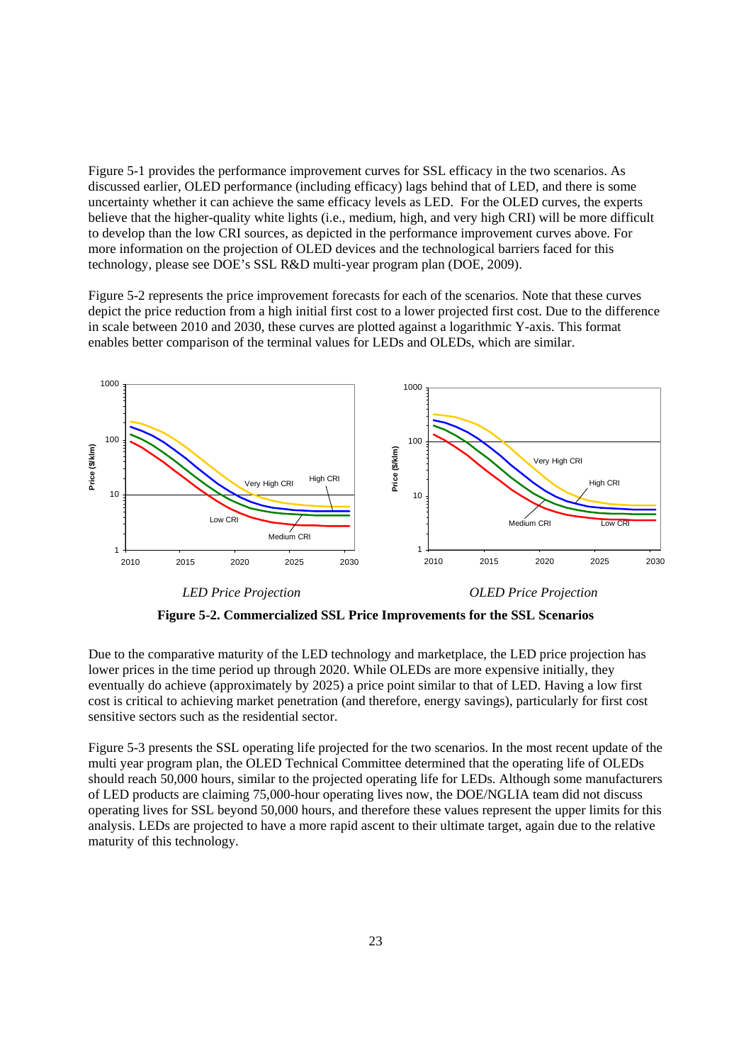Figure 5-1 provides the performance improvement curves for SSL efficacy in the two scenarios. As discussed earlier, OLED performance (including efficacy) lags behind that of LED, and there is some uncertainty whether it can achieve the same efficacy levels as LED. For the OLED curves, the experts believe that the higher-quality white lights (i.e., medium, high, and very high CRI) will be more difficult to develop than the low CRI sources, as depicted in the performance improvement curves above. For more information on the projection of OLED devices and the technological barriers faced for this technology, please see DOE's SSL R&D multi-year program plan (DOE, 2009).

Figure 5-2 represents the price improvement forecasts for each of the scenarios. Note that these curves depict the price reduction from a high initial first cost to a lower projected first cost. Due to the difference in scale between 2010 and 2030, these curves are plotted against a logarithmic Y-axis. This format enables better comparison of the terminal values for LEDs and OLEDs, which are similar.

*LED Price Projection* *OLED Price Projection*

**Figure 5-2. Commercialized SSL Price Improvements for the SSL Scenarios**

Due to the comparative maturity of the LED technology and marketplace, the LED price projection has lower prices in the time period up through 2020. While OLEDs are more expensive initially, they eventually do achieve (approximately by 2025) a price point similar to that of LED. Having a low first cost is critical to achieving market penetration (and therefore, energy savings), particularly for first cost sensitive sectors such as the residential sector.

Figure 5-3 presents the SSL operating life projected for the two scenarios. In the most recent update of the multi year program plan, the OLED Technical Committee determined that the operating life of OLEDs should reach 50,000 hours, similar to the projected operating life for LEDs. Although some manufacturers of LED products are claiming 75,000-hour operating lives now, the DOE/NGLIA team did not discuss operating lives for SSL beyond 50,000 hours, and therefore these values represent the upper limits for this analysis. LEDs are projected to have a more rapid ascent to their ultimate target, again due to the relative maturity of this technology.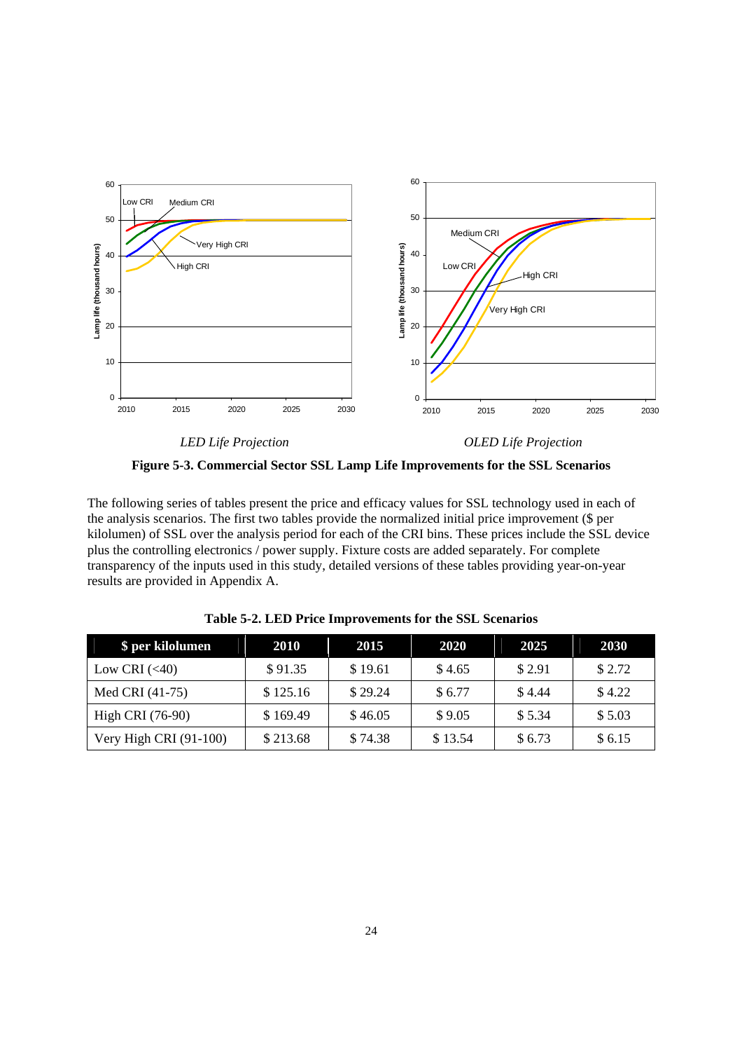*LED Life Projection*

*OLED Life Projection*

**Figure 5-3. Commercial Sector SSL Lamp Life Improvements for the SSL Scenarios**

The following series of tables present the price and efficacy values for SSL technology used in each of the analysis scenarios. The first two tables provide the normalized initial price improvement ($ per kilolumen) of SSL over the analysis period for each of the CRI bins. These prices include the SSL device plus the controlling electronics / power supply. Fixture costs are added separately. For complete transparency of the inputs used in this study, detailed versions of these tables providing year-on-year results are provided in Appendix A.

**Table 5-2. LED Price Improvements for the SSL Scenarios**

| $ per kilolumen | 2010 | 2015 | 2020 | 2025 | 2030 |
|---|---|---|---|---|---|
| Low CRI (<40) | $ 91.35 | $ 19.61 | $ 4.65 | $ 2.91 | $ 2.72 |
| Med CRI (41-75) | $ 125.16 | $ 29.24 | $ 6.77 | $ 4.44 | $ 4.22 |
| High CRI (76-90) | $ 169.49 | $ 46.05 | $ 9.05 | $ 5.34 | $ 5.03 |
| Very High CRI (91-100) | $ 213.68 | $ 74.38 | $ 13.54 | $ 6.73 | $ 6.15 |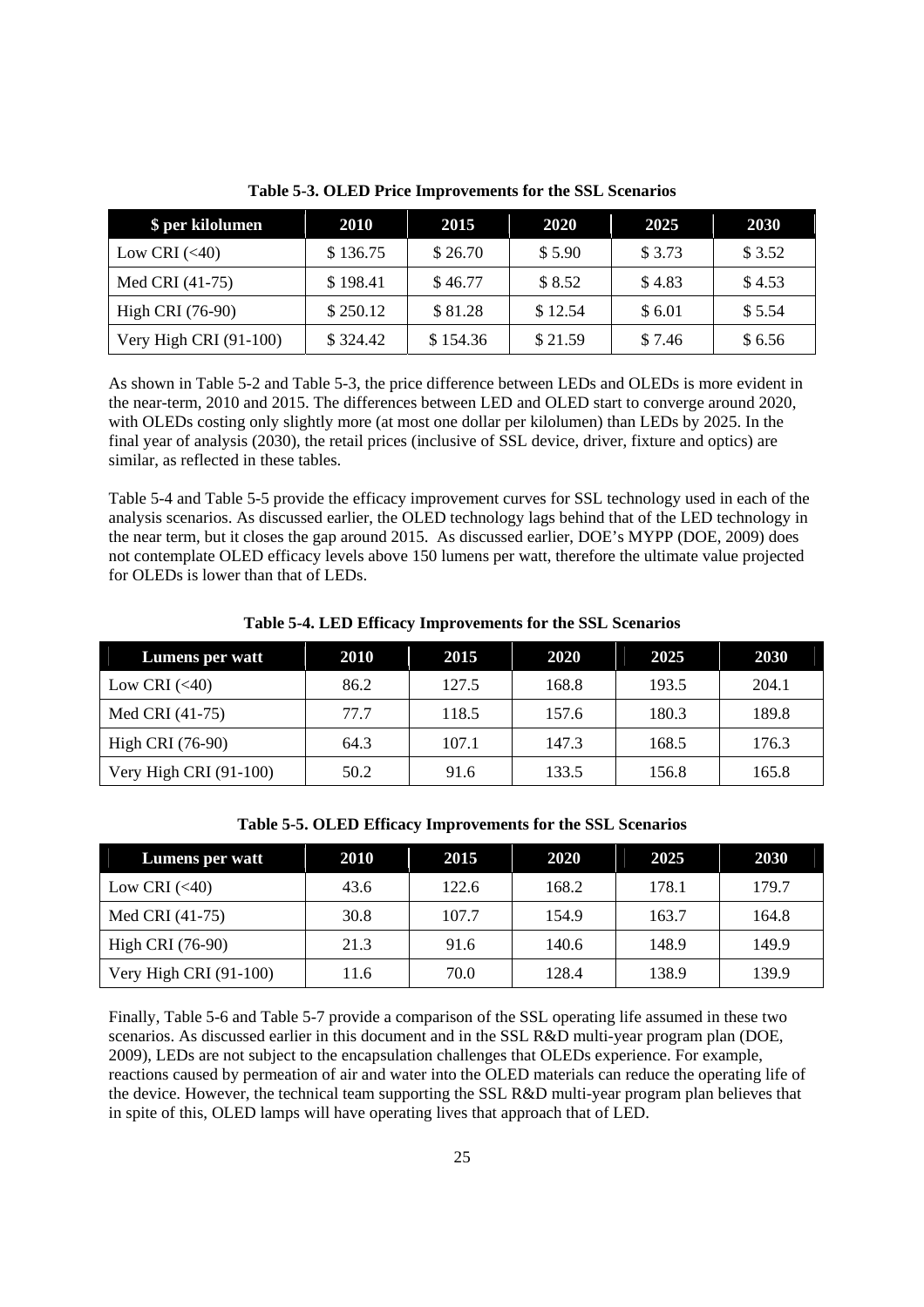**Table 5-3. OLED Price Improvements for the SSL Scenarios**

| $ per kilolumen | 2010 | 2015 | 2020 | 2025 | 2030 |
|---|---|---|---|---|---|
| Low CRI (<40) | $ 136.75 | $ 26.70 | $ 5.90 | $ 3.73 | $ 3.52 |
| Med CRI (41-75) | $ 198.41 | $ 46.77 | $ 8.52 | $ 4.83 | $ 4.53 |
| High CRI (76-90) | $ 250.12 | $ 81.28 | $ 12.54 | $ 6.01 | $ 5.54 |
| Very High CRI (91-100) | $ 324.42 | $ 154.36 | $ 21.59 | $ 7.46 | $ 6.56 |

As shown in Table 5-2 and Table 5-3, the price difference between LEDs and OLEDs is more evident in the near-term, 2010 and 2015. The differences between LED and OLED start to converge around 2020, with OLEDs costing only slightly more (at most one dollar per kilolumen) than LEDs by 2025. In the final year of analysis (2030), the retail prices (inclusive of SSL device, driver, fixture and optics) are similar, as reflected in these tables.

Table 5-4 and Table 5-5 provide the efficacy improvement curves for SSL technology used in each of the analysis scenarios. As discussed earlier, the OLED technology lags behind that of the LED technology in the near term, but it closes the gap around 2015. As discussed earlier, DOE's MYPP (DOE, 2009) does not contemplate OLED efficacy levels above 150 lumens per watt, therefore the ultimate value projected for OLEDs is lower than that of LEDs.

**Table 5-4. LED Efficacy Improvements for the SSL Scenarios**

| Lumens per watt | 2010 | 2015 | 2020 | 2025 | 2030 |
|---|---|---|---|---|---|
| Low CRI (<40) | 86.2 | 127.5 | 168.8 | 193.5 | 204.1 |
| Med CRI (41-75) | 77.7 | 118.5 | 157.6 | 180.3 | 189.8 |
| High CRI (76-90) | 64.3 | 107.1 | 147.3 | 168.5 | 176.3 |
| Very High CRI (91-100) | 50.2 | 91.6 | 133.5 | 156.8 | 165.8 |

**Table 5-5. OLED Efficacy Improvements for the SSL Scenarios**

| Lumens per watt | 2010 | 2015 | 2020 | 2025 | 2030 |
|---|---|---|---|---|---|
| Low CRI (<40) | 43.6 | 122.6 | 168.2 | 178.1 | 179.7 |
| Med CRI (41-75) | 30.8 | 107.7 | 154.9 | 163.7 | 164.8 |
| High CRI (76-90) | 21.3 | 91.6 | 140.6 | 148.9 | 149.9 |
| Very High CRI (91-100) | 11.6 | 70.0 | 128.4 | 138.9 | 139.9 |

Finally, Table 5-6 and Table 5-7 provide a comparison of the SSL operating life assumed in these two scenarios. As discussed earlier in this document and in the SSL R&D multi-year program plan (DOE, 2009), LEDs are not subject to the encapsulation challenges that OLEDs experience. For example, reactions caused by permeation of air and water into the OLED materials can reduce the operating life of the device. However, the technical team supporting the SSL R&D multi-year program plan believes that in spite of this, OLED lamps will have operating lives that approach that of LED.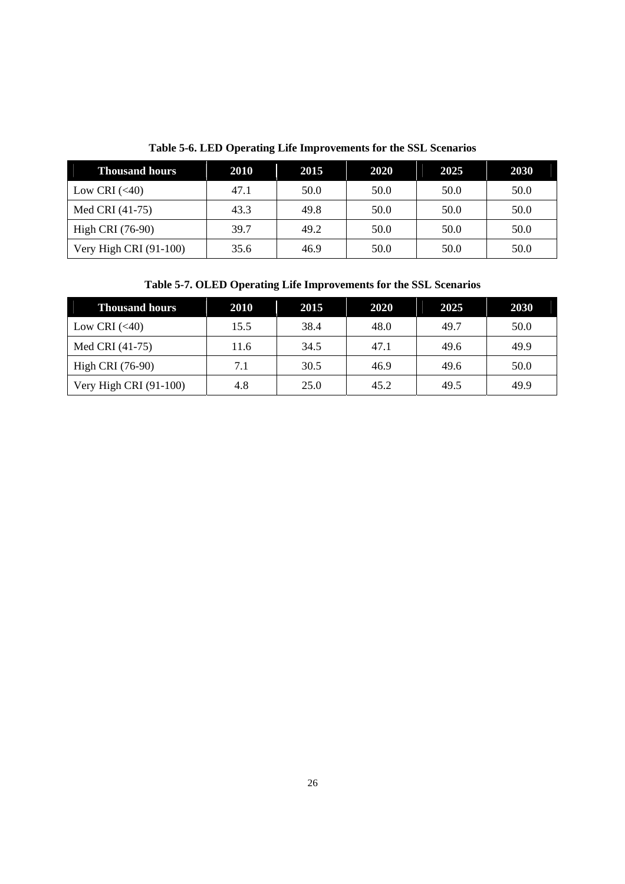**Table 5-6. LED Operating Life Improvements for the SSL Scenarios**

| Thousand hours | 2010 | 2015 | 2020 | 2025 | 2030 |
|---|---|---|---|---|---|
| Low CRI (<40) | 47.1 | 50.0 | 50.0 | 50.0 | 50.0 |
| Med CRI (41-75) | 43.3 | 49.8 | 50.0 | 50.0 | 50.0 |
| High CRI (76-90) | 39.7 | 49.2 | 50.0 | 50.0 | 50.0 |
| Very High CRI (91-100) | 35.6 | 46.9 | 50.0 | 50.0 | 50.0 |

**Table 5-7. OLED Operating Life Improvements for the SSL Scenarios**

| Thousand hours | 2010 | 2015 | 2020 | 2025 | 2030 |
|---|---|---|---|---|---|
| Low CRI (<40) | 15.5 | 38.4 | 48.0 | 49.7 | 50.0 |
| Med CRI (41-75) | 11.6 | 34.5 | 47.1 | 49.6 | 49.9 |
| High CRI (76-90) | 7.1 | 30.5 | 46.9 | 49.6 | 50.0 |
| Very High CRI (91-100) | 4.8 | 25.0 | 45.2 | 49.5 | 49.9 |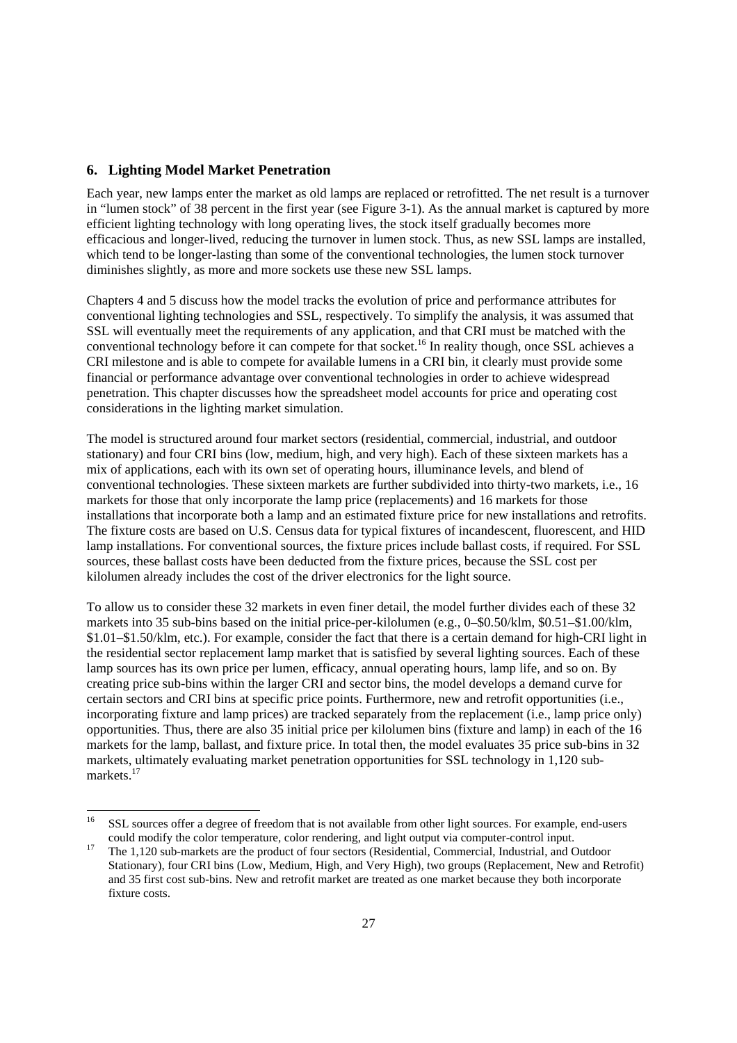## 6. Lighting Model Market Penetration

Each year, new lamps enter the market as old lamps are replaced or retrofitted. The net result is a turnover in "lumen stock" of 38 percent in the first year (see Figure 3-1). As the annual market is captured by more efficient lighting technology with long operating lives, the stock itself gradually becomes more efficacious and longer-lived, reducing the turnover in lumen stock. Thus, as new SSL lamps are installed, which tend to be longer-lasting than some of the conventional technologies, the lumen stock turnover diminishes slightly, as more and more sockets use these new SSL lamps.

Chapters 4 and 5 discuss how the model tracks the evolution of price and performance attributes for conventional lighting technologies and SSL, respectively. To simplify the analysis, it was assumed that SSL will eventually meet the requirements of any application, and that CRI must be matched with the conventional technology before it can compete for that socket.[16] In reality though, once SSL achieves a CRI milestone and is able to compete for available lumens in a CRI bin, it clearly must provide some financial or performance advantage over conventional technologies in order to achieve widespread penetration. This chapter discusses how the spreadsheet model accounts for price and operating cost considerations in the lighting market simulation.

The model is structured around four market sectors (residential, commercial, industrial, and outdoor stationary) and four CRI bins (low, medium, high, and very high). Each of these sixteen markets has a mix of applications, each with its own set of operating hours, illuminance levels, and blend of conventional technologies. These sixteen markets are further subdivided into thirty-two markets, i.e., 16 markets for those that only incorporate the lamp price (replacements) and 16 markets for those installations that incorporate both a lamp and an estimated fixture price for new installations and retrofits. The fixture costs are based on U.S. Census data for typical fixtures of incandescent, fluorescent, and HID lamp installations. For conventional sources, the fixture prices include ballast costs, if required. For SSL sources, these ballast costs have been deducted from the fixture prices, because the SSL cost per kilolumen already includes the cost of the driver electronics for the light source.

To allow us to consider these 32 markets in even finer detail, the model further divides each of these 32 markets into 35 sub-bins based on the initial price-per-kilolumen (e.g., 0–\$0.50/klm, \$0.51–\$1.00/klm, \$1.01–\$1.50/klm, etc.). For example, consider the fact that there is a certain demand for high-CRI light in the residential sector replacement lamp market that is satisfied by several lighting sources. Each of these lamp sources has its own price per lumen, efficacy, annual operating hours, lamp life, and so on. By creating price sub-bins within the larger CRI and sector bins, the model develops a demand curve for certain sectors and CRI bins at specific price points. Furthermore, new and retrofit opportunities (i.e., incorporating fixture and lamp prices) are tracked separately from the replacement (i.e., lamp price only) opportunities. Thus, there are also 35 initial price per kilolumen bins (fixture and lamp) in each of the 16 markets for the lamp, ballast, and fixture price. In total then, the model evaluates 35 price sub-bins in 32 markets, ultimately evaluating market penetration opportunities for SSL technology in 1,120 sub-markets.[17]

---

[16] SSL sources offer a degree of freedom that is not available from other light sources. For example, end-users could modify the color temperature, color rendering, and light output via computer-control input.

[17] The 1,120 sub-markets are the product of four sectors (Residential, Commercial, Industrial, and Outdoor Stationary), four CRI bins (Low, Medium, High, and Very High), two groups (Replacement, New and Retrofit) and 35 first cost sub-bins. New and retrofit market are treated as one market because they both incorporate fixture costs.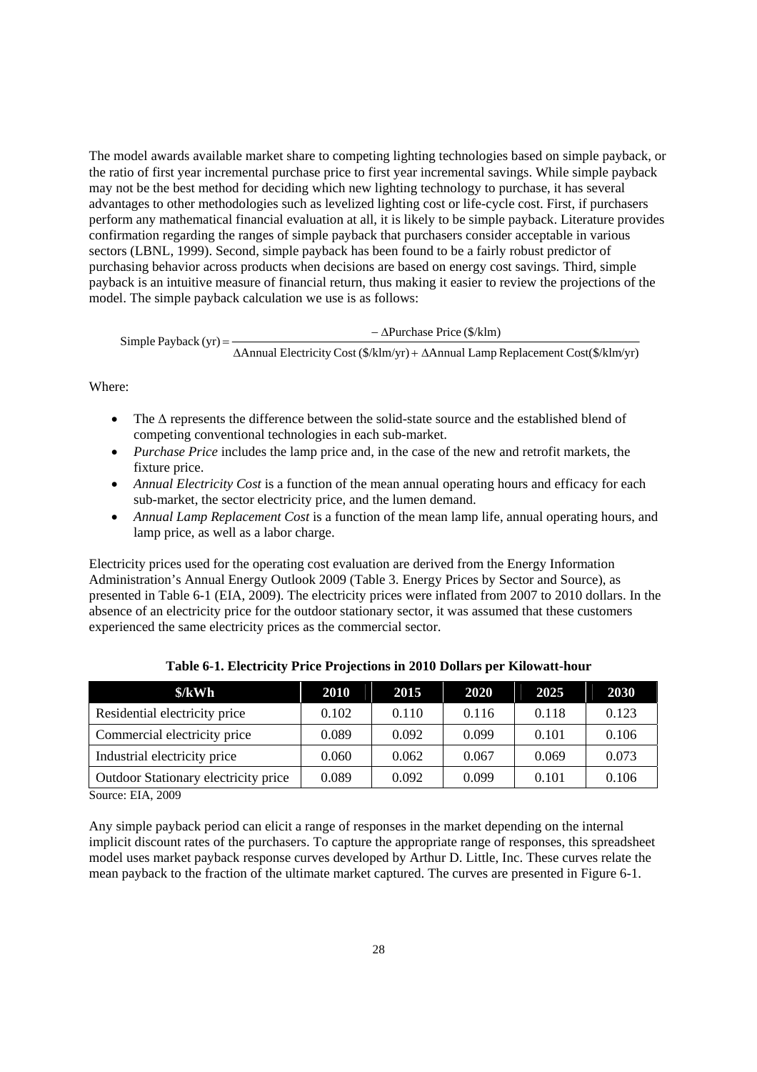The model awards available market share to competing lighting technologies based on simple payback, or the ratio of first year incremental purchase price to first year incremental savings. While simple payback may not be the best method for deciding which new lighting technology to purchase, it has several advantages to other methodologies such as levelized lighting cost or life-cycle cost. First, if purchasers perform any mathematical financial evaluation at all, it is likely to be simple payback. Literature provides confirmation regarding the ranges of simple payback that purchasers consider acceptable in various sectors (LBNL, 1999). Second, simple payback has been found to be a fairly robust predictor of purchasing behavior across products when decisions are based on energy cost savings. Third, simple payback is an intuitive measure of financial return, thus making it easier to review the projections of the model. The simple payback calculation we use is as follows:

$$\text{Simple Payback (yr)} = \frac{-\Delta\text{Purchase Price (\$/klm)}}{\Delta\text{Annual Electricity Cost (\$/klm/yr)} + \Delta\text{Annual Lamp Replacement Cost(\$/klm/yr)}}$$

Where:

- The Δ represents the difference between the solid-state source and the established blend of competing conventional technologies in each sub-market.
- *Purchase Price* includes the lamp price and, in the case of the new and retrofit markets, the fixture price.
- *Annual Electricity Cost* is a function of the mean annual operating hours and efficacy for each sub-market, the sector electricity price, and the lumen demand.
- *Annual Lamp Replacement Cost* is a function of the mean lamp life, annual operating hours, and lamp price, as well as a labor charge.

Electricity prices used for the operating cost evaluation are derived from the Energy Information Administration's Annual Energy Outlook 2009 (Table 3. Energy Prices by Sector and Source), as presented in Table 6-1 (EIA, 2009). The electricity prices were inflated from 2007 to 2010 dollars. In the absence of an electricity price for the outdoor stationary sector, it was assumed that these customers experienced the same electricity prices as the commercial sector.

**Table 6-1. Electricity Price Projections in 2010 Dollars per Kilowatt-hour**

| $/kWh | 2010 | 2015 | 2020 | 2025 | 2030 |
|---|---|---|---|---|---|
| Residential electricity price | 0.102 | 0.110 | 0.116 | 0.118 | 0.123 |
| Commercial electricity price | 0.089 | 0.092 | 0.099 | 0.101 | 0.106 |
| Industrial electricity price | 0.060 | 0.062 | 0.067 | 0.069 | 0.073 |
| Outdoor Stationary electricity price | 0.089 | 0.092 | 0.099 | 0.101 | 0.106 |

Source: EIA, 2009

Any simple payback period can elicit a range of responses in the market depending on the internal implicit discount rates of the purchasers. To capture the appropriate range of responses, this spreadsheet model uses market payback response curves developed by Arthur D. Little, Inc. These curves relate the mean payback to the fraction of the ultimate market captured. The curves are presented in Figure 6-1.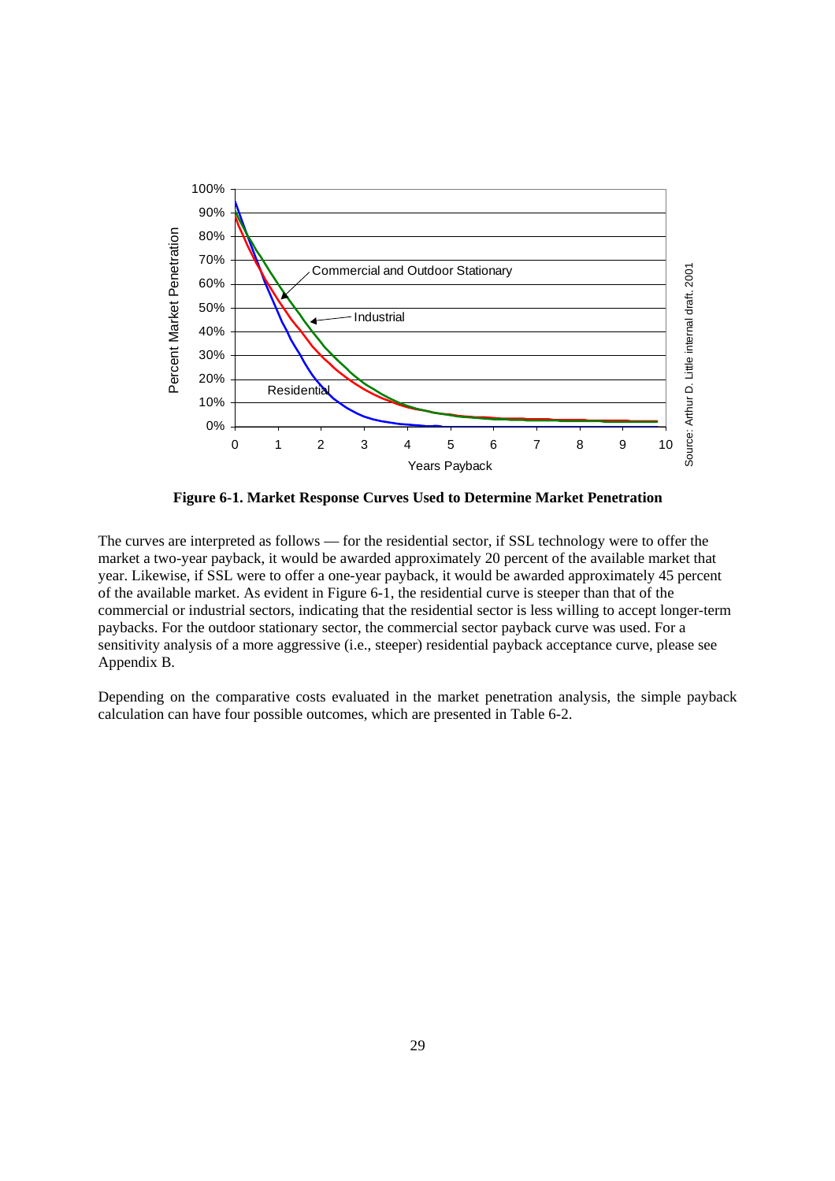**Figure 6-1. Market Response Curves Used to Determine Market Penetration**

The curves are interpreted as follows — for the residential sector, if SSL technology were to offer the market a two-year payback, it would be awarded approximately 20 percent of the available market that year. Likewise, if SSL were to offer a one-year payback, it would be awarded approximately 45 percent of the available market. As evident in Figure 6-1, the residential curve is steeper than that of the commercial or industrial sectors, indicating that the residential sector is less willing to accept longer-term paybacks. For the outdoor stationary sector, the commercial sector payback curve was used. For a sensitivity analysis of a more aggressive (i.e., steeper) residential payback acceptance curve, please see Appendix B.

Depending on the comparative costs evaluated in the market penetration analysis, the simple payback calculation can have four possible outcomes, which are presented in Table 6-2.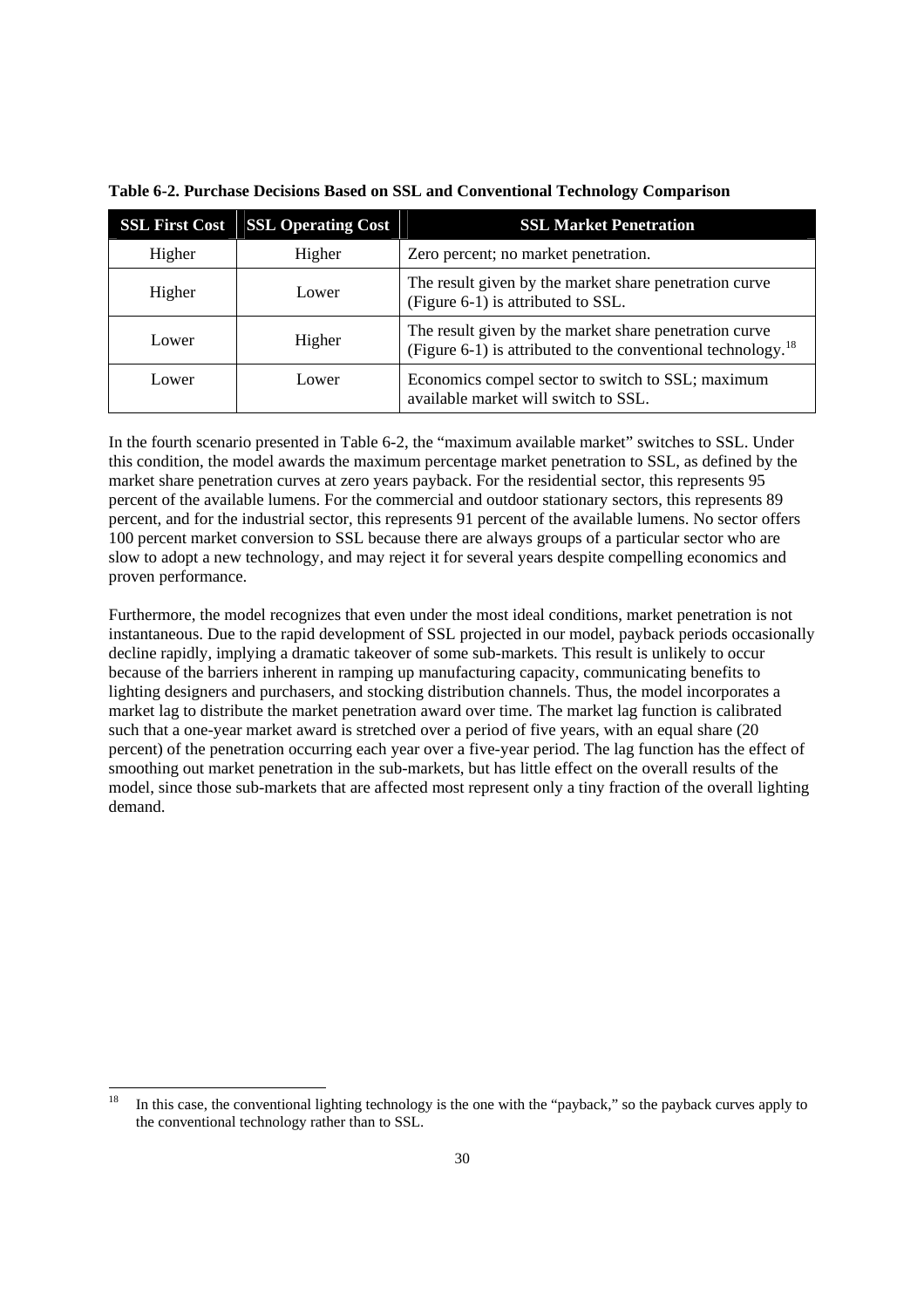**Table 6-2. Purchase Decisions Based on SSL and Conventional Technology Comparison**

| SSL First Cost | SSL Operating Cost | SSL Market Penetration |
|---|---|---|
| Higher | Higher | Zero percent; no market penetration. |
| Higher | Lower | The result given by the market share penetration curve (Figure 6-1) is attributed to SSL. |
| Lower | Higher | The result given by the market share penetration curve (Figure 6-1) is attributed to the conventional technology.[18] |
| Lower | Lower | Economics compel sector to switch to SSL; maximum available market will switch to SSL. |

In the fourth scenario presented in Table 6-2, the "maximum available market" switches to SSL. Under this condition, the model awards the maximum percentage market penetration to SSL, as defined by the market share penetration curves at zero years payback. For the residential sector, this represents 95 percent of the available lumens. For the commercial and outdoor stationary sectors, this represents 89 percent, and for the industrial sector, this represents 91 percent of the available lumens. No sector offers 100 percent market conversion to SSL because there are always groups of a particular sector who are slow to adopt a new technology, and may reject it for several years despite compelling economics and proven performance.

Furthermore, the model recognizes that even under the most ideal conditions, market penetration is not instantaneous. Due to the rapid development of SSL projected in our model, payback periods occasionally decline rapidly, implying a dramatic takeover of some sub-markets. This result is unlikely to occur because of the barriers inherent in ramping up manufacturing capacity, communicating benefits to lighting designers and purchasers, and stocking distribution channels. Thus, the model incorporates a market lag to distribute the market penetration award over time. The market lag function is calibrated such that a one-year market award is stretched over a period of five years, with an equal share (20 percent) of the penetration occurring each year over a five-year period. The lag function has the effect of smoothing out market penetration in the sub-markets, but has little effect on the overall results of the model, since those sub-markets that are affected most represent only a tiny fraction of the overall lighting demand.

[18] In this case, the conventional lighting technology is the one with the "payback," so the payback curves apply to the conventional technology rather than to SSL.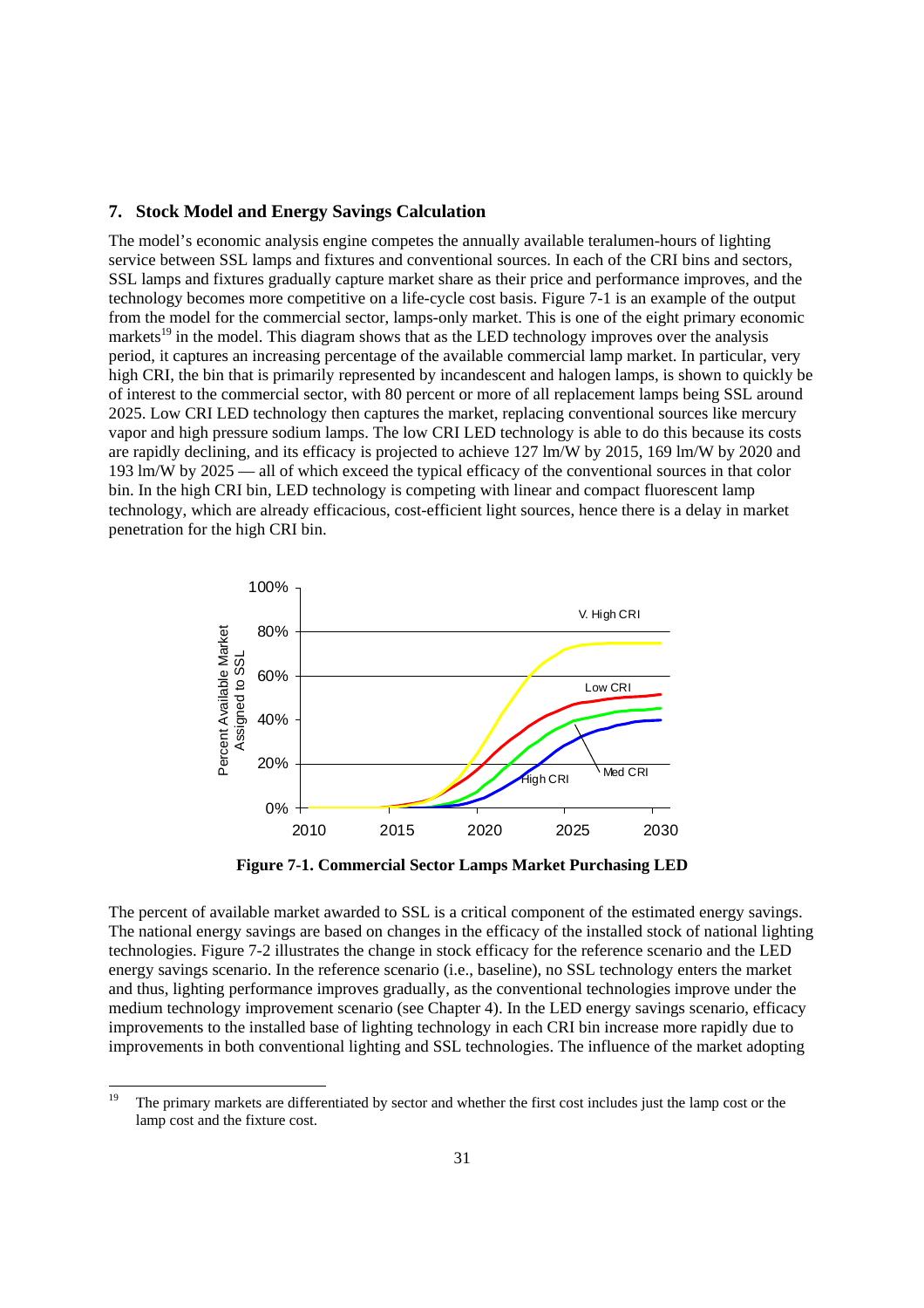## 7. Stock Model and Energy Savings Calculation

The model's economic analysis engine competes the annually available teralumen-hours of lighting service between SSL lamps and fixtures and conventional sources. In each of the CRI bins and sectors, SSL lamps and fixtures gradually capture market share as their price and performance improves, and the technology becomes more competitive on a life-cycle cost basis. Figure 7-1 is an example of the output from the model for the commercial sector, lamps-only market. This is one of the eight primary economic markets[19] in the model. This diagram shows that as the LED technology improves over the analysis period, it captures an increasing percentage of the available commercial lamp market. In particular, very high CRI, the bin that is primarily represented by incandescent and halogen lamps, is shown to quickly be of interest to the commercial sector, with 80 percent or more of all replacement lamps being SSL around 2025. Low CRI LED technology then captures the market, replacing conventional sources like mercury vapor and high pressure sodium lamps. The low CRI LED technology is able to do this because its costs are rapidly declining, and its efficacy is projected to achieve 127 lm/W by 2015, 169 lm/W by 2020 and 193 lm/W by 2025 — all of which exceed the typical efficacy of the conventional sources in that color bin. In the high CRI bin, LED technology is competing with linear and compact fluorescent lamp technology, which are already efficacious, cost-efficient light sources, hence there is a delay in market penetration for the high CRI bin.

**Figure 7-1. Commercial Sector Lamps Market Purchasing LED**

The percent of available market awarded to SSL is a critical component of the estimated energy savings. The national energy savings are based on changes in the efficacy of the installed stock of national lighting technologies. Figure 7-2 illustrates the change in stock efficacy for the reference scenario and the LED energy savings scenario. In the reference scenario (i.e., baseline), no SSL technology enters the market and thus, lighting performance improves gradually, as the conventional technologies improve under the medium technology improvement scenario (see Chapter 4). In the LED energy savings scenario, efficacy improvements to the installed base of lighting technology in each CRI bin increase more rapidly due to improvements in both conventional lighting and SSL technologies. The influence of the market adopting

---

[19] The primary markets are differentiated by sector and whether the first cost includes just the lamp cost or the lamp cost and the fixture cost.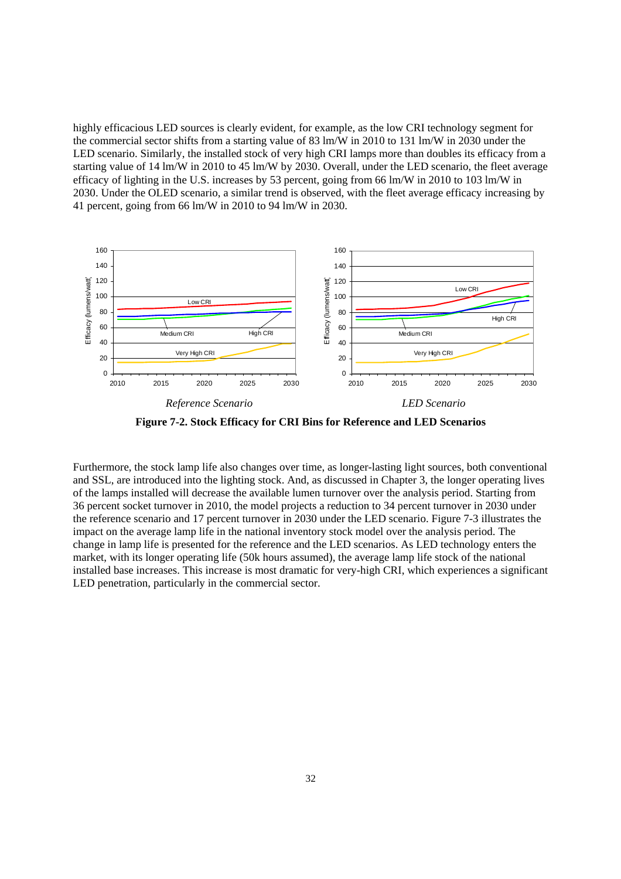highly efficacious LED sources is clearly evident, for example, as the low CRI technology segment for the commercial sector shifts from a starting value of 83 lm/W in 2010 to 131 lm/W in 2030 under the LED scenario. Similarly, the installed stock of very high CRI lamps more than doubles its efficacy from a starting value of 14 lm/W in 2010 to 45 lm/W by 2030. Overall, under the LED scenario, the fleet average efficacy of lighting in the U.S. increases by 53 percent, going from 66 lm/W in 2010 to 103 lm/W in 2030. Under the OLED scenario, a similar trend is observed, with the fleet average efficacy increasing by 41 percent, going from 66 lm/W in 2010 to 94 lm/W in 2030.

*Reference Scenario* *LED Scenario*

**Figure 7-2. Stock Efficacy for CRI Bins for Reference and LED Scenarios**

Furthermore, the stock lamp life also changes over time, as longer-lasting light sources, both conventional and SSL, are introduced into the lighting stock. And, as discussed in Chapter 3, the longer operating lives of the lamps installed will decrease the available lumen turnover over the analysis period. Starting from 36 percent socket turnover in 2010, the model projects a reduction to 34 percent turnover in 2030 under the reference scenario and 17 percent turnover in 2030 under the LED scenario. Figure 7-3 illustrates the impact on the average lamp life in the national inventory stock model over the analysis period. The change in lamp life is presented for the reference and the LED scenarios. As LED technology enters the market, with its longer operating life (50k hours assumed), the average lamp life stock of the national installed base increases. This increase is most dramatic for very-high CRI, which experiences a significant LED penetration, particularly in the commercial sector.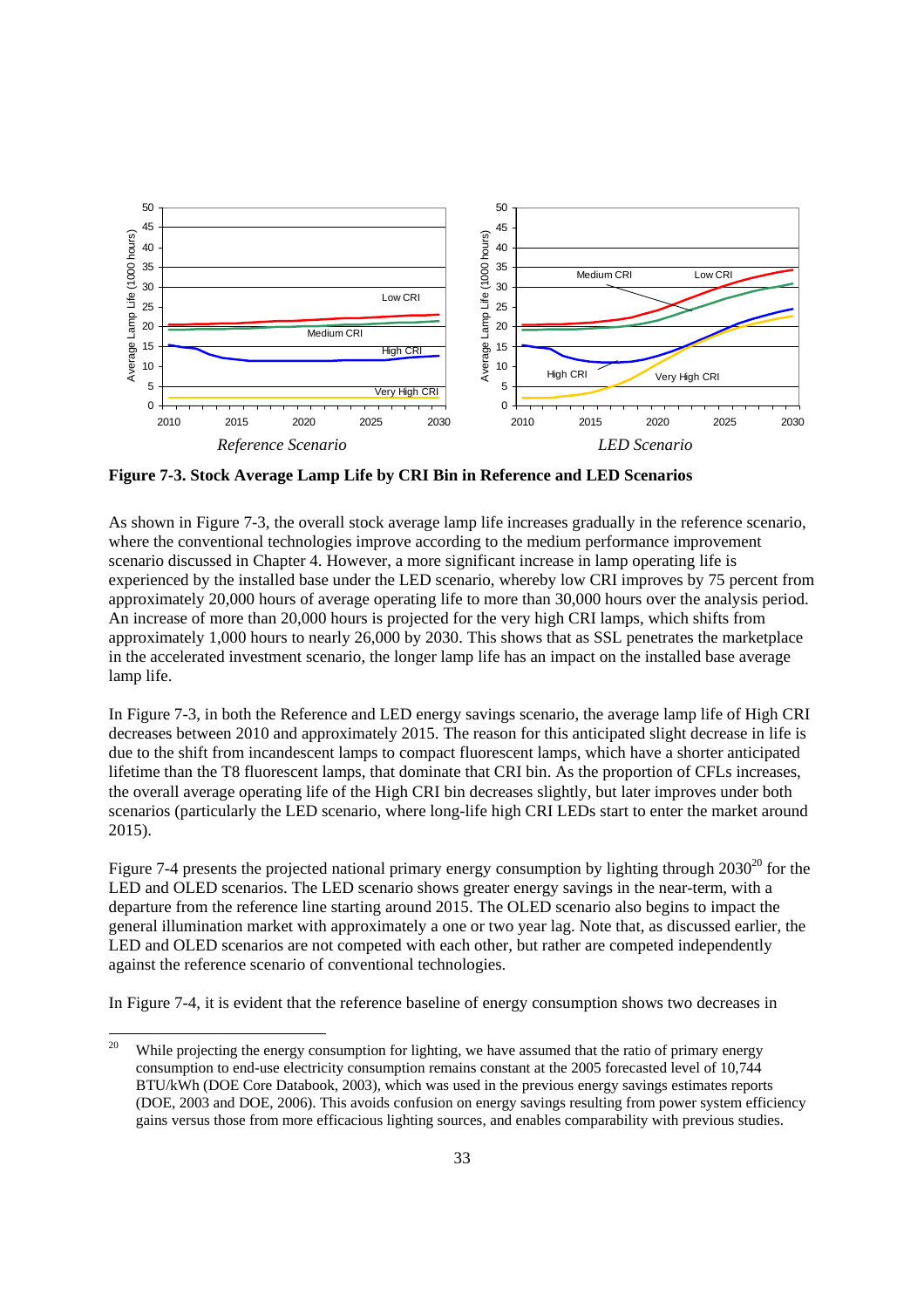**Figure 7-3. Stock Average Lamp Life by CRI Bin in Reference and LED Scenarios**

As shown in Figure 7-3, the overall stock average lamp life increases gradually in the reference scenario, where the conventional technologies improve according to the medium performance improvement scenario discussed in Chapter 4. However, a more significant increase in lamp operating life is experienced by the installed base under the LED scenario, whereby low CRI improves by 75 percent from approximately 20,000 hours of average operating life to more than 30,000 hours over the analysis period. An increase of more than 20,000 hours is projected for the very high CRI lamps, which shifts from approximately 1,000 hours to nearly 26,000 by 2030. This shows that as SSL penetrates the marketplace in the accelerated investment scenario, the longer lamp life has an impact on the installed base average lamp life.

In Figure 7-3, in both the Reference and LED energy savings scenario, the average lamp life of High CRI decreases between 2010 and approximately 2015. The reason for this anticipated slight decrease in life is due to the shift from incandescent lamps to compact fluorescent lamps, which have a shorter anticipated lifetime than the T8 fluorescent lamps, that dominate that CRI bin. As the proportion of CFLs increases, the overall average operating life of the High CRI bin decreases slightly, but later improves under both scenarios (particularly the LED scenario, where long-life high CRI LEDs start to enter the market around 2015).

Figure 7-4 presents the projected national primary energy consumption by lighting through 2030[20] for the LED and OLED scenarios. The LED scenario shows greater energy savings in the near-term, with a departure from the reference line starting around 2015. The OLED scenario also begins to impact the general illumination market with approximately a one or two year lag. Note that, as discussed earlier, the LED and OLED scenarios are not competed with each other, but rather are competed independently against the reference scenario of conventional technologies.

In Figure 7-4, it is evident that the reference baseline of energy consumption shows two decreases in

[20] While projecting the energy consumption for lighting, we have assumed that the ratio of primary energy consumption to end-use electricity consumption remains constant at the 2005 forecasted level of 10,744 BTU/kWh (DOE Core Databook, 2003), which was used in the previous energy savings estimates reports (DOE, 2003 and DOE, 2006). This avoids confusion on energy savings resulting from power system efficiency gains versus those from more efficacious lighting sources, and enables comparability with previous studies.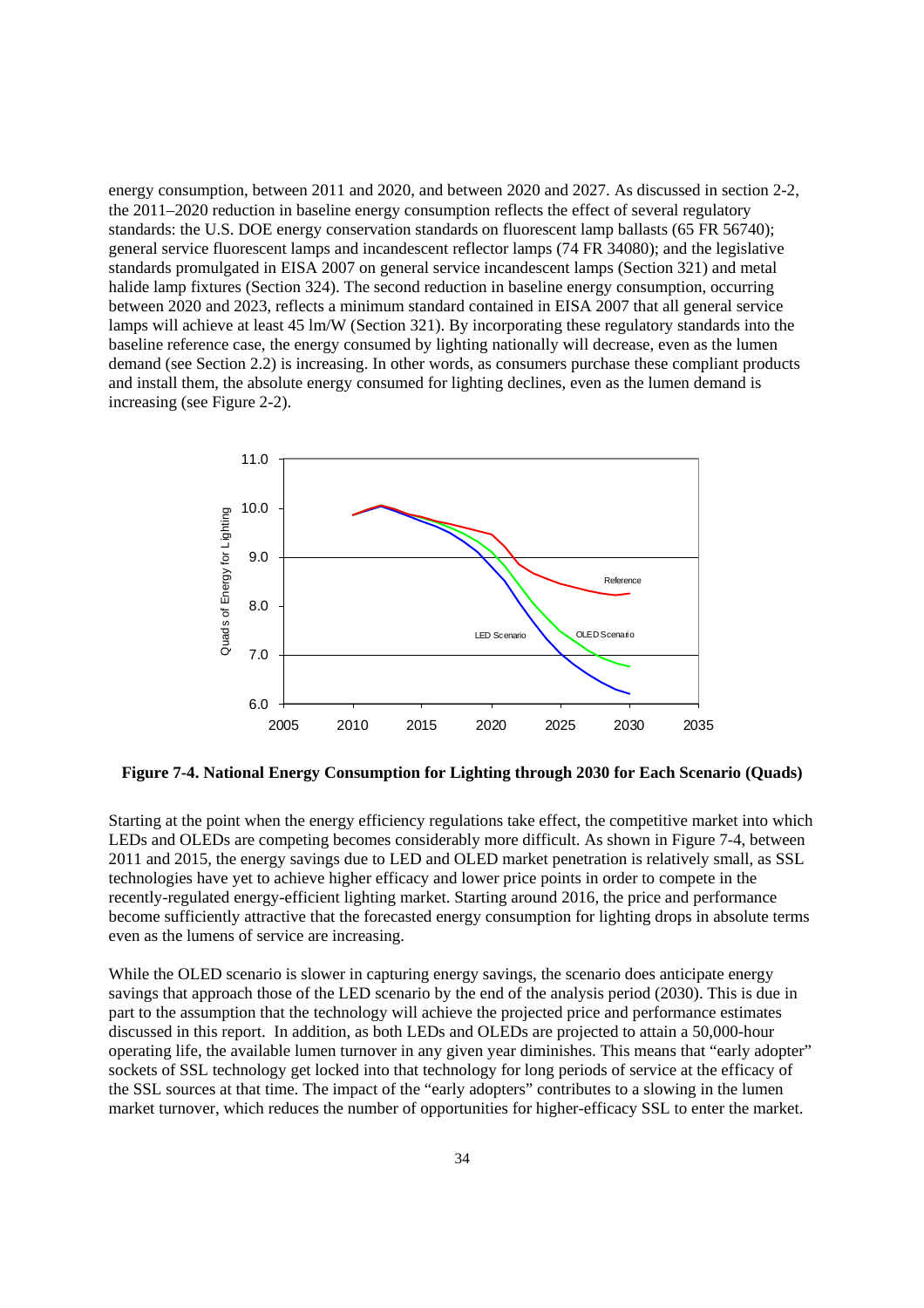energy consumption, between 2011 and 2020, and between 2020 and 2027. As discussed in section 2-2, the 2011–2020 reduction in baseline energy consumption reflects the effect of several regulatory standards: the U.S. DOE energy conservation standards on fluorescent lamp ballasts (65 FR 56740); general service fluorescent lamps and incandescent reflector lamps (74 FR 34080); and the legislative standards promulgated in EISA 2007 on general service incandescent lamps (Section 321) and metal halide lamp fixtures (Section 324). The second reduction in baseline energy consumption, occurring between 2020 and 2023, reflects a minimum standard contained in EISA 2007 that all general service lamps will achieve at least 45 lm/W (Section 321). By incorporating these regulatory standards into the baseline reference case, the energy consumed by lighting nationally will decrease, even as the lumen demand (see Section 2.2) is increasing. In other words, as consumers purchase these compliant products and install them, the absolute energy consumed for lighting declines, even as the lumen demand is increasing (see Figure 2-2).

**Figure 7-4. National Energy Consumption for Lighting through 2030 for Each Scenario (Quads)**

Starting at the point when the energy efficiency regulations take effect, the competitive market into which LEDs and OLEDs are competing becomes considerably more difficult. As shown in Figure 7-4, between 2011 and 2015, the energy savings due to LED and OLED market penetration is relatively small, as SSL technologies have yet to achieve higher efficacy and lower price points in order to compete in the recently-regulated energy-efficient lighting market. Starting around 2016, the price and performance become sufficiently attractive that the forecasted energy consumption for lighting drops in absolute terms even as the lumens of service are increasing.

While the OLED scenario is slower in capturing energy savings, the scenario does anticipate energy savings that approach those of the LED scenario by the end of the analysis period (2030). This is due in part to the assumption that the technology will achieve the projected price and performance estimates discussed in this report. In addition, as both LEDs and OLEDs are projected to attain a 50,000-hour operating life, the available lumen turnover in any given year diminishes. This means that "early adopter" sockets of SSL technology get locked into that technology for long periods of service at the efficacy of the SSL sources at that time. The impact of the "early adopters" contributes to a slowing in the lumen market turnover, which reduces the number of opportunities for higher-efficacy SSL to enter the market.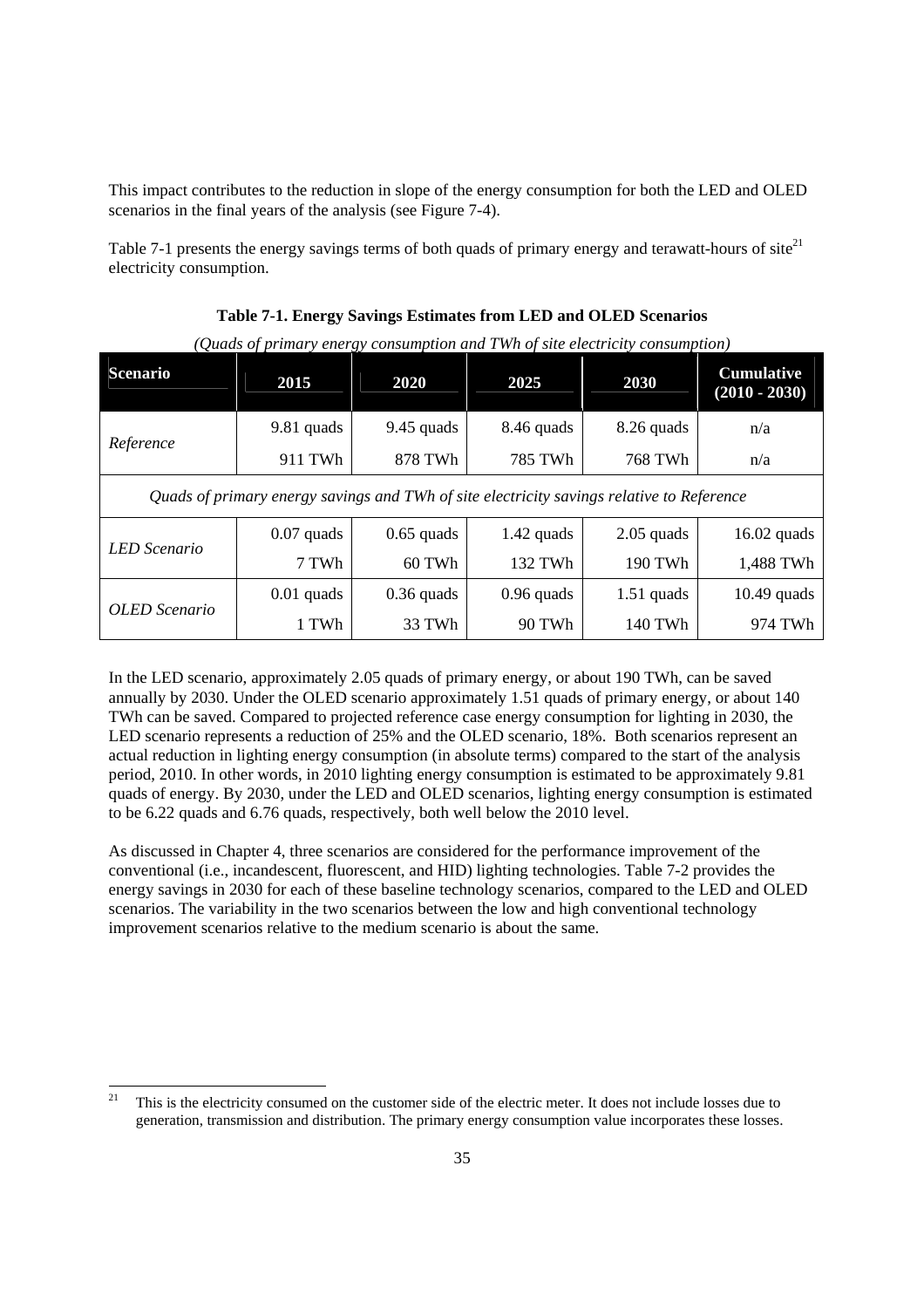This impact contributes to the reduction in slope of the energy consumption for both the LED and OLED scenarios in the final years of the analysis (see Figure 7-4).

Table 7-1 presents the energy savings terms of both quads of primary energy and terawatt-hours of site[21] electricity consumption.

**Table 7-1. Energy Savings Estimates from LED and OLED Scenarios**

*(Quads of primary energy consumption and TWh of site electricity consumption)*

| Scenario | 2015 | 2020 | 2025 | 2030 | Cumulative (2010 - 2030) |
|---|---|---|---|---|---|
| *Reference* | 9.81 quads | 9.45 quads | 8.46 quads | 8.26 quads | n/a |
| | 911 TWh | 878 TWh | 785 TWh | 768 TWh | n/a |
| *Quads of primary energy savings and TWh of site electricity savings relative to Reference* | | | | | |
| *LED Scenario* | 0.07 quads | 0.65 quads | 1.42 quads | 2.05 quads | 16.02 quads |
| | 7 TWh | 60 TWh | 132 TWh | 190 TWh | 1,488 TWh |
| *OLED Scenario* | 0.01 quads | 0.36 quads | 0.96 quads | 1.51 quads | 10.49 quads |
| | 1 TWh | 33 TWh | 90 TWh | 140 TWh | 974 TWh |

In the LED scenario, approximately 2.05 quads of primary energy, or about 190 TWh, can be saved annually by 2030. Under the OLED scenario approximately 1.51 quads of primary energy, or about 140 TWh can be saved. Compared to projected reference case energy consumption for lighting in 2030, the LED scenario represents a reduction of 25% and the OLED scenario, 18%. Both scenarios represent an actual reduction in lighting energy consumption (in absolute terms) compared to the start of the analysis period, 2010. In other words, in 2010 lighting energy consumption is estimated to be approximately 9.81 quads of energy. By 2030, under the LED and OLED scenarios, lighting energy consumption is estimated to be 6.22 quads and 6.76 quads, respectively, both well below the 2010 level.

As discussed in Chapter 4, three scenarios are considered for the performance improvement of the conventional (i.e., incandescent, fluorescent, and HID) lighting technologies. Table 7-2 provides the energy savings in 2030 for each of these baseline technology scenarios, compared to the LED and OLED scenarios. The variability in the two scenarios between the low and high conventional technology improvement scenarios relative to the medium scenario is about the same.

---

[21] This is the electricity consumed on the customer side of the electric meter. It does not include losses due to generation, transmission and distribution. The primary energy consumption value incorporates these losses.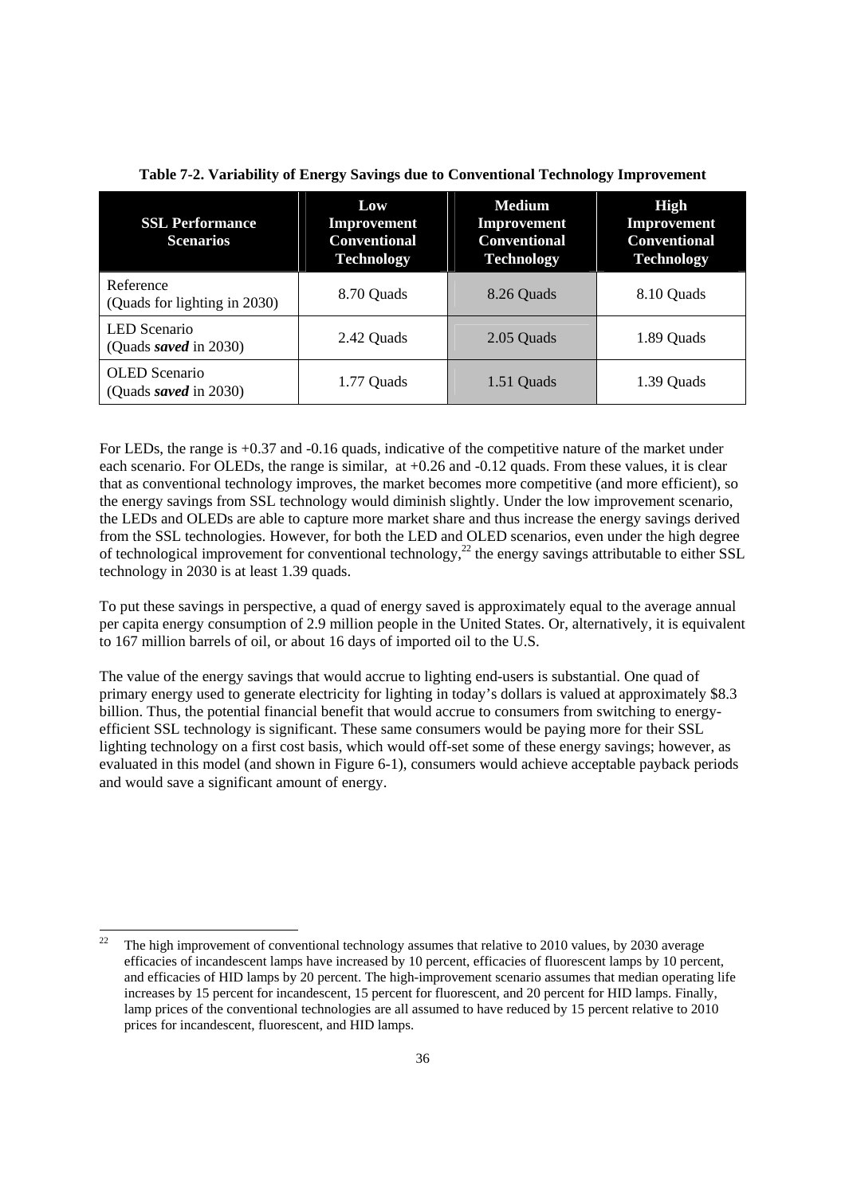**Table 7-2. Variability of Energy Savings due to Conventional Technology Improvement**

| SSL Performance Scenarios | Low Improvement Conventional Technology | Medium Improvement Conventional Technology | High Improvement Conventional Technology |
|---|---|---|---|
| Reference (Quads for lighting in 2030) | 8.70 Quads | 8.26 Quads | 8.10 Quads |
| LED Scenario (Quads ***saved*** in 2030) | 2.42 Quads | 2.05 Quads | 1.89 Quads |
| OLED Scenario (Quads ***saved*** in 2030) | 1.77 Quads | 1.51 Quads | 1.39 Quads |

For LEDs, the range is +0.37 and -0.16 quads, indicative of the competitive nature of the market under each scenario. For OLEDs, the range is similar, at +0.26 and -0.12 quads. From these values, it is clear that as conventional technology improves, the market becomes more competitive (and more efficient), so the energy savings from SSL technology would diminish slightly. Under the low improvement scenario, the LEDs and OLEDs are able to capture more market share and thus increase the energy savings derived from the SSL technologies. However, for both the LED and OLED scenarios, even under the high degree of technological improvement for conventional technology,[22] the energy savings attributable to either SSL technology in 2030 is at least 1.39 quads.

To put these savings in perspective, a quad of energy saved is approximately equal to the average annual per capita energy consumption of 2.9 million people in the United States. Or, alternatively, it is equivalent to 167 million barrels of oil, or about 16 days of imported oil to the U.S.

The value of the energy savings that would accrue to lighting end-users is substantial. One quad of primary energy used to generate electricity for lighting in today's dollars is valued at approximately $8.3 billion. Thus, the potential financial benefit that would accrue to consumers from switching to energy-efficient SSL technology is significant. These same consumers would be paying more for their SSL lighting technology on a first cost basis, which would off-set some of these energy savings; however, as evaluated in this model (and shown in Figure 6-1), consumers would achieve acceptable payback periods and would save a significant amount of energy.

[22] The high improvement of conventional technology assumes that relative to 2010 values, by 2030 average efficacies of incandescent lamps have increased by 10 percent, efficacies of fluorescent lamps by 10 percent, and efficacies of HID lamps by 20 percent. The high-improvement scenario assumes that median operating life increases by 15 percent for incandescent, 15 percent for fluorescent, and 20 percent for HID lamps. Finally, lamp prices of the conventional technologies are all assumed to have reduced by 15 percent relative to 2010 prices for incandescent, fluorescent, and HID lamps.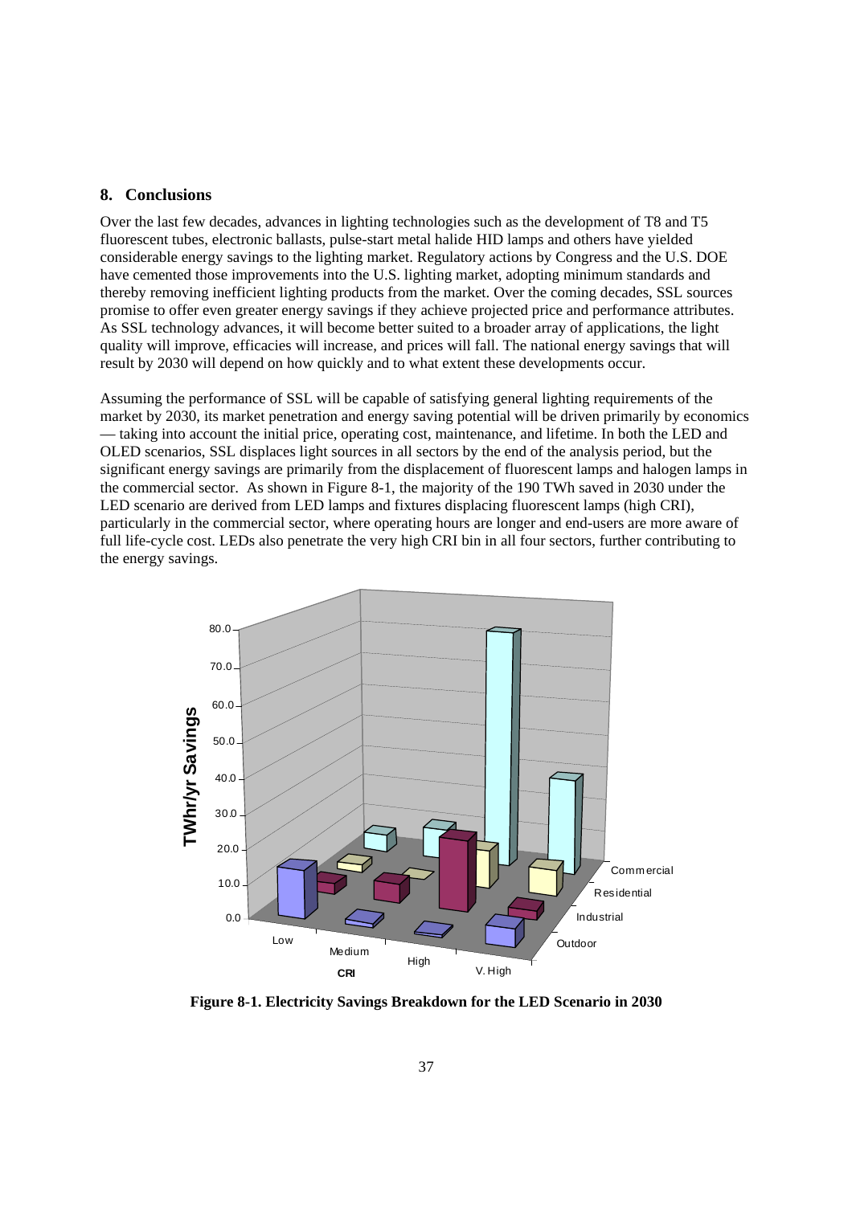## 8. Conclusions

Over the last few decades, advances in lighting technologies such as the development of T8 and T5 fluorescent tubes, electronic ballasts, pulse-start metal halide HID lamps and others have yielded considerable energy savings to the lighting market. Regulatory actions by Congress and the U.S. DOE have cemented those improvements into the U.S. lighting market, adopting minimum standards and thereby removing inefficient lighting products from the market. Over the coming decades, SSL sources promise to offer even greater energy savings if they achieve projected price and performance attributes. As SSL technology advances, it will become better suited to a broader array of applications, the light quality will improve, efficacies will increase, and prices will fall. The national energy savings that will result by 2030 will depend on how quickly and to what extent these developments occur.

Assuming the performance of SSL will be capable of satisfying general lighting requirements of the market by 2030, its market penetration and energy saving potential will be driven primarily by economics — taking into account the initial price, operating cost, maintenance, and lifetime. In both the LED and OLED scenarios, SSL displaces light sources in all sectors by the end of the analysis period, but the significant energy savings are primarily from the displacement of fluorescent lamps and halogen lamps in the commercial sector. As shown in Figure 8-1, the majority of the 190 TWh saved in 2030 under the LED scenario are derived from LED lamps and fixtures displacing fluorescent lamps (high CRI), particularly in the commercial sector, where operating hours are longer and end-users are more aware of full life-cycle cost. LEDs also penetrate the very high CRI bin in all four sectors, further contributing to the energy savings.

**Figure 8-1. Electricity Savings Breakdown for the LED Scenario in 2030**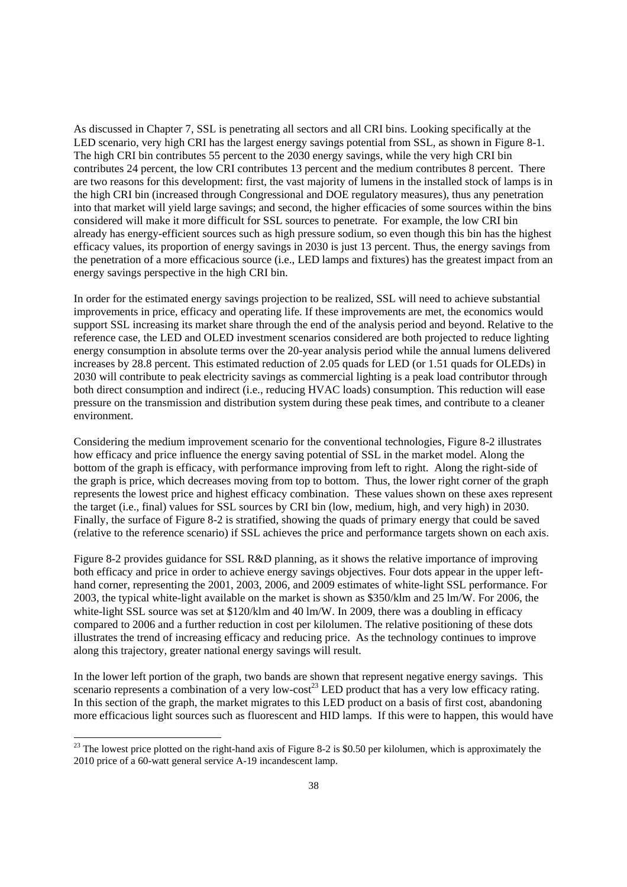As discussed in Chapter 7, SSL is penetrating all sectors and all CRI bins. Looking specifically at the LED scenario, very high CRI has the largest energy savings potential from SSL, as shown in Figure 8-1. The high CRI bin contributes 55 percent to the 2030 energy savings, while the very high CRI bin contributes 24 percent, the low CRI contributes 13 percent and the medium contributes 8 percent. There are two reasons for this development: first, the vast majority of lumens in the installed stock of lamps is in the high CRI bin (increased through Congressional and DOE regulatory measures), thus any penetration into that market will yield large savings; and second, the higher efficacies of some sources within the bins considered will make it more difficult for SSL sources to penetrate. For example, the low CRI bin already has energy-efficient sources such as high pressure sodium, so even though this bin has the highest efficacy values, its proportion of energy savings in 2030 is just 13 percent. Thus, the energy savings from the penetration of a more efficacious source (i.e., LED lamps and fixtures) has the greatest impact from an energy savings perspective in the high CRI bin.

In order for the estimated energy savings projection to be realized, SSL will need to achieve substantial improvements in price, efficacy and operating life. If these improvements are met, the economics would support SSL increasing its market share through the end of the analysis period and beyond. Relative to the reference case, the LED and OLED investment scenarios considered are both projected to reduce lighting energy consumption in absolute terms over the 20-year analysis period while the annual lumens delivered increases by 28.8 percent. This estimated reduction of 2.05 quads for LED (or 1.51 quads for OLEDs) in 2030 will contribute to peak electricity savings as commercial lighting is a peak load contributor through both direct consumption and indirect (i.e., reducing HVAC loads) consumption. This reduction will ease pressure on the transmission and distribution system during these peak times, and contribute to a cleaner environment.

Considering the medium improvement scenario for the conventional technologies, Figure 8-2 illustrates how efficacy and price influence the energy saving potential of SSL in the market model. Along the bottom of the graph is efficacy, with performance improving from left to right. Along the right-side of the graph is price, which decreases moving from top to bottom. Thus, the lower right corner of the graph represents the lowest price and highest efficacy combination. These values shown on these axes represent the target (i.e., final) values for SSL sources by CRI bin (low, medium, high, and very high) in 2030. Finally, the surface of Figure 8-2 is stratified, showing the quads of primary energy that could be saved (relative to the reference scenario) if SSL achieves the price and performance targets shown on each axis.

Figure 8-2 provides guidance for SSL R&D planning, as it shows the relative importance of improving both efficacy and price in order to achieve energy savings objectives. Four dots appear in the upper left-hand corner, representing the 2001, 2003, 2006, and 2009 estimates of white-light SSL performance. For 2003, the typical white-light available on the market is shown as \$350/klm and 25 lm/W. For 2006, the white-light SSL source was set at \$120/klm and 40 lm/W. In 2009, there was a doubling in efficacy compared to 2006 and a further reduction in cost per kilolumen. The relative positioning of these dots illustrates the trend of increasing efficacy and reducing price. As the technology continues to improve along this trajectory, greater national energy savings will result.

In the lower left portion of the graph, two bands are shown that represent negative energy savings. This scenario represents a combination of a very low-cost[23] LED product that has a very low efficacy rating. In this section of the graph, the market migrates to this LED product on a basis of first cost, abandoning more efficacious light sources such as fluorescent and HID lamps. If this were to happen, this would have

[23] The lowest price plotted on the right-hand axis of Figure 8-2 is \$0.50 per kilolumen, which is approximately the 2010 price of a 60-watt general service A-19 incandescent lamp.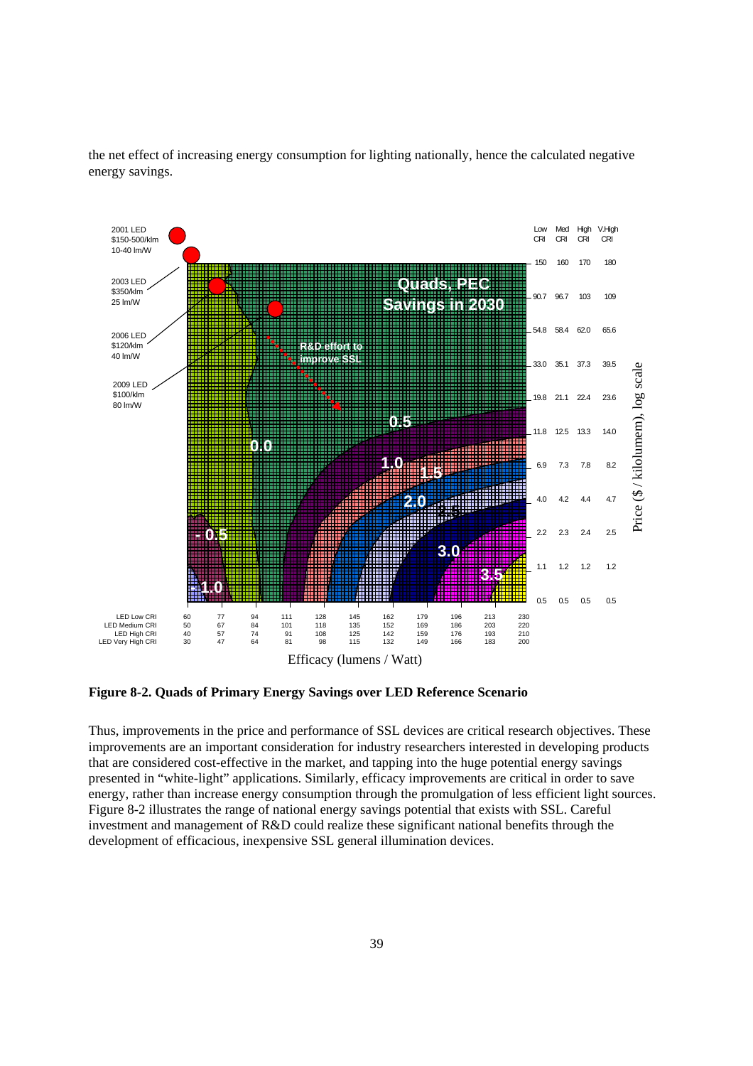the net effect of increasing energy consumption for lighting nationally, hence the calculated negative energy savings.

**Figure 8-2. Quads of Primary Energy Savings over LED Reference Scenario**

Thus, improvements in the price and performance of SSL devices are critical research objectives. These improvements are an important consideration for industry researchers interested in developing products that are considered cost-effective in the market, and tapping into the huge potential energy savings presented in "white-light" applications. Similarly, efficacy improvements are critical in order to save energy, rather than increase energy consumption through the promulgation of less efficient light sources. Figure 8-2 illustrates the range of national energy savings potential that exists with SSL. Careful investment and management of R&D could realize these significant national benefits through the development of efficacious, inexpensive SSL general illumination devices.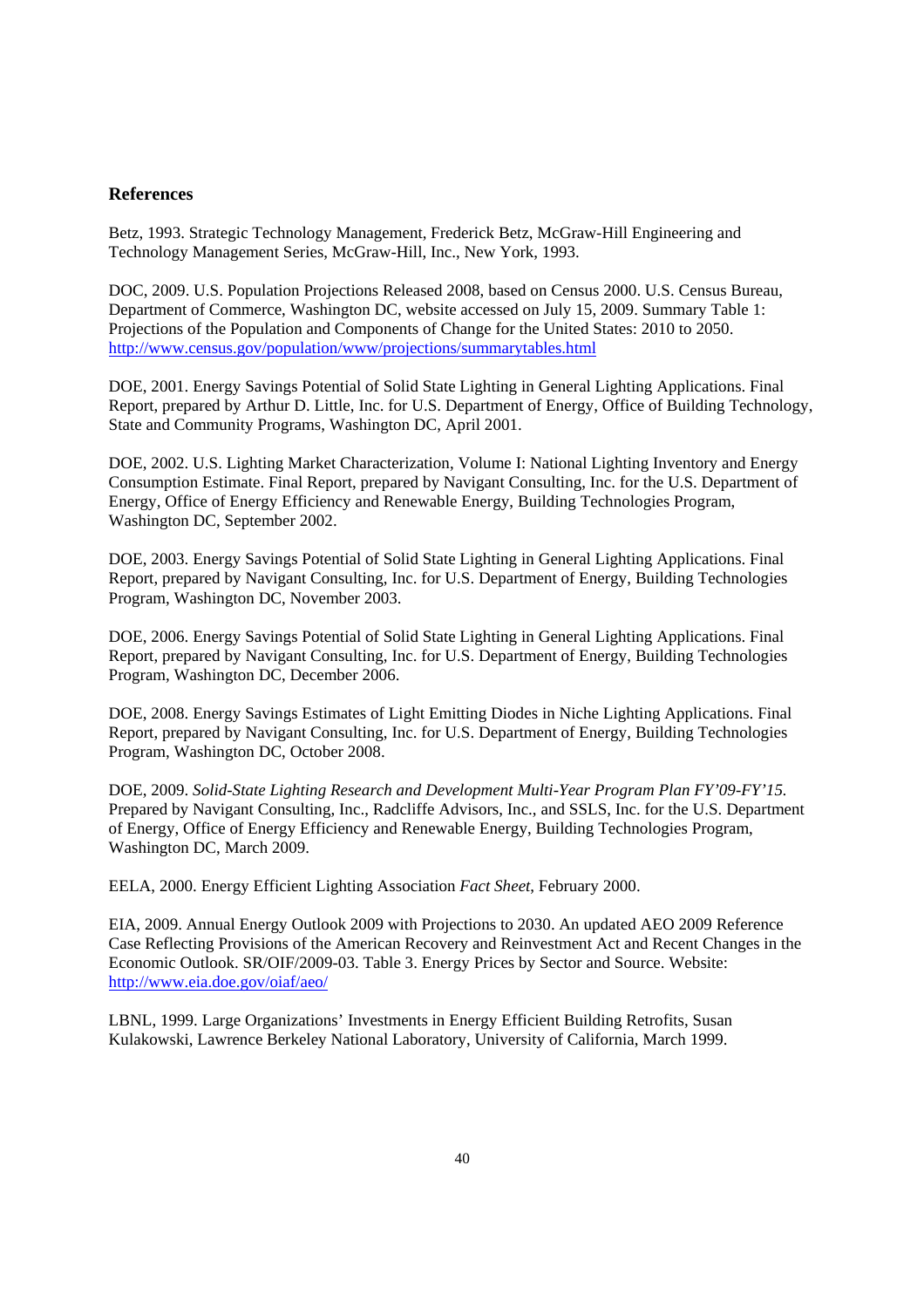## References

Betz, 1993. Strategic Technology Management, Frederick Betz, McGraw-Hill Engineering and Technology Management Series, McGraw-Hill, Inc., New York, 1993.

DOC, 2009. U.S. Population Projections Released 2008, based on Census 2000. U.S. Census Bureau, Department of Commerce, Washington DC, website accessed on July 15, 2009. Summary Table 1: Projections of the Population and Components of Change for the United States: 2010 to 2050. http://www.census.gov/population/www/projections/summarytables.html

DOE, 2001. Energy Savings Potential of Solid State Lighting in General Lighting Applications. Final Report, prepared by Arthur D. Little, Inc. for U.S. Department of Energy, Office of Building Technology, State and Community Programs, Washington DC, April 2001.

DOE, 2002. U.S. Lighting Market Characterization, Volume I: National Lighting Inventory and Energy Consumption Estimate. Final Report, prepared by Navigant Consulting, Inc. for the U.S. Department of Energy, Office of Energy Efficiency and Renewable Energy, Building Technologies Program, Washington DC, September 2002.

DOE, 2003. Energy Savings Potential of Solid State Lighting in General Lighting Applications. Final Report, prepared by Navigant Consulting, Inc. for U.S. Department of Energy, Building Technologies Program, Washington DC, November 2003.

DOE, 2006. Energy Savings Potential of Solid State Lighting in General Lighting Applications. Final Report, prepared by Navigant Consulting, Inc. for U.S. Department of Energy, Building Technologies Program, Washington DC, December 2006.

DOE, 2008. Energy Savings Estimates of Light Emitting Diodes in Niche Lighting Applications. Final Report, prepared by Navigant Consulting, Inc. for U.S. Department of Energy, Building Technologies Program, Washington DC, October 2008.

DOE, 2009. *Solid-State Lighting Research and Development Multi-Year Program Plan FY'09-FY'15.* Prepared by Navigant Consulting, Inc., Radcliffe Advisors, Inc., and SSLS, Inc. for the U.S. Department of Energy, Office of Energy Efficiency and Renewable Energy, Building Technologies Program, Washington DC, March 2009.

EELA, 2000. Energy Efficient Lighting Association *Fact Sheet*, February 2000.

EIA, 2009. Annual Energy Outlook 2009 with Projections to 2030. An updated AEO 2009 Reference Case Reflecting Provisions of the American Recovery and Reinvestment Act and Recent Changes in the Economic Outlook. SR/OIF/2009-03. Table 3. Energy Prices by Sector and Source. Website: http://www.eia.doe.gov/oiaf/aeo/

LBNL, 1999. Large Organizations' Investments in Energy Efficient Building Retrofits, Susan Kulakowski, Lawrence Berkeley National Laboratory, University of California, March 1999.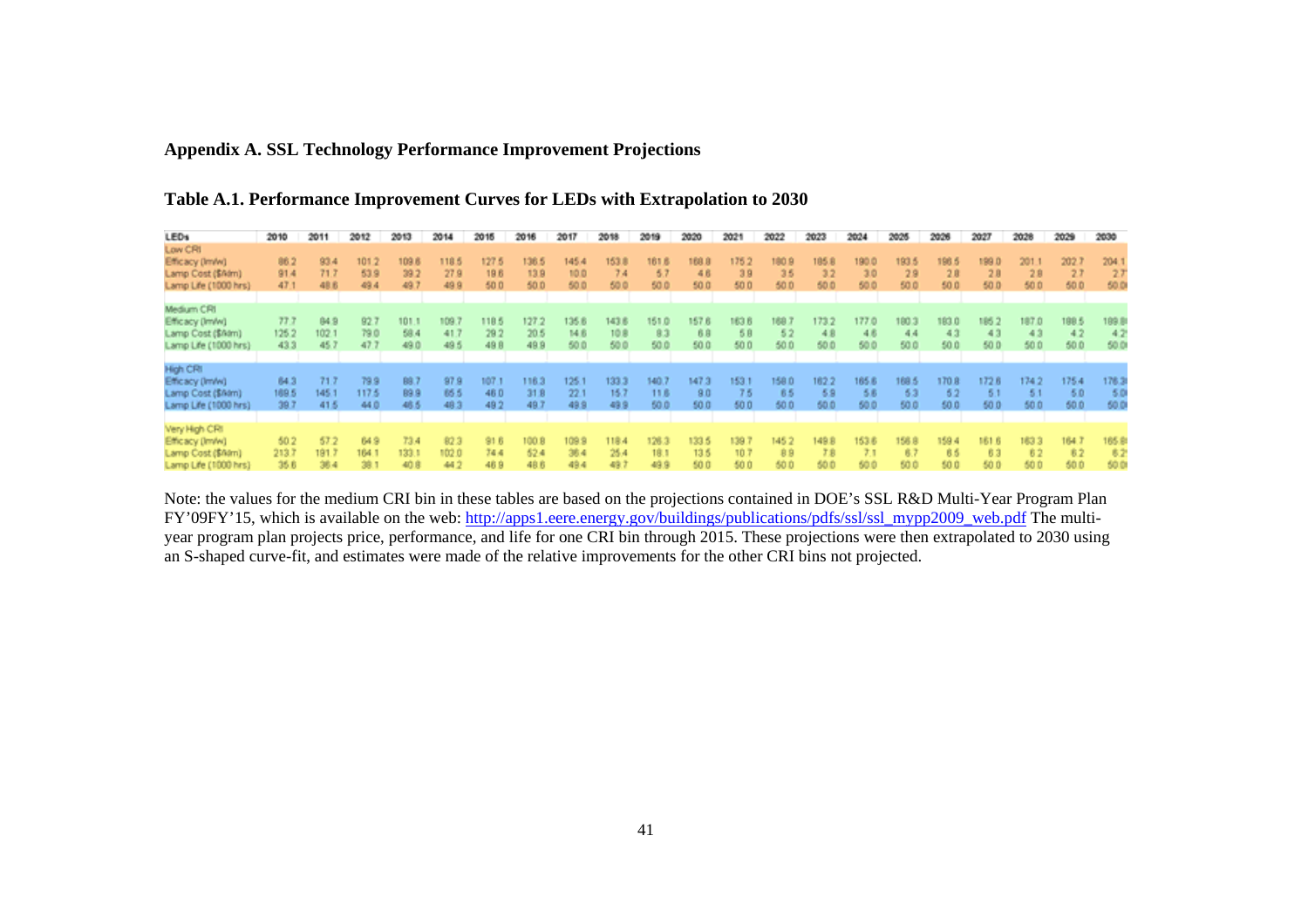## Appendix A. SSL Technology Performance Improvement Projections

### Table A.1. Performance Improvement Curves for LEDs with Extrapolation to 2030

| LEDs | 2010 | 2011 | 2012 | 2013 | 2014 | 2015 | 2016 | 2017 | 2018 | 2019 | 2020 | 2021 | 2022 | 2023 | 2024 | 2025 | 2026 | 2027 | 2028 | 2029 | 2030 |
|---|---|---|---|---|---|---|---|---|---|---|---|---|---|---|---|---|---|---|---|---|---|
| **Low CRI** | | | | | | | | | | | | | | | | | | | | | |
| Efficacy (lm/w) | 86.2 | 93.4 | 101.2 | 109.6 | 118.5 | 127.5 | 136.5 | 145.4 | 153.8 | 161.6 | 168.8 | 175.2 | 180.9 | 185.8 | 190.0 | 193.5 | 196.5 | 199.0 | 201.1 | 202.7 | 204.1 |
| Lamp Cost ($/klm) | 91.4 | 71.7 | 53.9 | 39.2 | 27.9 | 19.6 | 13.9 | 10.0 | 7.4 | 5.7 | 4.6 | 3.9 | 3.5 | 3.2 | 3.0 | 2.9 | 2.8 | 2.8 | 2.8 | 2.7 | 2.7 |
| Lamp Life (1000 hrs) | 47.1 | 48.6 | 49.4 | 49.7 | 49.9 | 50.0 | 50.0 | 50.0 | 50.0 | 50.0 | 50.0 | 50.0 | 50.0 | 50.0 | 50.0 | 50.0 | 50.0 | 50.0 | 50.0 | 50.0 | 50.0 |
| **Medium CRI** | | | | | | | | | | | | | | | | | | | | | |
| Efficacy (lm/w) | 77.7 | 84.9 | 92.7 | 101.1 | 109.7 | 118.5 | 127.2 | 135.6 | 143.6 | 151.0 | 157.6 | 163.6 | 168.7 | 173.2 | 177.0 | 180.3 | 183.0 | 185.2 | 187.0 | 188.5 | 189.8 |
| Lamp Cost ($/klm) | 125.2 | 102.1 | 79.0 | 58.4 | 41.7 | 29.2 | 20.5 | 14.6 | 10.8 | 8.3 | 6.8 | 5.8 | 5.2 | 4.8 | 4.6 | 4.4 | 4.3 | 4.3 | 4.3 | 4.2 | 4.2 |
| Lamp Life (1000 hrs) | 43.3 | 45.7 | 47.7 | 49.0 | 49.5 | 49.8 | 49.9 | 50.0 | 50.0 | 50.0 | 50.0 | 50.0 | 50.0 | 50.0 | 50.0 | 50.0 | 50.0 | 50.0 | 50.0 | 50.0 | 50.0 |
| **High CRI** | | | | | | | | | | | | | | | | | | | | | |
| Efficacy (lm/w) | 64.3 | 71.7 | 79.9 | 88.7 | 97.9 | 107.1 | 116.3 | 125.1 | 133.3 | 140.7 | 147.3 | 153.1 | 158.0 | 162.2 | 165.6 | 168.5 | 170.8 | 172.6 | 174.2 | 175.4 | 176.3 |
| Lamp Cost ($/klm) | 169.5 | 145.1 | 117.5 | 89.9 | 65.5 | 46.0 | 31.8 | 22.1 | 15.7 | 11.6 | 9.0 | 7.5 | 6.5 | 5.9 | 5.6 | 5.3 | 5.2 | 5.1 | 5.1 | 5.0 | 5.0 |
| Lamp Life (1000 hrs) | 39.7 | 41.5 | 44.0 | 46.5 | 48.3 | 49.2 | 49.7 | 49.9 | 49.9 | 50.0 | 50.0 | 50.0 | 50.0 | 50.0 | 50.0 | 50.0 | 50.0 | 50.0 | 50.0 | 50.0 | 50.0 |
| **Very High CRI** | | | | | | | | | | | | | | | | | | | | | |
| Efficacy (lm/w) | 50.2 | 57.2 | 64.9 | 73.4 | 82.3 | 91.6 | 100.8 | 109.9 | 118.4 | 126.3 | 133.5 | 139.7 | 145.2 | 149.8 | 153.6 | 156.8 | 159.4 | 161.6 | 163.3 | 164.7 | 165.8 |
| Lamp Cost ($/klm) | 213.7 | 191.7 | 164.1 | 133.1 | 102.0 | 74.4 | 52.4 | 36.4 | 25.4 | 18.1 | 13.5 | 10.7 | 8.9 | 7.8 | 7.1 | 6.7 | 6.5 | 6.3 | 6.2 | 6.2 | 6.2 |
| Lamp Life (1000 hrs) | 35.6 | 36.4 | 38.1 | 40.8 | 44.2 | 46.9 | 48.6 | 49.4 | 49.7 | 49.9 | 50.0 | 50.0 | 50.0 | 50.0 | 50.0 | 50.0 | 50.0 | 50.0 | 50.0 | 50.0 | 50.0 |

Note: the values for the medium CRI bin in these tables are based on the projections contained in DOE's SSL R&D Multi-Year Program Plan FY'09FY'15, which is available on the web: http://apps1.eere.energy.gov/buildings/publications/pdfs/ssl/ssl_mypp2009_web.pdf The multi-year program plan projects price, performance, and life for one CRI bin through 2015. These projections were then extrapolated to 2030 using an S-shaped curve-fit, and estimates were made of the relative improvements for the other CRI bins not projected.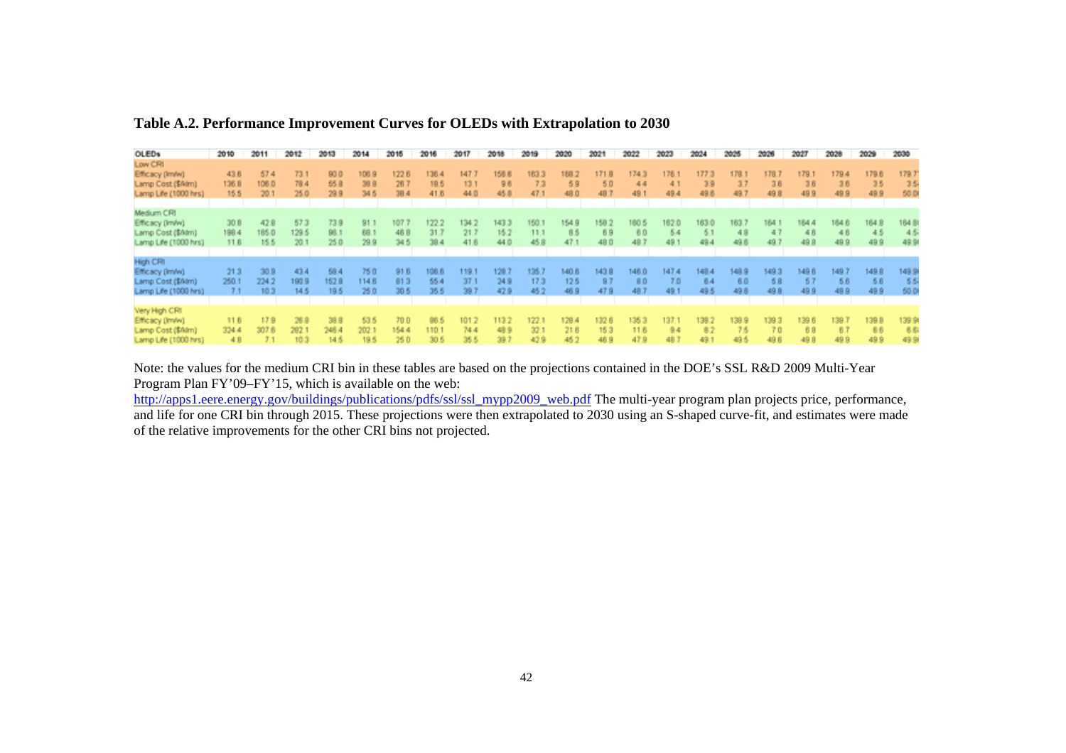**Table A.2. Performance Improvement Curves for OLEDs with Extrapolation to 2030**

| OLEDs | 2010 | 2011 | 2012 | 2013 | 2014 | 2015 | 2016 | 2017 | 2018 | 2019 | 2020 | 2021 | 2022 | 2023 | 2024 | 2025 | 2026 | 2027 | 2028 | 2029 | 2030 |
|---|---|---|---|---|---|---|---|---|---|---|---|---|---|---|---|---|---|---|---|---|---|
| Low CRI | | | | | | | | | | | | | | | | | | | | | |
| Efficacy (lm/w) | 43.6 | 57.4 | 73.1 | 90.0 | 106.9 | 122.6 | 136.4 | 147.7 | 156.6 | 163.3 | 168.2 | 171.8 | 174.3 | 176.1 | 177.3 | 178.1 | 178.7 | 179.1 | 179.4 | 179.6 | 179.7 |
| Lamp Cost ($/klm) | 136.8 | 106.0 | 78.4 | 55.8 | 38.8 | 26.7 | 18.5 | 13.1 | 9.6 | 7.3 | 5.9 | 5.0 | 4.4 | 4.1 | 3.9 | 3.7 | 3.6 | 3.6 | 3.6 | 3.5 | 3.5 |
| Lamp Life (1000 hrs) | 15.5 | 20.1 | 25.0 | 29.9 | 34.5 | 38.4 | 41.6 | 44.0 | 45.8 | 47.1 | 48.0 | 48.7 | 49.1 | 49.4 | 49.6 | 49.7 | 49.8 | 49.9 | 49.9 | 49.9 | 50.0 |
| Medium CRI | | | | | | | | | | | | | | | | | | | | | |
| Efficacy (lm/w) | 30.8 | 42.8 | 57.3 | 73.9 | 91.1 | 107.7 | 122.2 | 134.2 | 143.3 | 150.1 | 154.9 | 158.2 | 160.5 | 162.0 | 163.0 | 163.7 | 164.1 | 164.4 | 164.6 | 164.8 | 164.8 |
| Lamp Cost ($/klm) | 198.4 | 165.0 | 129.5 | 96.1 | 68.1 | 46.8 | 31.7 | 21.7 | 15.2 | 11.1 | 8.5 | 6.9 | 6.0 | 5.4 | 5.1 | 4.8 | 4.7 | 4.6 | 4.6 | 4.5 | 4.5 |
| Lamp Life (1000 hrs) | 11.6 | 15.5 | 20.1 | 25.0 | 29.9 | 34.5 | 38.4 | 41.6 | 44.0 | 45.8 | 47.1 | 48.0 | 48.7 | 49.1 | 49.4 | 49.6 | 49.7 | 49.8 | 49.9 | 49.9 | 49.9 |
| High CRI | | | | | | | | | | | | | | | | | | | | | |
| Efficacy (lm/w) | 21.3 | 30.9 | 43.4 | 58.4 | 75.0 | 91.6 | 106.6 | 119.1 | 128.7 | 135.7 | 140.6 | 143.8 | 146.0 | 147.4 | 148.4 | 148.9 | 149.3 | 149.6 | 149.7 | 149.8 | 149.9 |
| Lamp Cost ($/klm) | 250.1 | 224.2 | 190.9 | 152.8 | 114.6 | 81.3 | 55.4 | 37.1 | 24.9 | 17.3 | 12.5 | 9.7 | 8.0 | 7.0 | 6.4 | 6.0 | 5.8 | 5.7 | 5.6 | 5.6 | 5.5 |
| Lamp Life (1000 hrs) | 7.1 | 10.3 | 14.5 | 19.5 | 25.0 | 30.5 | 35.5 | 39.7 | 42.9 | 45.2 | 46.9 | 47.9 | 48.7 | 49.1 | 49.5 | 49.6 | 49.8 | 49.9 | 49.9 | 49.9 | 50.0 |
| Very High CRI | | | | | | | | | | | | | | | | | | | | | |
| Efficacy (lm/w) | 11.6 | 17.9 | 26.8 | 38.8 | 53.5 | 70.0 | 86.5 | 101.2 | 113.2 | 122.1 | 128.4 | 132.6 | 135.3 | 137.1 | 138.2 | 138.9 | 139.3 | 139.6 | 139.7 | 139.8 | 139.9 |
| Lamp Cost ($/klm) | 324.4 | 307.6 | 282.1 | 246.4 | 202.1 | 154.4 | 110.1 | 74.4 | 48.9 | 32.1 | 21.6 | 15.3 | 11.6 | 9.4 | 8.2 | 7.5 | 7.0 | 6.8 | 6.7 | 6.6 | 6.6 |
| Lamp Life (1000 hrs) | 4.8 | 7.1 | 10.3 | 14.5 | 19.5 | 25.0 | 30.5 | 35.5 | 39.7 | 42.9 | 45.2 | 46.9 | 47.9 | 48.7 | 49.1 | 49.5 | 49.6 | 49.8 | 49.9 | 49.9 | 49.9 |

Note: the values for the medium CRI bin in these tables are based on the projections contained in the DOE's SSL R&D 2009 Multi-Year Program Plan FY'09–FY'15, which is available on the web: http://apps1.eere.energy.gov/buildings/publications/pdfs/ssl/ssl_mypp2009_web.pdf The multi-year program plan projects price, performance, and life for one CRI bin through 2015. These projections were then extrapolated to 2030 using an S-shaped curve-fit, and estimates were made of the relative improvements for the other CRI bins not projected.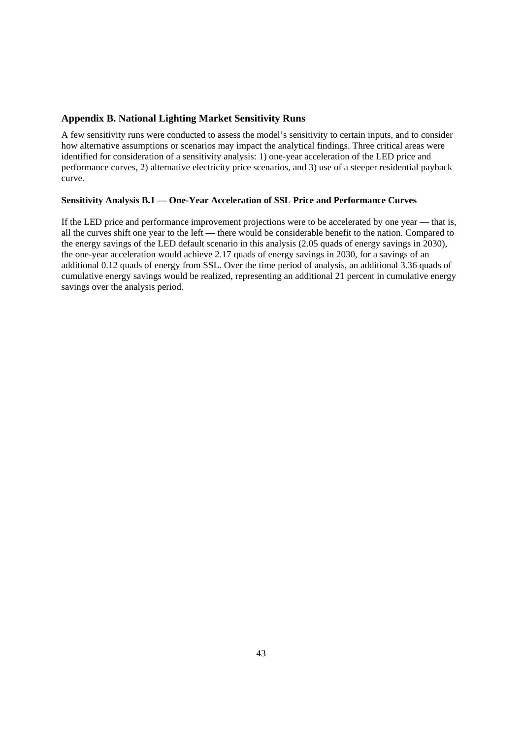## Appendix B. National Lighting Market Sensitivity Runs

A few sensitivity runs were conducted to assess the model's sensitivity to certain inputs, and to consider how alternative assumptions or scenarios may impact the analytical findings. Three critical areas were identified for consideration of a sensitivity analysis: 1) one-year acceleration of the LED price and performance curves, 2) alternative electricity price scenarios, and 3) use of a steeper residential payback curve.

### Sensitivity Analysis B.1 — One-Year Acceleration of SSL Price and Performance Curves

If the LED price and performance improvement projections were to be accelerated by one year — that is, all the curves shift one year to the left — there would be considerable benefit to the nation. Compared to the energy savings of the LED default scenario in this analysis (2.05 quads of energy savings in 2030), the one-year acceleration would achieve 2.17 quads of energy savings in 2030, for a savings of an additional 0.12 quads of energy from SSL. Over the time period of analysis, an additional 3.36 quads of cumulative energy savings would be realized, representing an additional 21 percent in cumulative energy savings over the analysis period.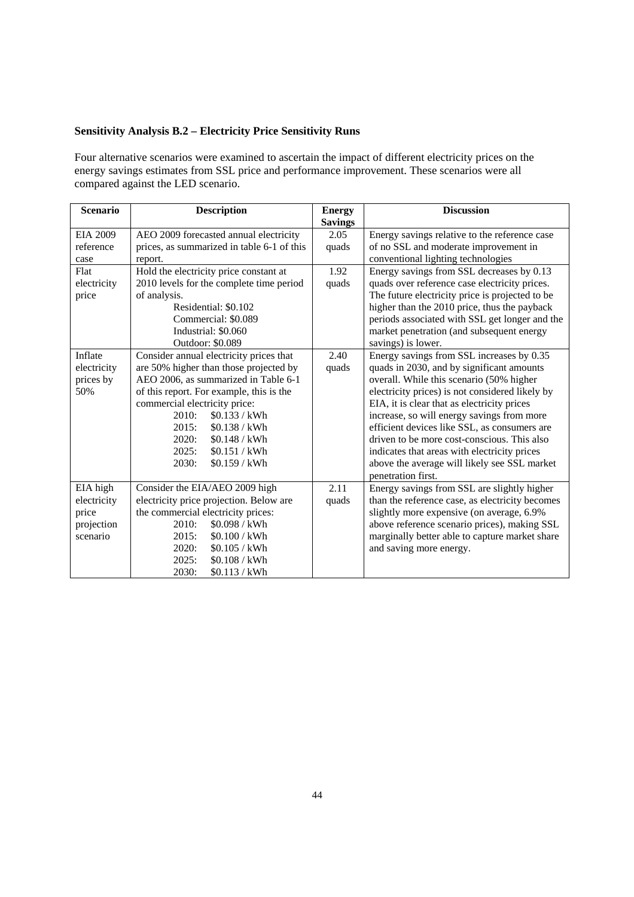**Sensitivity Analysis B.2 – Electricity Price Sensitivity Runs**

Four alternative scenarios were examined to ascertain the impact of different electricity prices on the energy savings estimates from SSL price and performance improvement. These scenarios were all compared against the LED scenario.

| Scenario | Description | Energy Savings | Discussion |
|---|---|---|---|
| EIA 2009 reference case | AEO 2009 forecasted annual electricity prices, as summarized in table 6-1 of this report. | 2.05 quads | Energy savings relative to the reference case of no SSL and moderate improvement in conventional lighting technologies |
| Flat electricity price | Hold the electricity price constant at 2010 levels for the complete time period of analysis.<br>Residential: \$0.102<br>Commercial: \$0.089<br>Industrial: \$0.060<br>Outdoor: \$0.089 | 1.92 quads | Energy savings from SSL decreases by 0.13 quads over reference case electricity prices. The future electricity price is projected to be higher than the 2010 price, thus the payback periods associated with SSL get longer and the market penetration (and subsequent energy savings) is lower. |
| Inflate electricity prices by 50% | Consider annual electricity prices that are 50% higher than those projected by AEO 2006, as summarized in Table 6-1 of this report. For example, this is the commercial electricity price:<br>2010: \$0.133 / kWh<br>2015: \$0.138 / kWh<br>2020: \$0.148 / kWh<br>2025: \$0.151 / kWh<br>2030: \$0.159 / kWh | 2.40 quads | Energy savings from SSL increases by 0.35 quads in 2030, and by significant amounts overall. While this scenario (50% higher electricity prices) is not considered likely by EIA, it is clear that as electricity prices increase, so will energy savings from more efficient devices like SSL, as consumers are driven to be more cost-conscious. This also indicates that areas with electricity prices above the average will likely see SSL market penetration first. |
| EIA high electricity price projection scenario | Consider the EIA/AEO 2009 high electricity price projection. Below are the commercial electricity prices:<br>2010: \$0.098 / kWh<br>2015: \$0.100 / kWh<br>2020: \$0.105 / kWh<br>2025: \$0.108 / kWh<br>2030: \$0.113 / kWh | 2.11 quads | Energy savings from SSL are slightly higher than the reference case, as electricity becomes slightly more expensive (on average, 6.9% above reference scenario prices), making SSL marginally better able to capture market share and saving more energy. |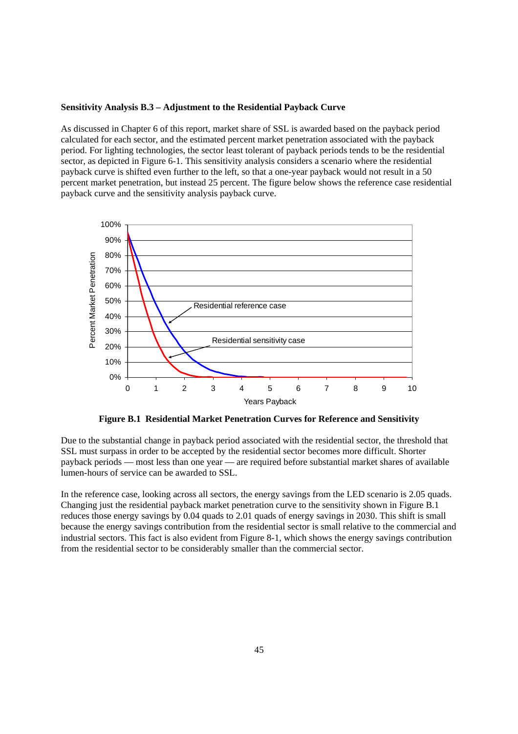**Sensitivity Analysis B.3 – Adjustment to the Residential Payback Curve**

As discussed in Chapter 6 of this report, market share of SSL is awarded based on the payback period calculated for each sector, and the estimated percent market penetration associated with the payback period. For lighting technologies, the sector least tolerant of payback periods tends to be the residential sector, as depicted in Figure 6-1. This sensitivity analysis considers a scenario where the residential payback curve is shifted even further to the left, so that a one-year payback would not result in a 50 percent market penetration, but instead 25 percent. The figure below shows the reference case residential payback curve and the sensitivity analysis payback curve.

**Figure B.1 Residential Market Penetration Curves for Reference and Sensitivity**

Due to the substantial change in payback period associated with the residential sector, the threshold that SSL must surpass in order to be accepted by the residential sector becomes more difficult. Shorter payback periods — most less than one year — are required before substantial market shares of available lumen-hours of service can be awarded to SSL.

In the reference case, looking across all sectors, the energy savings from the LED scenario is 2.05 quads. Changing just the residential payback market penetration curve to the sensitivity shown in Figure B.1 reduces those energy savings by 0.04 quads to 2.01 quads of energy savings in 2030. This shift is small because the energy savings contribution from the residential sector is small relative to the commercial and industrial sectors. This fact is also evident from Figure 8-1, which shows the energy savings contribution from the residential sector to be considerably smaller than the commercial sector.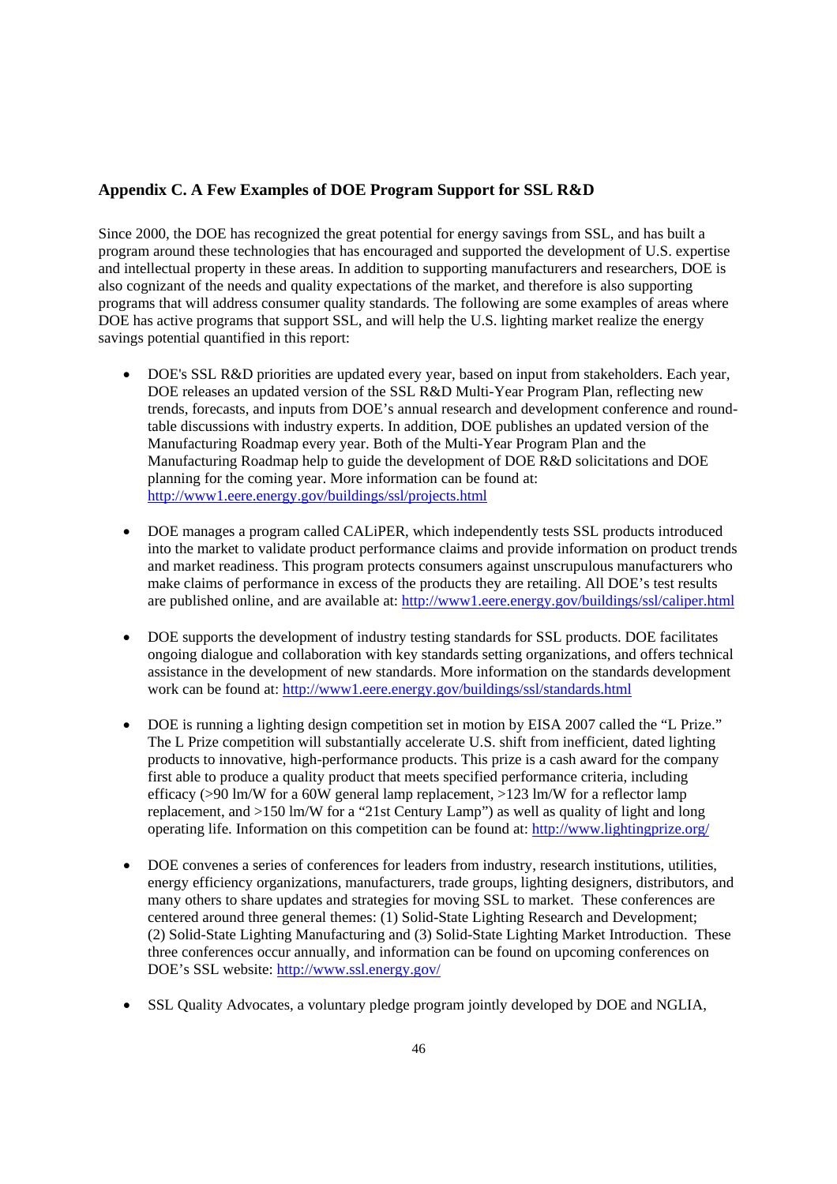## Appendix C. A Few Examples of DOE Program Support for SSL R&D

Since 2000, the DOE has recognized the great potential for energy savings from SSL, and has built a program around these technologies that has encouraged and supported the development of U.S. expertise and intellectual property in these areas. In addition to supporting manufacturers and researchers, DOE is also cognizant of the needs and quality expectations of the market, and therefore is also supporting programs that will address consumer quality standards. The following are some examples of areas where DOE has active programs that support SSL, and will help the U.S. lighting market realize the energy savings potential quantified in this report:

- DOE's SSL R&D priorities are updated every year, based on input from stakeholders. Each year, DOE releases an updated version of the SSL R&D Multi-Year Program Plan, reflecting new trends, forecasts, and inputs from DOE's annual research and development conference and round-table discussions with industry experts. In addition, DOE publishes an updated version of the Manufacturing Roadmap every year. Both of the Multi-Year Program Plan and the Manufacturing Roadmap help to guide the development of DOE R&D solicitations and DOE planning for the coming year. More information can be found at: http://www1.eere.energy.gov/buildings/ssl/projects.html

- DOE manages a program called CALiPER, which independently tests SSL products introduced into the market to validate product performance claims and provide information on product trends and market readiness. This program protects consumers against unscrupulous manufacturers who make claims of performance in excess of the products they are retailing. All DOE's test results are published online, and are available at: http://www1.eere.energy.gov/buildings/ssl/caliper.html

- DOE supports the development of industry testing standards for SSL products. DOE facilitates ongoing dialogue and collaboration with key standards setting organizations, and offers technical assistance in the development of new standards. More information on the standards development work can be found at: http://www1.eere.energy.gov/buildings/ssl/standards.html

- DOE is running a lighting design competition set in motion by EISA 2007 called the "L Prize." The L Prize competition will substantially accelerate U.S. shift from inefficient, dated lighting products to innovative, high-performance products. This prize is a cash award for the company first able to produce a quality product that meets specified performance criteria, including efficacy (>90 lm/W for a 60W general lamp replacement, >123 lm/W for a reflector lamp replacement, and >150 lm/W for a "21st Century Lamp") as well as quality of light and long operating life. Information on this competition can be found at: http://www.lightingprize.org/

- DOE convenes a series of conferences for leaders from industry, research institutions, utilities, energy efficiency organizations, manufacturers, trade groups, lighting designers, distributors, and many others to share updates and strategies for moving SSL to market. These conferences are centered around three general themes: (1) Solid-State Lighting Research and Development; (2) Solid-State Lighting Manufacturing and (3) Solid-State Lighting Market Introduction. These three conferences occur annually, and information can be found on upcoming conferences on DOE's SSL website: http://www.ssl.energy.gov/

- SSL Quality Advocates, a voluntary pledge program jointly developed by DOE and NGLIA,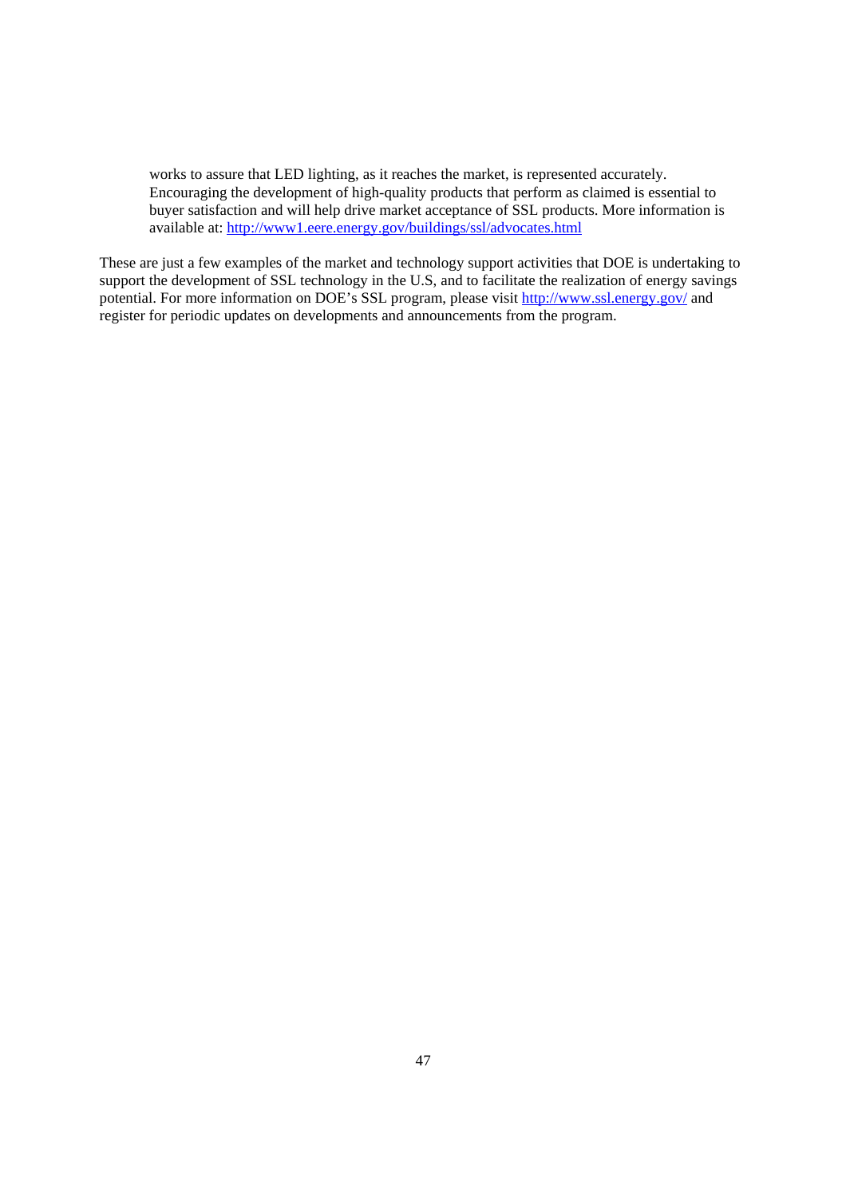works to assure that LED lighting, as it reaches the market, is represented accurately. Encouraging the development of high-quality products that perform as claimed is essential to buyer satisfaction and will help drive market acceptance of SSL products. More information is available at: http://www1.eere.energy.gov/buildings/ssl/advocates.html

These are just a few examples of the market and technology support activities that DOE is undertaking to support the development of SSL technology in the U.S, and to facilitate the realization of energy savings potential. For more information on DOE's SSL program, please visit http://www.ssl.energy.gov/ and register for periodic updates on developments and announcements from the program.